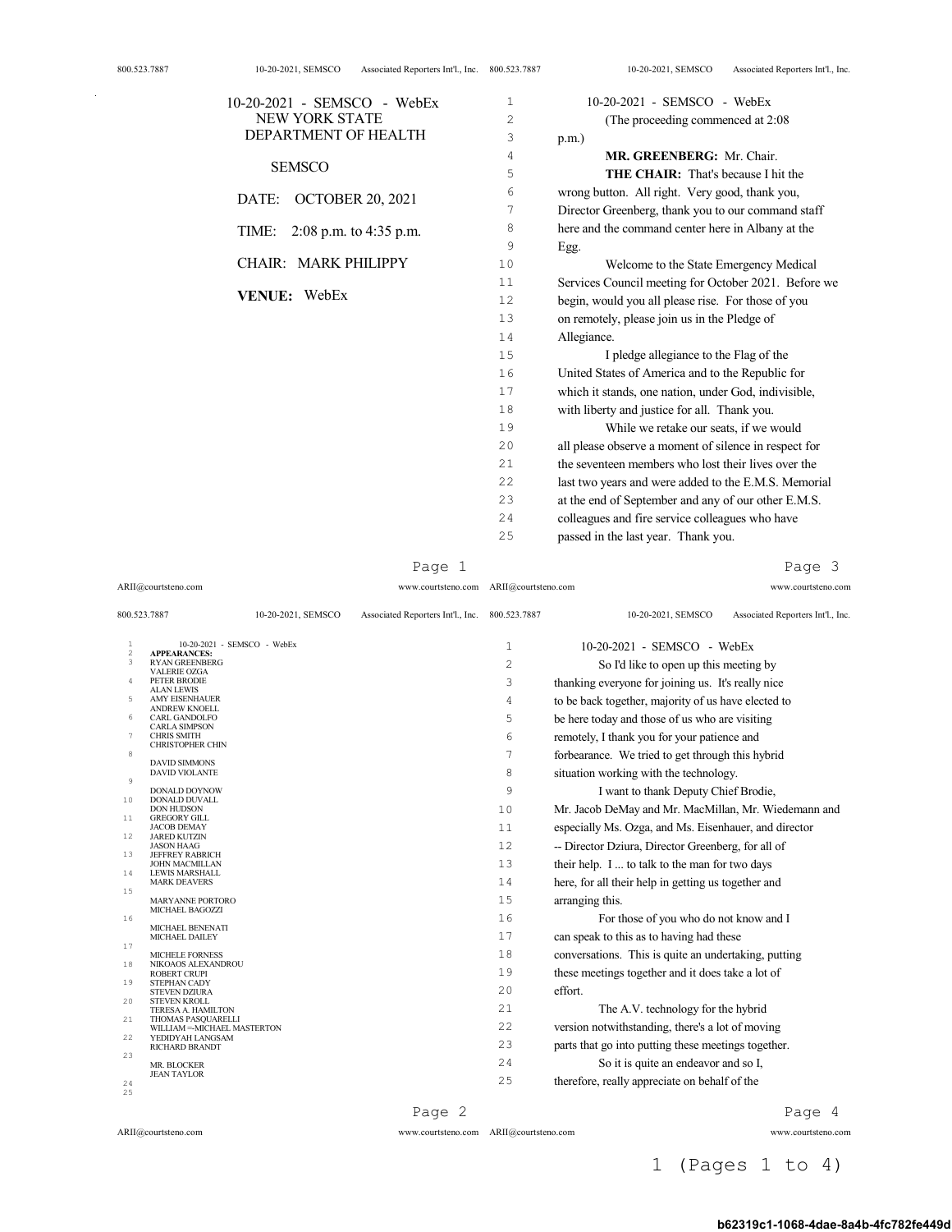10-20-2021 - SEMSCO - WebEx
NEW YORK STATE
DEPARTMENT OF HEALTH

SEMSCO

DATE: OCTOBER 20, 2021

TIME: 2:08 p.m. to 4:35 p.m.

CHAIR: MARK PHILIPPY

**VENUE:** WebEx

---

10-20-2021 - SEMSCO - WebEx

**APPEARANCES:**

RYAN GREENBERG
VALERIE OZGA
PETER BRODIE
ALAN LEWIS
AMY EISENHAUER
ANDREW KNOELL
CARL GANDOLFO
CARLA SIMPSON
CHRIS SMITH
CHRISTOPHER CHIN
DAVID SIMMONS
DAVID VIOLANTE
DONALD DOYNOW
DONALD DUVALL
DON HUDSON
GREGORY GILL
JACOB DEMAY
JARED KUTZIN
JASON HAAG
JEFFREY RABRICH
JOHN MACMILLAN
LEWIS MARSHALL
MARK DEAVERS
MARYANNE PORTORO
MICHAEL BAGOZZI
MICHAEL BENENATI
MICHAEL DAILEY
MICHELE FORNESS
NIKOAOS ALEXANDROU
ROBERT CRUPI
STEPHAN CADY
STEVEN DZIURA
STEVEN KROLL
TERESA A. HAMILTON
THOMAS PASQUARELLI
WILLIAM =-MICHAEL MASTERTON
YEDIDYAH LANGSAM
RICHARD BRANDT
MR. BLOCKER
JEAN TAYLOR

---

10-20-2021 - SEMSCO - WebEx

(The proceeding commenced at 2:08 p.m.)

**MR. GREENBERG:** Mr. Chair.

**THE CHAIR:** That's because I hit the wrong button. All right. Very good, thank you, Director Greenberg, thank you to our command staff here and the command center here in Albany at the Egg.

Welcome to the State Emergency Medical Services Council meeting for October 2021. Before we begin, would you all please rise. For those of you on remotely, please join us in the Pledge of Allegiance.

I pledge allegiance to the Flag of the United States of America and to the Republic for which it stands, one nation, under God, indivisible, with liberty and justice for all. Thank you.

While we retake our seats, if we would all please observe a moment of silence in respect for the seventeen members who lost their lives over the last two years and were added to the E.M.S. Memorial at the end of September and any of our other E.M.S. colleagues and fire service colleagues who have passed in the last year. Thank you.

---

10-20-2021 - SEMSCO - WebEx

So I'd like to open up this meeting by thanking everyone for joining us. It's really nice to be back together, majority of us have elected to be here today and those of us who are visiting remotely, I thank you for your patience and forbearance. We tried to get through this hybrid situation working with the technology.

I want to thank Deputy Chief Brodie, Mr. Jacob DeMay and Mr. MacMillan, Mr. Wiedemann and especially Ms. Ozga, and Ms. Eisenhauer, and director -- Director Dziura, Director Greenberg, for all of their help. I ... to talk to the man for two days here, for all their help in getting us together and arranging this.

For those of you who do not know and I can speak to this as to having had these conversations. This is quite an undertaking, putting these meetings together and it does take a lot of effort.

The A.V. technology for the hybrid version notwithstanding, there's a lot of moving parts that go into putting these meetings together.

So it is quite an endeavor and so I, therefore, really appreciate on behalf of the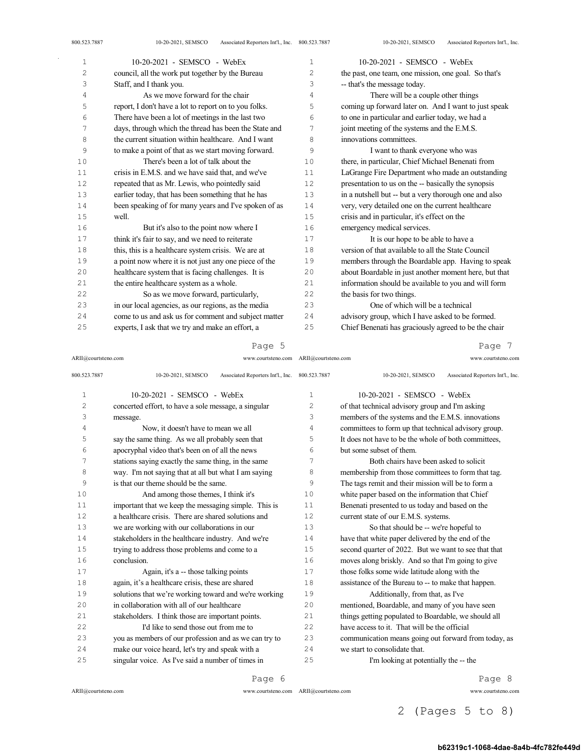council, all the work put together by the Bureau Staff, and I thank you.

As we move forward for the chair report, I don't have a lot to report on to you folks. There have been a lot of meetings in the last two days, through which the thread has been the State and the current situation within healthcare. And I want to make a point of that as we start moving forward.

There's been a lot of talk about the crisis in E.M.S. and we have said that, and we've repeated that as Mr. Lewis, who pointedly said earlier today, that has been something that he has been speaking of for many years and I've spoken of as well.

But it's also to the point now where I think it's fair to say, and we need to reiterate this, this is a healthcare system crisis. We are at a point now where it is not just any one piece of the healthcare system that is facing challenges. It is the entire healthcare system as a whole.

So as we move forward, particularly, in our local agencies, as our regions, as the media come to us and ask us for comment and subject matter experts, I ask that we try and make an effort, a concerted effort, to have a sole message, a singular message.

Now, it doesn't have to mean we all say the same thing. As we all probably seen that apocryphal video that's been on of all the news stations saying exactly the same thing, in the same way. I'm not saying that at all but what I am saying is that our theme should be the same.

And among those themes, I think it's important that we keep the messaging simple. This is a healthcare crisis. There are shared solutions and we are working with our collaborations in our stakeholders in the healthcare industry. And we're trying to address those problems and come to a conclusion.

Again, it's a -- those talking points again, it's a healthcare crisis, these are shared solutions that we're working toward and we're working in collaboration with all of our healthcare stakeholders. I think those are important points.

I'd like to send those out from me to you as members of our profession and as we can try to make our voice heard, let's try and speak with a singular voice. As I've said a number of times in the past, one team, one mission, one goal. So that's -- that's the message today.

There will be a couple other things coming up forward later on. And I want to just speak to one in particular and earlier today, we had a joint meeting of the systems and the E.M.S. innovations committees.

I want to thank everyone who was there, in particular, Chief Michael Benenati from LaGrange Fire Department who made an outstanding presentation to us on the -- basically the synopsis in a nutshell but -- but a very thorough one and also very, very detailed one on the current healthcare crisis and in particular, it's effect on the emergency medical services.

It is our hope to be able to have a version of that available to all the State Council members through the Boardable app. Having to speak about Boardable in just another moment here, but that information should be available to you and will form the basis for two things.

One of which will be a technical advisory group, which I have asked to be formed. Chief Benenati has graciously agreed to be the chair of that technical advisory group and I'm asking members of the systems and the E.M.S. innovations committees to form up that technical advisory group. It does not have to be the whole of both committees, but some subset of them.

Both chairs have been asked to solicit membership from those committees to form that tag. The tags remit and their mission will be to form a white paper based on the information that Chief Benenati presented to us today and based on the current state of our E.M.S. systems.

So that should be -- we're hopeful to have that white paper delivered by the end of the second quarter of 2022. But we want to see that that moves along briskly. And so that I'm going to give those folks some wide latitude along with the assistance of the Bureau to -- to make that happen.

Additionally, from that, as I've mentioned, Boardable, and many of you have seen things getting populated to Boardable, we should all have access to it. That will be the official communication means going out forward from today, as we start to consolidate that.

I'm looking at potentially the -- the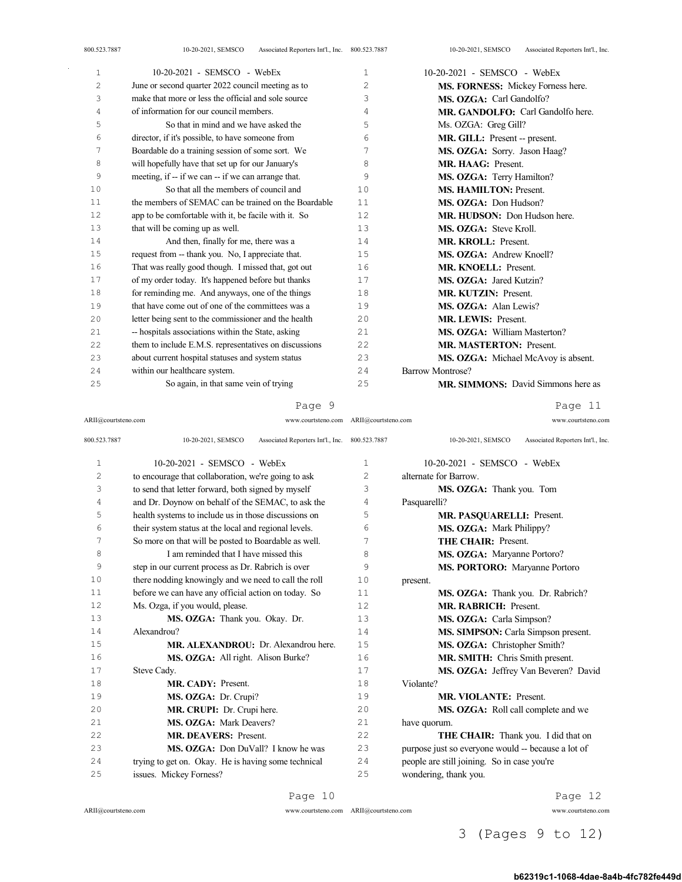June or second quarter 2022 council meeting as to make that more or less the official and sole source of information for our council members.

So that in mind and we have asked the director, if it's possible, to have someone from Boardable do a training session of some sort. We will hopefully have that set up for our January's meeting, if -- if we can -- if we can arrange that.

So that all the members of council and the members of SEMAC can be trained on the Boardable app to be comfortable with it, be facile with it. So that will be coming up as well.

And then, finally for me, there was a request from -- thank you. No, I appreciate that. That was really good though. I missed that, got out of my order today. It's happened before but thanks for reminding me. And anyways, one of the things that have come out of one of the committees was a letter being sent to the commissioner and the health -- hospitals associations within the State, asking them to include E.M.S. representatives on discussions about current hospital statuses and system status within our healthcare system.

So again, in that same vein of trying to encourage that collaboration, we're going to ask to send that letter forward, both signed by myself and Dr. Doynow on behalf of the SEMAC, to ask the health systems to include us in those discussions on their system status at the local and regional levels. So more on that will be posted to Boardable as well.

I am reminded that I have missed this step in our current process as Dr. Rabrich is over there nodding knowingly and we need to call the roll before we can have any official action on today. So Ms. Ozga, if you would, please.

**MS. OZGA:** Thank you. Okay. Dr. Alexandrou?

**MR. ALEXANDROU:** Dr. Alexandrou here.

**MS. OZGA:** All right. Alison Burke? Steve Cady.

**MR. CADY:** Present.

**MS. OZGA:** Dr. Crupi?

**MR. CRUPI:** Dr. Crupi here.

**MS. OZGA:** Mark Deavers?

**MR. DEAVERS:** Present.

**MS. OZGA:** Don DuVall? I know he was trying to get on. Okay. He is having some technical issues. Mickey Forness?

**MS. FORNESS:** Mickey Forness here.

**MS. OZGA:** Carl Gandolfo?

**MR. GANDOLFO:** Carl Gandolfo here.

Ms. OZGA: Greg Gill?

**MR. GILL:** Present -- present.

**MS. OZGA:** Sorry. Jason Haag?

**MR. HAAG:** Present.

**MS. OZGA:** Terry Hamilton?

**MS. HAMILTON:** Present.

**MS. OZGA:** Don Hudson?

**MR. HUDSON:** Don Hudson here.

**MS. OZGA:** Steve Kroll.

**MR. KROLL:** Present.

**MS. OZGA:** Andrew Knoell?

**MR. KNOELL:** Present.

**MS. OZGA:** Jared Kutzin?

**MR. KUTZIN:** Present.

**MS. OZGA:** Alan Lewis?

**MR. LEWIS:** Present.

**MS. OZGA:** William Masterton?

**MR. MASTERTON:** Present.

**MS. OZGA:** Michael McAvoy is absent. Barrow Montrose?

**MR. SIMMONS:** David Simmons here as alternate for Barrow.

**MS. OZGA:** Thank you. Tom Pasquarelli?

**MR. PASQUARELLI:** Present.

**MS. OZGA:** Mark Philippy?

**THE CHAIR:** Present.

**MS. OZGA:** Maryanne Portoro?

**MS. PORTORO:** Maryanne Portoro present.

**MS. OZGA:** Thank you. Dr. Rabrich?

**MR. RABRICH:** Present.

**MS. OZGA:** Carla Simpson?

**MS. SIMPSON:** Carla Simpson present.

**MS. OZGA:** Christopher Smith?

**MR. SMITH:** Chris Smith present.

**MS. OZGA:** Jeffrey Van Beveren? David Violante?

**MR. VIOLANTE:** Present.

**MS. OZGA:** Roll call complete and we have quorum.

**THE CHAIR:** Thank you. I did that on purpose just so everyone would -- because a lot of people are still joining. So in case you're wondering, thank you.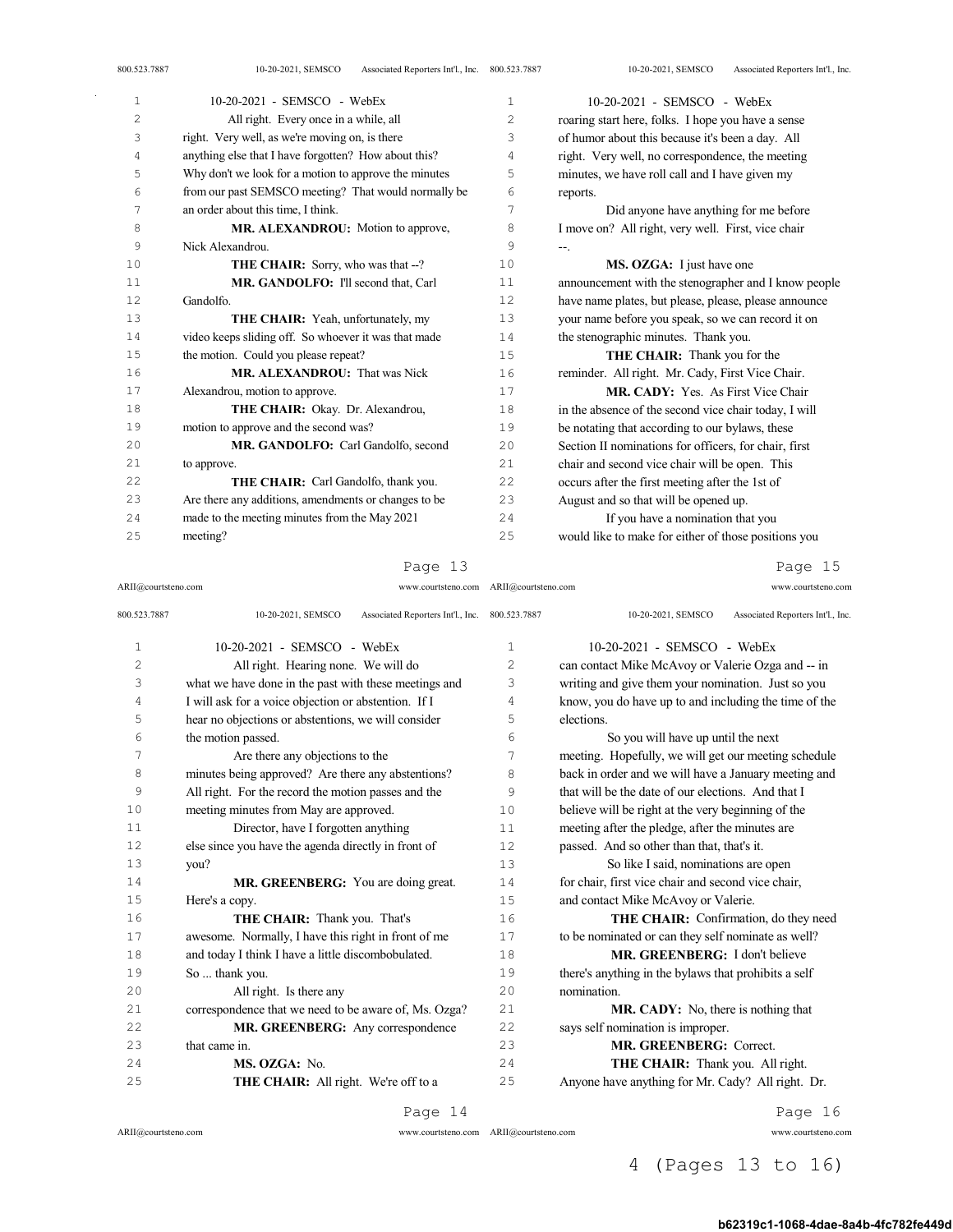All right. Every once in a while, all right. Very well, as we're moving on, is there anything else that I have forgotten? How about this? Why don't we look for a motion to approve the minutes from our past SEMSCO meeting? That would normally be an order about this time, I think.

**MR. ALEXANDROU:** Motion to approve, Nick Alexandrou.

**THE CHAIR:** Sorry, who was that --?

**MR. GANDOLFO:** I'll second that, Carl Gandolfo.

**THE CHAIR:** Yeah, unfortunately, my video keeps sliding off. So whoever it was that made the motion. Could you please repeat?

**MR. ALEXANDROU:** That was Nick Alexandrou, motion to approve.

**THE CHAIR:** Okay. Dr. Alexandrou, motion to approve and the second was?

**MR. GANDOLFO:** Carl Gandolfo, second to approve.

**THE CHAIR:** Carl Gandolfo, thank you. Are there any additions, amendments or changes to be made to the meeting minutes from the May 2021 meeting?

All right. Hearing none. We will do what we have done in the past with these meetings and I will ask for a voice objection or abstention. If I hear no objections or abstentions, we will consider the motion passed.

Are there any objections to the minutes being approved? Are there any abstentions? All right. For the record the motion passes and the meeting minutes from May are approved.

Director, have I forgotten anything else since you have the agenda directly in front of you?

**MR. GREENBERG:** You are doing great. Here's a copy.

**THE CHAIR:** Thank you. That's awesome. Normally, I have this right in front of me and today I think I have a little discombobulated. So ... thank you.

All right. Is there any correspondence that we need to be aware of, Ms. Ozga?

**MR. GREENBERG:** Any correspondence that came in.

**MS. OZGA:** No.

**THE CHAIR:** All right. We're off to a roaring start here, folks. I hope you have a sense of humor about this because it's been a day. All right. Very well, no correspondence, the meeting minutes, we have roll call and I have given my reports.

Did anyone have anything for me before I move on? All right, very well. First, vice chair --.

**MS. OZGA:** I just have one announcement with the stenographer and I know people have name plates, but please, please, please announce your name before you speak, so we can record it on the stenographic minutes. Thank you.

**THE CHAIR:** Thank you for the reminder. All right. Mr. Cady, First Vice Chair.

**MR. CADY:** Yes. As First Vice Chair in the absence of the second vice chair today, I will be notating that according to our bylaws, these Section II nominations for officers, for chair, first chair and second vice chair will be open. This occurs after the first meeting after the 1st of August and so that will be opened up.

If you have a nomination that you would like to make for either of those positions you can contact Mike McAvoy or Valerie Ozga and -- in writing and give them your nomination. Just so you know, you do have up to and including the time of the elections.

So you will have up until the next meeting. Hopefully, we will get our meeting schedule back in order and we will have a January meeting and that will be the date of our elections. And that I believe will be right at the very beginning of the meeting after the pledge, after the minutes are passed. And so other than that, that's it.

So like I said, nominations are open for chair, first vice chair and second vice chair, and contact Mike McAvoy or Valerie.

**THE CHAIR:** Confirmation, do they need to be nominated or can they self nominate as well?

**MR. GREENBERG:** I don't believe there's anything in the bylaws that prohibits a self nomination.

**MR. CADY:** No, there is nothing that says self nomination is improper.

**MR. GREENBERG:** Correct.

**THE CHAIR:** Thank you. All right. Anyone have anything for Mr. Cady? All right. Dr.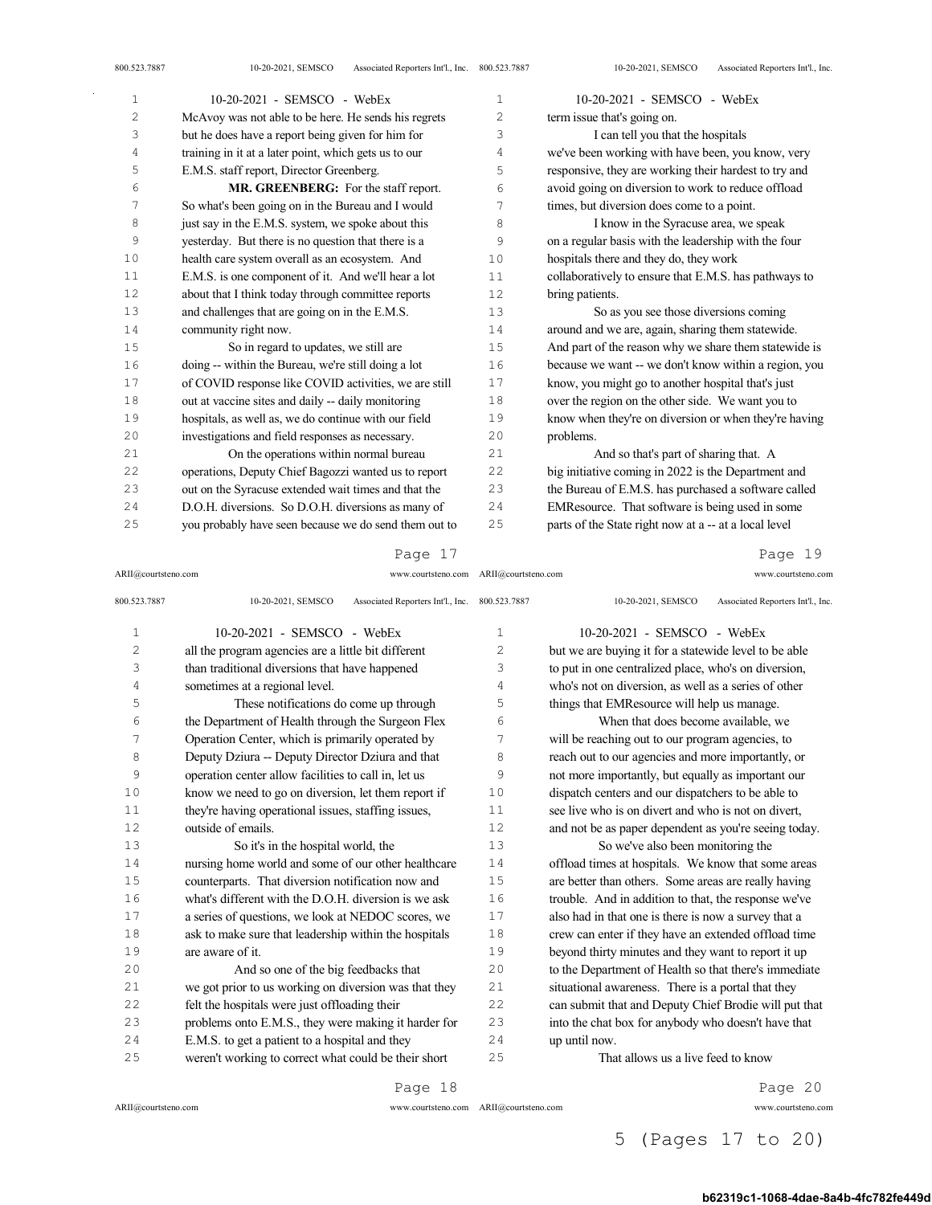McAvoy was not able to be here. He sends his regrets but he does have a report being given for him for training in it at a later point, which gets us to our E.M.S. staff report, Director Greenberg.

**MR. GREENBERG:** For the staff report. So what's been going on in the Bureau and I would just say in the E.M.S. system, we spoke about this yesterday. But there is no question that there is a health care system overall as an ecosystem. And E.M.S. is one component of it. And we'll hear a lot about that I think today through committee reports and challenges that are going on in the E.M.S. community right now.

So in regard to updates, we still are doing -- within the Bureau, we're still doing a lot of COVID response like COVID activities, we are still out at vaccine sites and daily -- daily monitoring hospitals, as well as, we do continue with our field investigations and field responses as necessary.

On the operations within normal bureau operations, Deputy Chief Bagozzi wanted us to report out on the Syracuse extended wait times and that the D.O.H. diversions. So D.O.H. diversions as many of you probably have seen because we do send them out to all the program agencies are a little bit different than traditional diversions that have happened sometimes at a regional level.

These notifications do come up through the Department of Health through the Surgeon Flex Operation Center, which is primarily operated by Deputy Dziura -- Deputy Director Dziura and that operation center allow facilities to call in, let us know we need to go on diversion, let them report if they're having operational issues, staffing issues, outside of emails.

So it's in the hospital world, the nursing home world and some of our other healthcare counterparts. That diversion notification now and what's different with the D.O.H. diversion is we ask a series of questions, we look at NEDOC scores, we ask to make sure that leadership within the hospitals are aware of it.

And so one of the big feedbacks that we got prior to us working on diversion was that they felt the hospitals were just offloading their problems onto E.M.S., they were making it harder for E.M.S. to get a patient to a hospital and they weren't working to correct what could be their short term issue that's going on.

I can tell you that the hospitals we've been working with have been, you know, very responsive, they are working their hardest to try and avoid going on diversion to work to reduce offload times, but diversion does come to a point.

I know in the Syracuse area, we speak on a regular basis with the leadership with the four hospitals there and they do, they work collaboratively to ensure that E.M.S. has pathways to bring patients.

So as you see those diversions coming around and we are, again, sharing them statewide. And part of the reason why we share them statewide is because we want -- we don't know within a region, you know, you might go to another hospital that's just over the region on the other side. We want you to know when they're on diversion or when they're having problems.

And so that's part of sharing that. A big initiative coming in 2022 is the Department and the Bureau of E.M.S. has purchased a software called EMResource. That software is being used in some parts of the State right now at a -- at a local level but we are buying it for a statewide level to be able to put in one centralized place, who's on diversion, who's not on diversion, as well as a series of other things that EMResource will help us manage.

When that does become available, we will be reaching out to our program agencies, to reach out to our agencies and more importantly, or not more importantly, but equally as important our dispatch centers and our dispatchers to be able to see live who is on divert and who is not on divert, and not be as paper dependent as you're seeing today.

So we've also been monitoring the offload times at hospitals. We know that some areas are better than others. Some areas are really having trouble. And in addition to that, the response we've also had in that one is there is now a survey that a crew can enter if they have an extended offload time beyond thirty minutes and they want to report it up to the Department of Health so that there's immediate situational awareness. There is a portal that they can submit that and Deputy Chief Brodie will put that into the chat box for anybody who doesn't have that up until now.

That allows us a live feed to know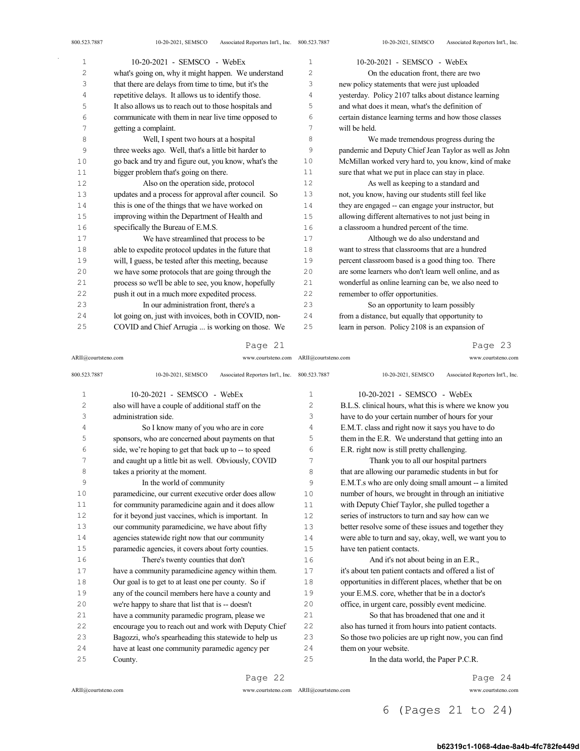what's going on, why it might happen. We understand that there are delays from time to time, but it's the repetitive delays. It allows us to identify those. It also allows us to reach out to those hospitals and communicate with them in near live time opposed to getting a complaint.

Well, I spent two hours at a hospital three weeks ago. Well, that's a little bit harder to go back and try and figure out, you know, what's the bigger problem that's going on there.

Also on the operation side, protocol updates and a process for approval after council. So this is one of the things that we have worked on improving within the Department of Health and specifically the Bureau of E.M.S.

We have streamlined that process to be able to expedite protocol updates in the future that will, I guess, be tested after this meeting, because we have some protocols that are going through the process so we'll be able to see, you know, hopefully push it out in a much more expedited process.

In our administration front, there's a lot going on, just with invoices, both in COVID, non-COVID and Chief Arrugia ... is working on those. We also will have a couple of additional staff on the administration side.

So I know many of you who are in core sponsors, who are concerned about payments on that side, we're hoping to get that back up to -- to speed and caught up a little bit as well. Obviously, COVID takes a priority at the moment.

In the world of community paramedicine, our current executive order does allow for community paramedicine again and it does allow for it beyond just vaccines, which is important. In our community paramedicine, we have about fifty agencies statewide right now that our community paramedic agencies, it covers about forty counties.

There's twenty counties that don't have a community paramedicine agency within them. Our goal is to get to at least one per county. So if any of the council members here have a county and we're happy to share that list that is -- doesn't have a community paramedic program, please we encourage you to reach out and work with Deputy Chief Bagozzi, who's spearheading this statewide to help us have at least one community paramedic agency per County.

On the education front, there are two new policy statements that were just uploaded yesterday. Policy 2107 talks about distance learning and what does it mean, what's the definition of certain distance learning terms and how those classes will be held.

We made tremendous progress during the pandemic and Deputy Chief Jean Taylor as well as John McMillan worked very hard to, you know, kind of make sure that what we put in place can stay in place.

As well as keeping to a standard and not, you know, having our students still feel like they are engaged -- can engage your instructor, but allowing different alternatives to not just being in a classroom a hundred percent of the time.

Although we do also understand and want to stress that classrooms that are a hundred percent classroom based is a good thing too. There are some learners who don't learn well online, and as wonderful as online learning can be, we also need to remember to offer opportunities.

So an opportunity to learn possibly from a distance, but equally that opportunity to learn in person. Policy 2108 is an expansion of B.L.S. clinical hours, what this is where we know you have to do your certain number of hours for your E.M.T. class and right now it says you have to do them in the E.R. We understand that getting into an E.R. right now is still pretty challenging.

Thank you to all our hospital partners that are allowing our paramedic students in but for E.M.T.s who are only doing small amount -- a limited number of hours, we brought in through an initiative with Deputy Chief Taylor, she pulled together a series of instructors to turn and say how can we better resolve some of these issues and together they were able to turn and say, okay, well, we want you to have ten patient contacts.

And it's not about being in an E.R., it's about ten patient contacts and offered a list of opportunities in different places, whether that be on your E.M.S. core, whether that be in a doctor's office, in urgent care, possibly event medicine.

So that has broadened that one and it also has turned it from hours into patient contacts. So those two policies are up right now, you can find them on your website.

In the data world, the Paper P.C.R.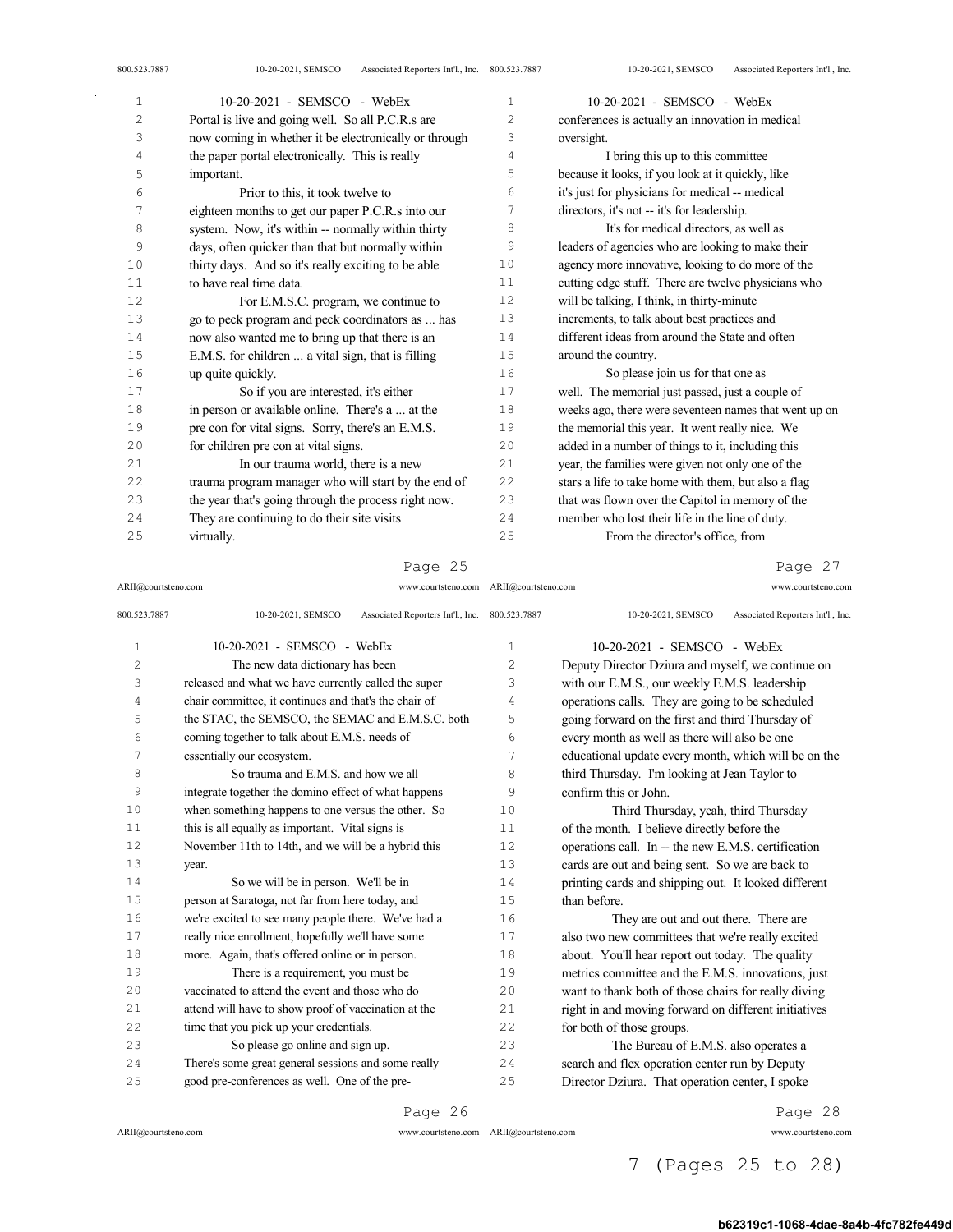Portal is live and going well. So all P.C.R.s are now coming in whether it be electronically or through the paper portal electronically. This is really important.

Prior to this, it took twelve to eighteen months to get our paper P.C.R.s into our system. Now, it's within -- normally within thirty days, often quicker than that but normally within thirty days. And so it's really exciting to be able to have real time data.

For E.M.S.C. program, we continue to go to peck program and peck coordinators as ... has now also wanted me to bring up that there is an E.M.S. for children ... a vital sign, that is filling up quite quickly.

So if you are interested, it's either in person or available online. There's a ... at the pre con for vital signs. Sorry, there's an E.M.S. for children pre con at vital signs.

In our trauma world, there is a new trauma program manager who will start by the end of the year that's going through the process right now. They are continuing to do their site visits virtually.

The new data dictionary has been released and what we have currently called the super chair committee, it continues and that's the chair of the STAC, the SEMSCO, the SEMAC and E.M.S.C. both coming together to talk about E.M.S. needs of essentially our ecosystem.

So trauma and E.M.S. and how we all integrate together the domino effect of what happens when something happens to one versus the other. So this is all equally as important. Vital signs is November 11th to 14th, and we will be a hybrid this year.

So we will be in person. We'll be in person at Saratoga, not far from here today, and we're excited to see many people there. We've had a really nice enrollment, hopefully we'll have some more. Again, that's offered online or in person.

There is a requirement, you must be vaccinated to attend the event and those who do attend will have to show proof of vaccination at the time that you pick up your credentials.

So please go online and sign up. There's some great general sessions and some really good pre-conferences as well. One of the pre-conferences is actually an innovation in medical oversight.

I bring this up to this committee because it looks, if you look at it quickly, like it's just for physicians for medical -- medical directors, it's not -- it's for leadership.

It's for medical directors, as well as leaders of agencies who are looking to make their agency more innovative, looking to do more of the cutting edge stuff. There are twelve physicians who will be talking, I think, in thirty-minute increments, to talk about best practices and different ideas from around the State and often around the country.

So please join us for that one as well. The memorial just passed, just a couple of weeks ago, there were seventeen names that went up on the memorial this year. It went really nice. We added in a number of things to it, including this year, the families were given not only one of the stars a life to take home with them, but also a flag that was flown over the Capitol in memory of the member who lost their life in the line of duty.

From the director's office, from Deputy Director Dziura and myself, we continue on with our E.M.S., our weekly E.M.S. leadership operations calls. They are going to be scheduled going forward on the first and third Thursday of every month as well as there will also be one educational update every month, which will be on the third Thursday. I'm looking at Jean Taylor to confirm this or John.

Third Thursday, yeah, third Thursday of the month. I believe directly before the operations call. In -- the new E.M.S. certification cards are out and being sent. So we are back to printing cards and shipping out. It looked different than before.

They are out and out there. There are also two new committees that we're really excited about. You'll hear report out today. The quality metrics committee and the E.M.S. innovations, just want to thank both of those chairs for really diving right in and moving forward on different initiatives for both of those groups.

The Bureau of E.M.S. also operates a search and flex operation center run by Deputy Director Dziura. That operation center, I spoke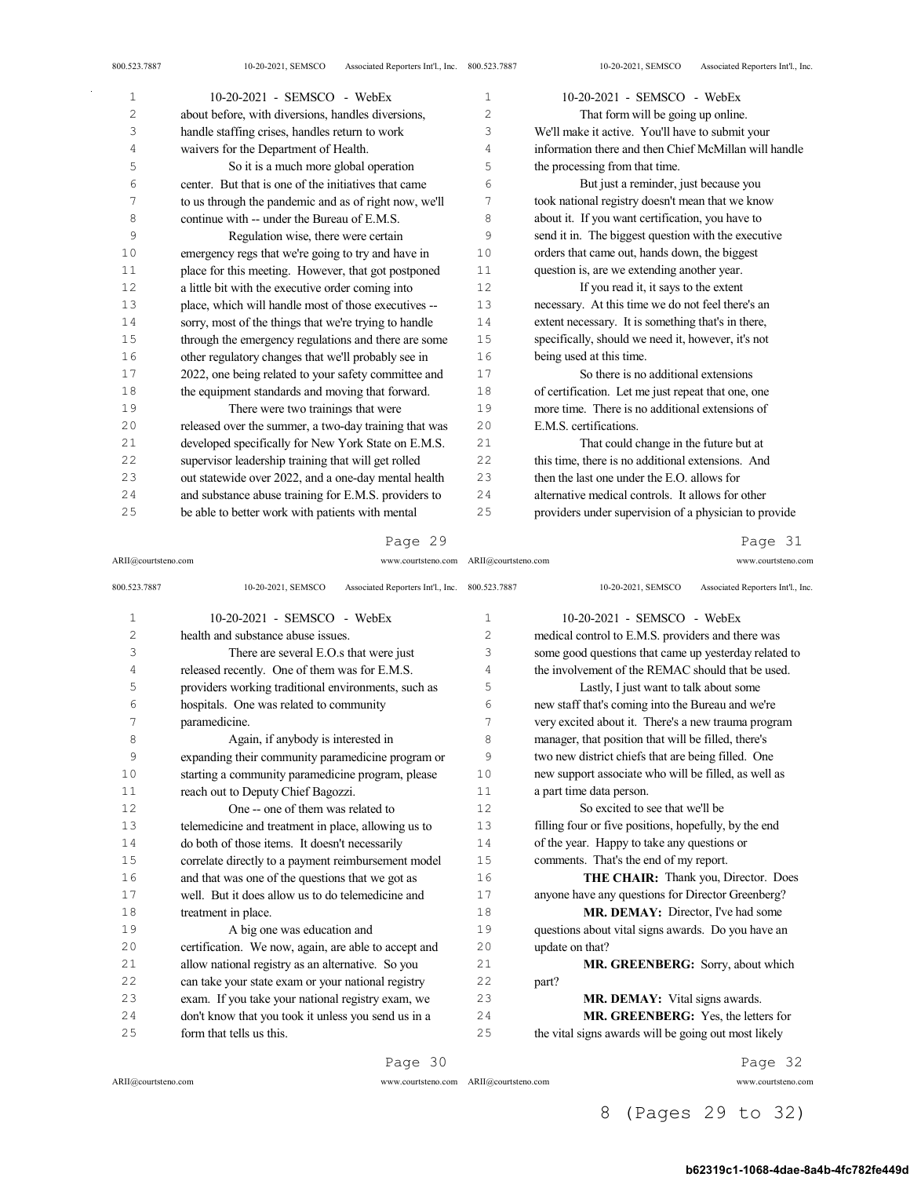about before, with diversions, handles diversions, handle staffing crises, handles return to work waivers for the Department of Health.

So it is a much more global operation center. But that is one of the initiatives that came to us through the pandemic and as of right now, we'll continue with -- under the Bureau of E.M.S.

Regulation wise, there were certain emergency regs that we're going to try and have in place for this meeting. However, that got postponed a little bit with the executive order coming into place, which will handle most of those executives -- sorry, most of the things that we're trying to handle through the emergency regulations and there are some other regulatory changes that we'll probably see in 2022, one being related to your safety committee and the equipment standards and moving that forward.

There were two trainings that were released over the summer, a two-day training that was developed specifically for New York State on E.M.S. supervisor leadership training that will get rolled out statewide over 2022, and a one-day mental health and substance abuse training for E.M.S. providers to be able to better work with patients with mental health and substance abuse issues.

There are several E.O.s that were just released recently. One of them was for E.M.S. providers working traditional environments, such as hospitals. One was related to community paramedicine.

Again, if anybody is interested in expanding their community paramedicine program or starting a community paramedicine program, please reach out to Deputy Chief Bagozzi.

One -- one of them was related to telemedicine and treatment in place, allowing us to do both of those items. It doesn't necessarily correlate directly to a payment reimbursement model and that was one of the questions that we got as well. But it does allow us to do telemedicine and treatment in place.

A big one was education and certification. We now, again, are able to accept and allow national registry as an alternative. So you can take your state exam or your national registry exam. If you take your national registry exam, we don't know that you took it unless you send us in a form that tells us this.

That form will be going up online. We'll make it active. You'll have to submit your information there and then Chief McMillan will handle the processing from that time.

But just a reminder, just because you took national registry doesn't mean that we know about it. If you want certification, you have to send it in. The biggest question with the executive orders that came out, hands down, the biggest question is, are we extending another year.

If you read it, it says to the extent necessary. At this time we do not feel there's an extent necessary. It is something that's in there, specifically, should we need it, however, it's not being used at this time.

So there is no additional extensions of certification. Let me just repeat that one, one more time. There is no additional extensions of E.M.S. certifications.

That could change in the future but at this time, there is no additional extensions. And then the last one under the E.O. allows for alternative medical controls. It allows for other providers under supervision of a physician to provide medical control to E.M.S. providers and there was some good questions that came up yesterday related to the involvement of the REMAC should that be used.

Lastly, I just want to talk about some new staff that's coming into the Bureau and we're very excited about it. There's a new trauma program manager, that position that will be filled, there's two new district chiefs that are being filled. One new support associate who will be filled, as well as a part time data person.

So excited to see that we'll be filling four or five positions, hopefully, by the end of the year. Happy to take any questions or comments. That's the end of my report.

**THE CHAIR:** Thank you, Director. Does anyone have any questions for Director Greenberg?

**MR. DEMAY:** Director, I've had some questions about vital signs awards. Do you have an update on that?

**MR. GREENBERG:** Sorry, about which part?

**MR. DEMAY:** Vital signs awards.

**MR. GREENBERG:** Yes, the letters for the vital signs awards will be going out most likely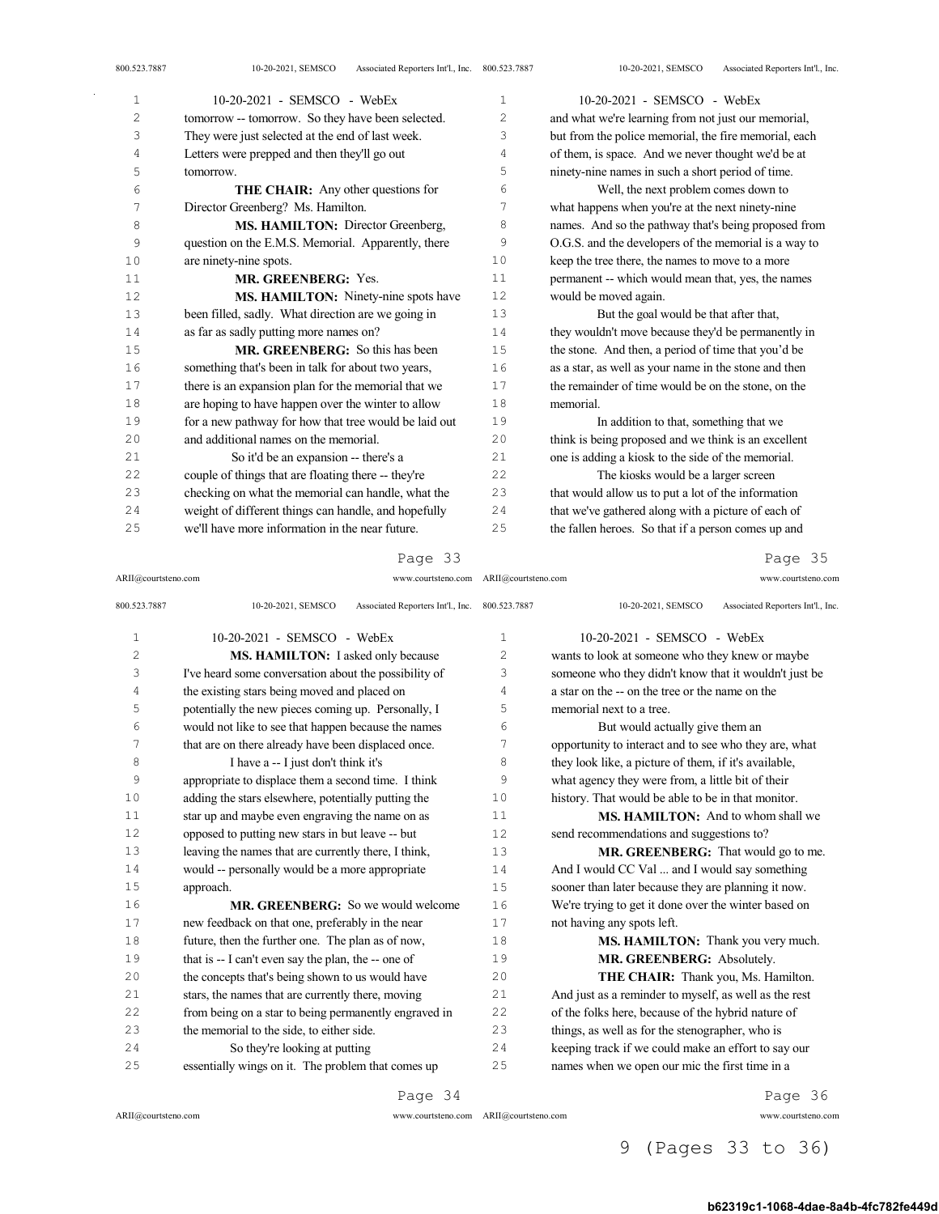tomorrow -- tomorrow. So they have been selected. They were just selected at the end of last week. Letters were prepped and then they'll go out tomorrow.

**THE CHAIR:** Any other questions for Director Greenberg? Ms. Hamilton.

**MS. HAMILTON:** Director Greenberg, question on the E.M.S. Memorial. Apparently, there are ninety-nine spots.

**MR. GREENBERG:** Yes.

**MS. HAMILTON:** Ninety-nine spots have been filled, sadly. What direction are we going in as far as sadly putting more names on?

**MR. GREENBERG:** So this has been something that's been in talk for about two years, there is an expansion plan for the memorial that we are hoping to have happen over the winter to allow for a new pathway for how that tree would be laid out and additional names on the memorial.

So it'd be an expansion -- there's a couple of things that are floating there -- they're checking on what the memorial can handle, what the weight of different things can handle, and hopefully we'll have more information in the near future.

**MS. HAMILTON:** I asked only because I've heard some conversation about the possibility of the existing stars being moved and placed on potentially the new pieces coming up. Personally, I would not like to see that happen because the names that are on there already have been displaced once.

I have a -- I just don't think it's appropriate to displace them a second time. I think adding the stars elsewhere, potentially putting the star up and maybe even engraving the name on as opposed to putting new stars in but leave -- but leaving the names that are currently there, I think, would -- personally would be a more appropriate approach.

**MR. GREENBERG:** So we would welcome new feedback on that one, preferably in the near future, then the further one. The plan as of now, that is -- I can't even say the plan, the -- one of the concepts that's being shown to us would have stars, the names that are currently there, moving from being on a star to being permanently engraved in the memorial to the side, to either side.

So they're looking at putting essentially wings on it. The problem that comes up and what we're learning from not just our memorial, but from the police memorial, the fire memorial, each of them, is space. And we never thought we'd be at ninety-nine names in such a short period of time.

Well, the next problem comes down to what happens when you're at the next ninety-nine names. And so the pathway that's being proposed from O.G.S. and the developers of the memorial is a way to keep the tree there, the names to move to a more permanent -- which would mean that, yes, the names would be moved again.

But the goal would be that after that, they wouldn't move because they'd be permanently in the stone. And then, a period of time that you'd be as a star, as well as your name in the stone and then the remainder of time would be on the stone, on the memorial.

In addition to that, something that we think is being proposed and we think is an excellent one is adding a kiosk to the side of the memorial.

The kiosks would be a larger screen that would allow us to put a lot of the information that we've gathered along with a picture of each of the fallen heroes. So that if a person comes up and wants to look at someone who they knew or maybe someone who they didn't know that it wouldn't just be a star on the -- on the tree or the name on the memorial next to a tree.

But would actually give them an opportunity to interact and to see who they are, what they look like, a picture of them, if it's available, what agency they were from, a little bit of their history. That would be able to be in that monitor.

**MS. HAMILTON:** And to whom shall we send recommendations and suggestions to?

**MR. GREENBERG:** That would go to me. And I would CC Val ... and I would say something sooner than later because they are planning it now. We're trying to get it done over the winter based on not having any spots left.

**MS. HAMILTON:** Thank you very much.

**MR. GREENBERG:** Absolutely.

**THE CHAIR:** Thank you, Ms. Hamilton. And just as a reminder to myself, as well as the rest of the folks here, because of the hybrid nature of things, as well as for the stenographer, who is keeping track if we could make an effort to say our names when we open our mic the first time in a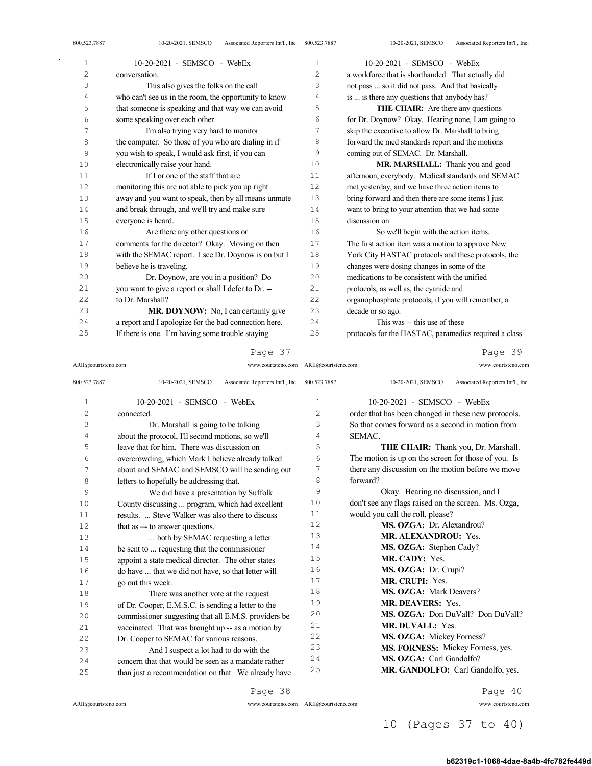conversation.

This also gives the folks on the call who can't see us in the room, the opportunity to know that someone is speaking and that way we can avoid some speaking over each other.

I'm also trying very hard to monitor the computer. So those of you who are dialing in if you wish to speak, I would ask first, if you can electronically raise your hand.

If I or one of the staff that are monitoring this are not able to pick you up right away and you want to speak, then by all means unmute and break through, and we'll try and make sure everyone is heard.

Are there any other questions or comments for the director? Okay. Moving on then with the SEMAC report. I see Dr. Doynow is on but I believe he is traveling.

Dr. Doynow, are you in a position? Do you want to give a report or shall I defer to Dr. -- to Dr. Marshall?

**MR. DOYNOW:** No, I can certainly give a report and I apologize for the bad connection here. If there is one. I'm having some trouble staying connected.

Dr. Marshall is going to be talking about the protocol, I'll second motions, so we'll leave that for him. There was discussion on overcrowding, which Mark I believe already talked about and SEMAC and SEMSCO will be sending out letters to hopefully be addressing that.

We did have a presentation by Suffolk County discussing ... program, which had excellent results. ... Steve Walker was also there to discuss that as –- to answer questions.

... both by SEMAC requesting a letter be sent to ... requesting that the commissioner appoint a state medical director. The other states do have ... that we did not have, so that letter will go out this week.

There was another vote at the request of Dr. Cooper, E.M.S.C. is sending a letter to the commissioner suggesting that all E.M.S. providers be vaccinated. That was brought up -- as a motion by Dr. Cooper to SEMAC for various reasons.

And I suspect a lot had to do with the concern that that would be seen as a mandate rather than just a recommendation on that. We already have a workforce that is shorthanded. That actually did not pass ... so it did not pass. And that basically is ... is there any questions that anybody has?

**THE CHAIR:** Are there any questions for Dr. Doynow? Okay. Hearing none, I am going to skip the executive to allow Dr. Marshall to bring forward the med standards report and the motions coming out of SEMAC. Dr. Marshall.

**MR. MARSHALL:** Thank you and good afternoon, everybody. Medical standards and SEMAC met yesterday, and we have three action items to bring forward and then there are some items I just want to bring to your attention that we had some discussion on.

So we'll begin with the action items. The first action item was a motion to approve New York City HASTAC protocols and these protocols, the changes were dosing changes in some of the medications to be consistent with the unified protocols, as well as, the cyanide and organophosphate protocols, if you will remember, a decade or so ago.

This was -- this use of these protocols for the HASTAC, paramedics required a class order that has been changed in these new protocols. So that comes forward as a second in motion from SEMAC.

**THE CHAIR:** Thank you, Dr. Marshall. The motion is up on the screen for those of you. Is there any discussion on the motion before we move forward?

Okay. Hearing no discussion, and I don't see any flags raised on the screen. Ms. Ozga, would you call the roll, please?

**MS. OZGA:** Dr. Alexandrou?

**MR. ALEXANDROU:** Yes.

**MS. OZGA:** Stephen Cady?

**MR. CADY:** Yes.

**MS. OZGA:** Dr. Crupi?

**MR. CRUPI:** Yes.

**MS. OZGA:** Mark Deavers?

**MR. DEAVERS:** Yes.

**MS. OZGA:** Don DuVall? Don DuVall?

**MR. DUVALL:** Yes.

**MS. OZGA:** Mickey Forness?

**MS. FORNESS:** Mickey Forness, yes.

**MS. OZGA:** Carl Gandolfo?

**MR. GANDOLFO:** Carl Gandolfo, yes.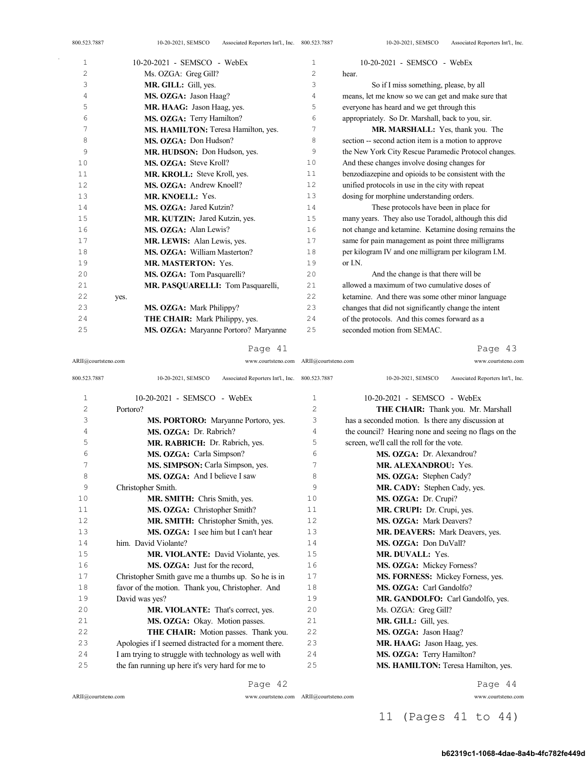**Page 41**

MS. OZGA: Greg Gill?

**MR. GILL:** Gill, yes.

**MS. OZGA:** Jason Haag?

**MR. HAAG:** Jason Haag, yes.

**MS. OZGA:** Terry Hamilton?

**MS. HAMILTON:** Teresa Hamilton, yes.

**MS. OZGA:** Don Hudson?

**MR. HUDSON:** Don Hudson, yes.

**MS. OZGA:** Steve Kroll?

**MR. KROLL:** Steve Kroll, yes.

**MS. OZGA:** Andrew Knoell?

**MR. KNOELL:** Yes.

**MS. OZGA:** Jared Kutzin?

**MR. KUTZIN:** Jared Kutzin, yes.

**MS. OZGA:** Alan Lewis?

**MR. LEWIS:** Alan Lewis, yes.

**MS. OZGA:** William Masterton?

**MR. MASTERTON:** Yes.

**MS. OZGA:** Tom Pasquarelli?

**MR. PASQUARELLI:** Tom Pasquarelli, yes.

**MS. OZGA:** Mark Philippy?

**THE CHAIR:** Mark Philippy, yes.

**MS. OZGA:** Maryanne Portoro? Maryanne

**Page 42**

Portoro?

**MS. PORTORO:** Maryanne Portoro, yes.

**MS. OZGA:** Dr. Rabrich?

**MR. RABRICH:** Dr. Rabrich, yes.

**MS. OZGA:** Carla Simpson?

**MS. SIMPSON:** Carla Simpson, yes.

**MS. OZGA:** And I believe I saw Christopher Smith.

**MR. SMITH:** Chris Smith, yes.

**MS. OZGA:** Christopher Smith?

**MR. SMITH:** Christopher Smith, yes.

**MS. OZGA:** I see him but I can't hear him. David Violante?

**MR. VIOLANTE:** David Violante, yes.

**MS. OZGA:** Just for the record, Christopher Smith gave me a thumbs up. So he is in favor of the motion. Thank you, Christopher. And David was yes?

**MR. VIOLANTE:** That's correct, yes.

**MS. OZGA:** Okay. Motion passes.

**THE CHAIR:** Motion passes. Thank you. Apologies if I seemed distracted for a moment there. I am trying to struggle with technology as well with the fan running up here it's very hard for me to

**Page 43**

hear.

So if I miss something, please, by all means, let me know so we can get and make sure that everyone has heard and we get through this appropriately. So Dr. Marshall, back to you, sir.

**MR. MARSHALL:** Yes, thank you. The section -- second action item is a motion to approve the New York City Rescue Paramedic Protocol changes. And these changes involve dosing changes for benzodiazepine and opioids to be consistent with the unified protocols in use in the city with repeat dosing for morphine understanding orders.

These protocols have been in place for many years. They also use Toradol, although this did not change and ketamine. Ketamine dosing remains the same for pain management as point three milligrams per kilogram IV and one milligram per kilogram I.M. or I.N.

And the change is that there will be allowed a maximum of two cumulative doses of ketamine. And there was some other minor language changes that did not significantly change the intent of the protocols. And this comes forward as a seconded motion from SEMAC.

**Page 44**

**THE CHAIR:** Thank you. Mr. Marshall has a seconded motion. Is there any discussion at the council? Hearing none and seeing no flags on the screen, we'll call the roll for the vote.

**MS. OZGA:** Dr. Alexandrou?

**MR. ALEXANDROU:** Yes.

**MS. OZGA:** Stephen Cady?

**MR. CADY:** Stephen Cady, yes.

**MS. OZGA:** Dr. Crupi?

**MR. CRUPI:** Dr. Crupi, yes.

**MS. OZGA:** Mark Deavers?

**MR. DEAVERS:** Mark Deavers, yes.

**MS. OZGA:** Don DuVall?

**MR. DUVALL:** Yes.

**MS. OZGA:** Mickey Forness?

**MS. FORNESS:** Mickey Forness, yes.

**MS. OZGA:** Carl Gandolfo?

**MR. GANDOLFO:** Carl Gandolfo, yes.

Ms. OZGA: Greg Gill?

**MR. GILL:** Gill, yes.

**MS. OZGA:** Jason Haag?

**MR. HAAG:** Jason Haag, yes.

**MS. OZGA:** Terry Hamilton?

**MS. HAMILTON:** Teresa Hamilton, yes.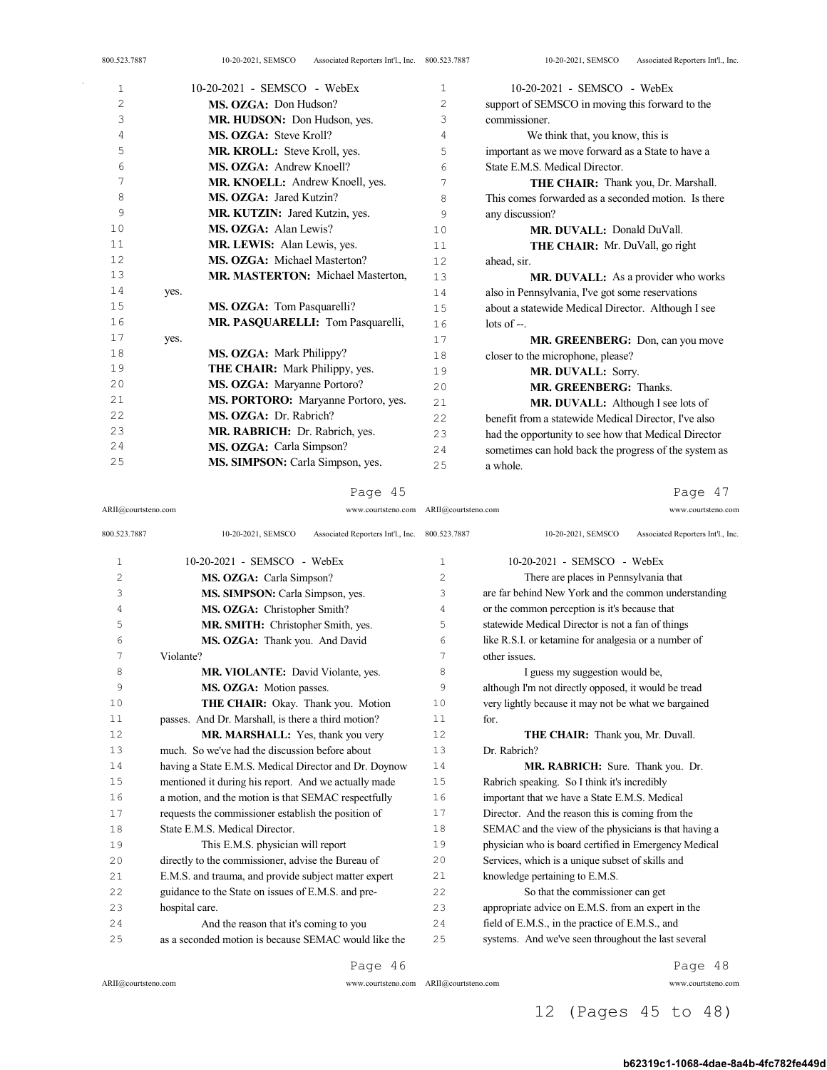MS. OZGA: Don Hudson?

MR. HUDSON: Don Hudson, yes.

MS. OZGA: Steve Kroll?

MR. KROLL: Steve Kroll, yes.

MS. OZGA: Andrew Knoell?

MR. KNOELL: Andrew Knoell, yes.

MS. OZGA: Jared Kutzin?

MR. KUTZIN: Jared Kutzin, yes.

MS. OZGA: Alan Lewis?

MR. LEWIS: Alan Lewis, yes.

MS. OZGA: Michael Masterton?

MR. MASTERTON: Michael Masterton, yes.

MS. OZGA: Tom Pasquarelli?

MR. PASQUARELLI: Tom Pasquarelli, yes.

MS. OZGA: Mark Philippy?

THE CHAIR: Mark Philippy, yes.

MS. OZGA: Maryanne Portoro?

MS. PORTORO: Maryanne Portoro, yes.

MS. OZGA: Dr. Rabrich?

MR. RABRICH: Dr. Rabrich, yes.

MS. OZGA: Carla Simpson?

MS. SIMPSON: Carla Simpson, yes.

MS. OZGA: Carla Simpson?

MS. SIMPSON: Carla Simpson, yes.

MS. OZGA: Christopher Smith?

MR. SMITH: Christopher Smith, yes.

MS. OZGA: Thank you. And David Violante?

MR. VIOLANTE: David Violante, yes.

MS. OZGA: Motion passes.

THE CHAIR: Okay. Thank you. Motion passes. And Dr. Marshall, is there a third motion?

MR. MARSHALL: Yes, thank you very much. So we've had the discussion before about having a State E.M.S. Medical Director and Dr. Doynow mentioned it during his report. And we actually made a motion, and the motion is that SEMAC respectfully requests the commissioner establish the position of State E.M.S. Medical Director.

This E.M.S. physician will report directly to the commissioner, advise the Bureau of E.M.S. and trauma, and provide subject matter expert guidance to the State on issues of E.M.S. and pre-hospital care.

And the reason that it's coming to you as a seconded motion is because SEMAC would like the support of SEMSCO in moving this forward to the commissioner.

We think that, you know, this is important as we move forward as a State to have a State E.M.S. Medical Director.

THE CHAIR: Thank you, Dr. Marshall. This comes forwarded as a seconded motion. Is there any discussion?

MR. DUVALL: Donald DuVall.

THE CHAIR: Mr. DuVall, go right ahead, sir.

MR. DUVALL: As a provider who works also in Pennsylvania, I've got some reservations about a statewide Medical Director. Although I see lots of --.

MR. GREENBERG: Don, can you move closer to the microphone, please?

MR. DUVALL: Sorry.

MR. GREENBERG: Thanks.

MR. DUVALL: Although I see lots of benefit from a statewide Medical Director, I've also had the opportunity to see how that Medical Director sometimes can hold back the progress of the system as a whole.

There are places in Pennsylvania that are far behind New York and the common understanding or the common perception is it's because that statewide Medical Director is not a fan of things like R.S.I. or ketamine for analgesia or a number of other issues.

I guess my suggestion would be, although I'm not directly opposed, it would be tread very lightly because it may not be what we bargained for.

THE CHAIR: Thank you, Mr. Duvall. Dr. Rabrich?

MR. RABRICH: Sure. Thank you. Dr. Rabrich speaking. So I think it's incredibly important that we have a State E.M.S. Medical Director. And the reason this is coming from the SEMAC and the view of the physicians is that having a physician who is board certified in Emergency Medical Services, which is a unique subset of skills and knowledge pertaining to E.M.S.

So that the commissioner can get appropriate advice on E.M.S. from an expert in the field of E.M.S., in the practice of E.M.S., and systems. And we've seen throughout the last several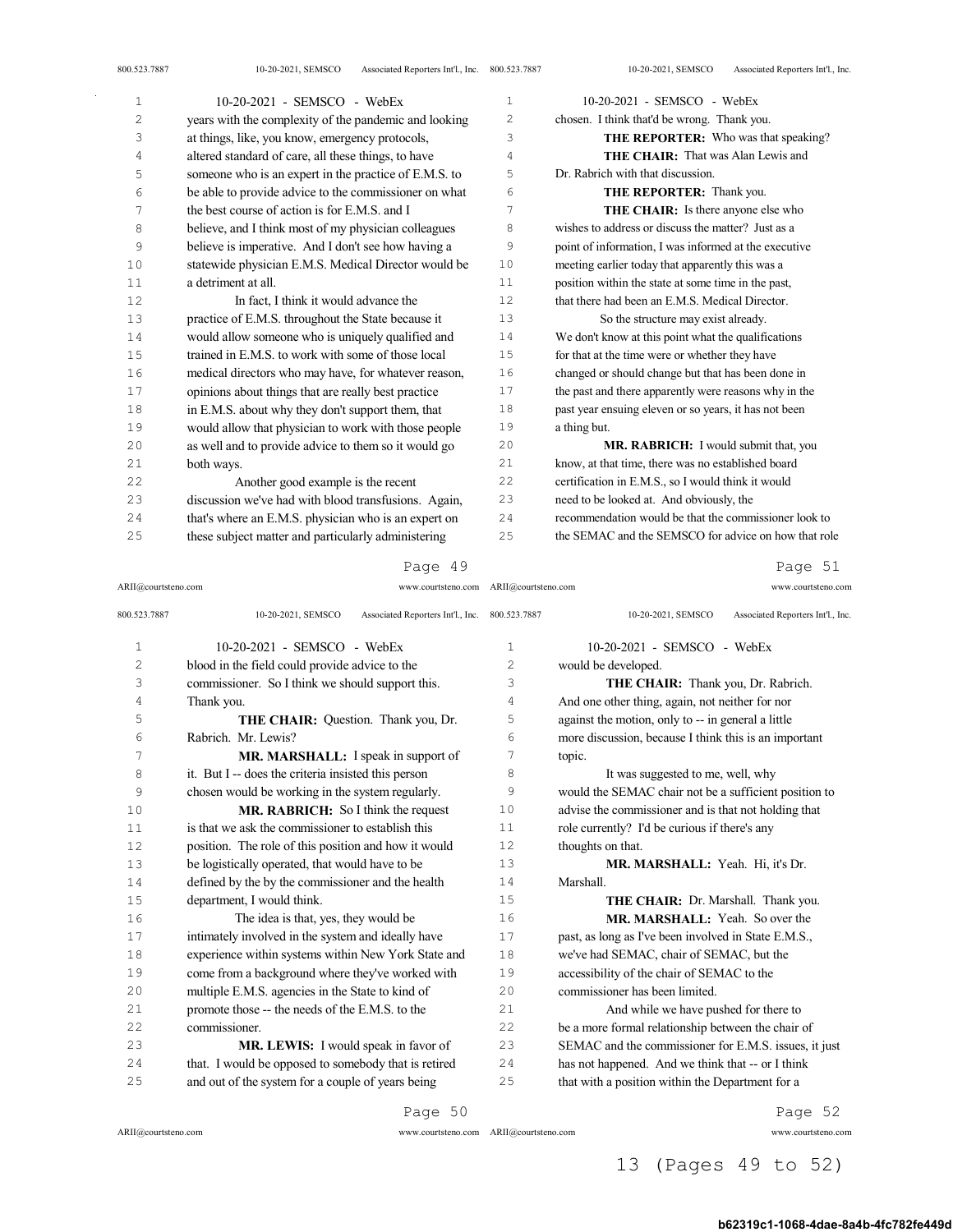years with the complexity of the pandemic and looking at things, like, you know, emergency protocols, altered standard of care, all these things, to have someone who is an expert in the practice of E.M.S. to be able to provide advice to the commissioner on what the best course of action is for E.M.S. and I believe, and I think most of my physician colleagues believe is imperative. And I don't see how having a statewide physician E.M.S. Medical Director would be a detriment at all.

In fact, I think it would advance the practice of E.M.S. throughout the State because it would allow someone who is uniquely qualified and trained in E.M.S. to work with some of those local medical directors who may have, for whatever reason, opinions about things that are really best practice in E.M.S. about why they don't support them, that would allow that physician to work with those people as well and to provide advice to them so it would go both ways.

Another good example is the recent discussion we've had with blood transfusions. Again, that's where an E.M.S. physician who is an expert on these subject matter and particularly administering blood in the field could provide advice to the commissioner. So I think we should support this. Thank you.

**THE CHAIR:** Question. Thank you, Dr. Rabrich. Mr. Lewis?

**MR. MARSHALL:** I speak in support of it. But I -- does the criteria insisted this person chosen would be working in the system regularly.

**MR. RABRICH:** So I think the request is that we ask the commissioner to establish this position. The role of this position and how it would be logistically operated, that would have to be defined by the by the commissioner and the health department, I would think.

The idea is that, yes, they would be intimately involved in the system and ideally have experience within systems within New York State and come from a background where they've worked with multiple E.M.S. agencies in the State to kind of promote those -- the needs of the E.M.S. to the commissioner.

**MR. LEWIS:** I would speak in favor of that. I would be opposed to somebody that is retired and out of the system for a couple of years being chosen. I think that'd be wrong. Thank you.

**THE REPORTER:** Who was that speaking?

**THE CHAIR:** That was Alan Lewis and Dr. Rabrich with that discussion.

**THE REPORTER:** Thank you.

**THE CHAIR:** Is there anyone else who wishes to address or discuss the matter? Just as a point of information, I was informed at the executive meeting earlier today that apparently this was a position within the state at some time in the past, that there had been an E.M.S. Medical Director.

So the structure may exist already. We don't know at this point what the qualifications for that at the time were or whether they have changed or should change but that has been done in the past and there apparently were reasons why in the past year ensuing eleven or so years, it has not been a thing but.

**MR. RABRICH:** I would submit that, you know, at that time, there was no established board certification in E.M.S., so I would think it would need to be looked at. And obviously, the recommendation would be that the commissioner look to the SEMAC and the SEMSCO for advice on how that role would be developed.

**THE CHAIR:** Thank you, Dr. Rabrich. And one other thing, again, not neither for nor against the motion, only to -- in general a little more discussion, because I think this is an important topic.

It was suggested to me, well, why would the SEMAC chair not be a sufficient position to advise the commissioner and is that not holding that role currently? I'd be curious if there's any thoughts on that.

**MR. MARSHALL:** Yeah. Hi, it's Dr. Marshall.

**THE CHAIR:** Dr. Marshall. Thank you.

**MR. MARSHALL:** Yeah. So over the past, as long as I've been involved in State E.M.S., we've had SEMAC, chair of SEMAC, but the accessibility of the chair of SEMAC to the commissioner has been limited.

And while we have pushed for there to be a more formal relationship between the chair of SEMAC and the commissioner for E.M.S. issues, it just has not happened. And we think that -- or I think that with a position within the Department for a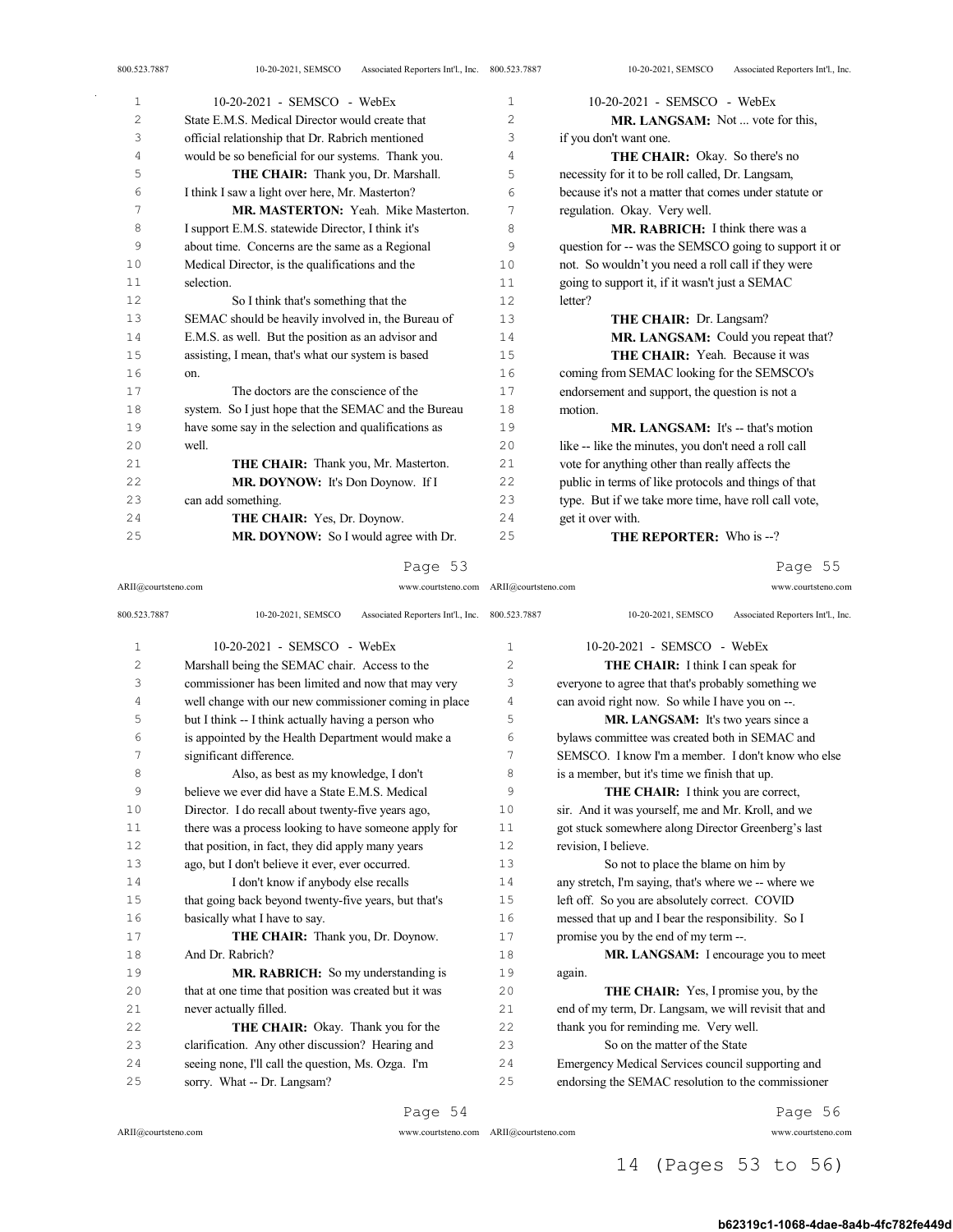State E.M.S. Medical Director would create that official relationship that Dr. Rabrich mentioned would be so beneficial for our systems. Thank you.

**THE CHAIR:** Thank you, Dr. Marshall. I think I saw a light over here, Mr. Masterton?

**MR. MASTERTON:** Yeah. Mike Masterton. I support E.M.S. statewide Director, I think it's about time. Concerns are the same as a Regional Medical Director, is the qualifications and the selection.

So I think that's something that the SEMAC should be heavily involved in, the Bureau of E.M.S. as well. But the position as an advisor and assisting, I mean, that's what our system is based on.

The doctors are the conscience of the system. So I just hope that the SEMAC and the Bureau have some say in the selection and qualifications as well.

**THE CHAIR:** Thank you, Mr. Masterton.

**MR. DOYNOW:** It's Don Doynow. If I can add something.

**THE CHAIR:** Yes, Dr. Doynow.

**MR. DOYNOW:** So I would agree with Dr. Marshall being the SEMAC chair. Access to the commissioner has been limited and now that may very well change with our new commissioner coming in place but I think -- I think actually having a person who is appointed by the Health Department would make a significant difference.

Also, as best as my knowledge, I don't believe we ever did have a State E.M.S. Medical Director. I do recall about twenty-five years ago, there was a process looking to have someone apply for that position, in fact, they did apply many years ago, but I don't believe it ever, ever occurred.

I don't know if anybody else recalls that going back beyond twenty-five years, but that's basically what I have to say.

**THE CHAIR:** Thank you, Dr. Doynow. And Dr. Rabrich?

**MR. RABRICH:** So my understanding is that at one time that position was created but it was never actually filled.

**THE CHAIR:** Okay. Thank you for the clarification. Any other discussion? Hearing and seeing none, I'll call the question, Ms. Ozga. I'm sorry. What -- Dr. Langsam?

**MR. LANGSAM:** Not ... vote for this, if you don't want one.

**THE CHAIR:** Okay. So there's no necessity for it to be roll called, Dr. Langsam, because it's not a matter that comes under statute or regulation. Okay. Very well.

**MR. RABRICH:** I think there was a question for -- was the SEMSCO going to support it or not. So wouldn't you need a roll call if they were going to support it, if it wasn't just a SEMAC letter?

**THE CHAIR:** Dr. Langsam?

**MR. LANGSAM:** Could you repeat that?

**THE CHAIR:** Yeah. Because it was coming from SEMAC looking for the SEMSCO's endorsement and support, the question is not a motion.

**MR. LANGSAM:** It's -- that's motion like -- like the minutes, you don't need a roll call vote for anything other than really affects the public in terms of like protocols and things of that type. But if we take more time, have roll call vote, get it over with.

**THE REPORTER:** Who is --?

**THE CHAIR:** I think I can speak for everyone to agree that that's probably something we can avoid right now. So while I have you on --.

**MR. LANGSAM:** It's two years since a bylaws committee was created both in SEMAC and SEMSCO. I know I'm a member. I don't know who else is a member, but it's time we finish that up.

**THE CHAIR:** I think you are correct, sir. And it was yourself, me and Mr. Kroll, and we got stuck somewhere along Director Greenberg's last revision, I believe.

So not to place the blame on him by any stretch, I'm saying, that's where we -- where we left off. So you are absolutely correct. COVID messed that up and I bear the responsibility. So I promise you by the end of my term --.

**MR. LANGSAM:** I encourage you to meet again.

**THE CHAIR:** Yes, I promise you, by the end of my term, Dr. Langsam, we will revisit that and thank you for reminding me. Very well.

So on the matter of the State Emergency Medical Services council supporting and endorsing the SEMAC resolution to the commissioner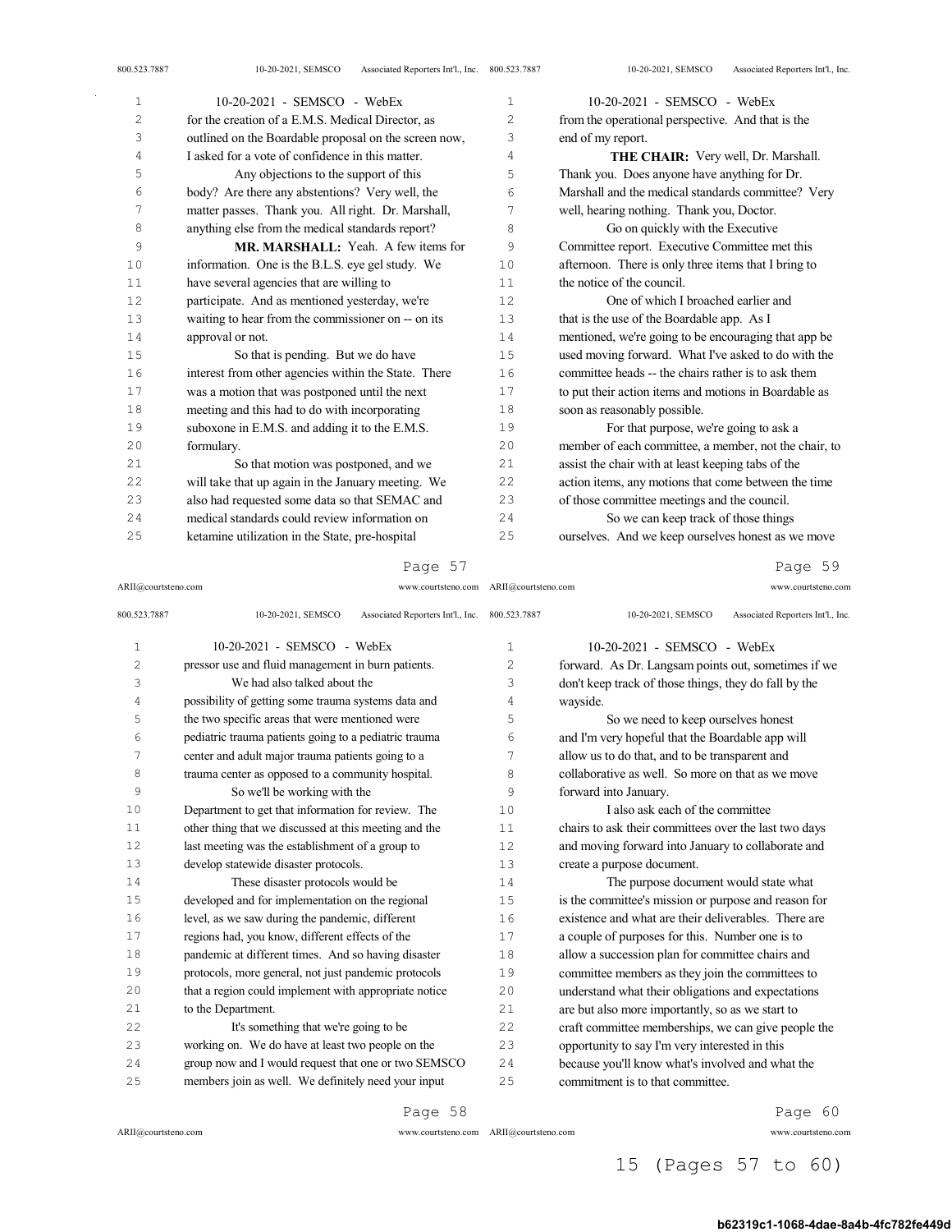for the creation of a E.M.S. Medical Director, as outlined on the Boardable proposal on the screen now, I asked for a vote of confidence in this matter.

Any objections to the support of this body? Are there any abstentions? Very well, the matter passes. Thank you. All right. Dr. Marshall, anything else from the medical standards report?

**MR. MARSHALL:** Yeah. A few items for information. One is the B.L.S. eye gel study. We have several agencies that are willing to participate. And as mentioned yesterday, we're waiting to hear from the commissioner on -- on its approval or not.

So that is pending. But we do have interest from other agencies within the State. There was a motion that was postponed until the next meeting and this had to do with incorporating suboxone in E.M.S. and adding it to the E.M.S. formulary.

So that motion was postponed, and we will take that up again in the January meeting. We also had requested some data so that SEMAC and medical standards could review information on ketamine utilization in the State, pre-hospital pressor use and fluid management in burn patients.

We had also talked about the possibility of getting some trauma systems data and the two specific areas that were mentioned were pediatric trauma patients going to a pediatric trauma center and adult major trauma patients going to a trauma center as opposed to a community hospital.

So we'll be working with the Department to get that information for review. The other thing that we discussed at this meeting and the last meeting was the establishment of a group to develop statewide disaster protocols.

These disaster protocols would be developed and for implementation on the regional level, as we saw during the pandemic, different regions had, you know, different effects of the pandemic at different times. And so having disaster protocols, more general, not just pandemic protocols that a region could implement with appropriate notice to the Department.

It's something that we're going to be working on. We do have at least two people on the group now and I would request that one or two SEMSCO members join as well. We definitely need your input from the operational perspective. And that is the end of my report.

**THE CHAIR:** Very well, Dr. Marshall. Thank you. Does anyone have anything for Dr. Marshall and the medical standards committee? Very well, hearing nothing. Thank you, Doctor.

Go on quickly with the Executive Committee report. Executive Committee met this afternoon. There is only three items that I bring to the notice of the council.

One of which I broached earlier and that is the use of the Boardable app. As I mentioned, we're going to be encouraging that app be used moving forward. What I've asked to do with the committee heads -- the chairs rather is to ask them to put their action items and motions in Boardable as soon as reasonably possible.

For that purpose, we're going to ask a member of each committee, a member, not the chair, to assist the chair with at least keeping tabs of the action items, any motions that come between the time of those committee meetings and the council.

So we can keep track of those things ourselves. And we keep ourselves honest as we move forward. As Dr. Langsam points out, sometimes if we don't keep track of those things, they do fall by the wayside.

So we need to keep ourselves honest and I'm very hopeful that the Boardable app will allow us to do that, and to be transparent and collaborative as well. So more on that as we move forward into January.

I also ask each of the committee chairs to ask their committees over the last two days and moving forward into January to collaborate and create a purpose document.

The purpose document would state what is the committee's mission or purpose and reason for existence and what are their deliverables. There are a couple of purposes for this. Number one is to allow a succession plan for committee chairs and committee members as they join the committees to understand what their obligations and expectations are but also more importantly, so as we start to craft committee memberships, we can give people the opportunity to say I'm very interested in this because you'll know what's involved and what the commitment is to that committee.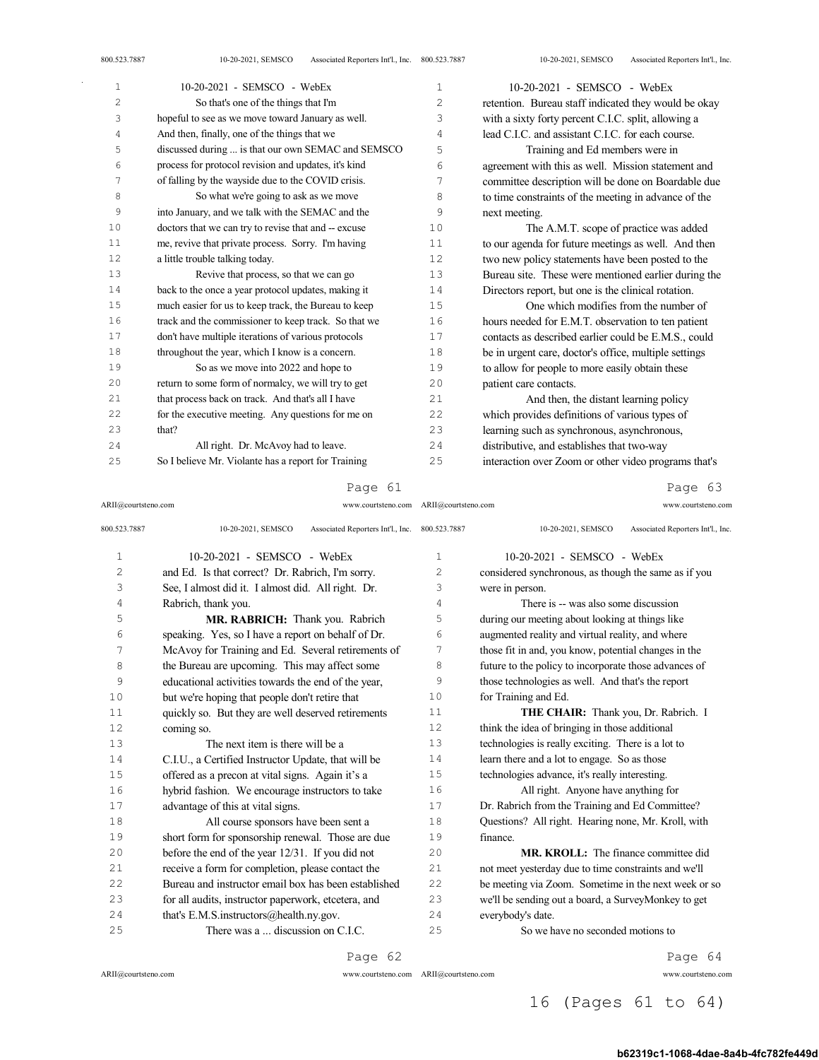So that's one of the things that I'm hopeful to see as we move toward January as well. And then, finally, one of the things that we discussed during ... is that our own SEMAC and SEMSCO process for protocol revision and updates, it's kind of falling by the wayside due to the COVID crisis.

So what we're going to ask as we move into January, and we talk with the SEMAC and the doctors that we can try to revise that and -- excuse me, revive that private process. Sorry. I'm having a little trouble talking today.

Revive that process, so that we can go back to the once a year protocol updates, making it much easier for us to keep track, the Bureau to keep track and the commissioner to keep track. So that we don't have multiple iterations of various protocols throughout the year, which I know is a concern.

So as we move into 2022 and hope to return to some form of normalcy, we will try to get that process back on track. And that's all I have for the executive meeting. Any questions for me on that?

All right. Dr. McAvoy had to leave. So I believe Mr. Violante has a report for Training and Ed. Is that correct? Dr. Rabrich, I'm sorry. See, I almost did it. I almost did. All right. Dr. Rabrich, thank you.

**MR. RABRICH:** Thank you. Rabrich speaking. Yes, so I have a report on behalf of Dr. McAvoy for Training and Ed. Several retirements of the Bureau are upcoming. This may affect some educational activities towards the end of the year, but we're hoping that people don't retire that quickly so. But they are well deserved retirements coming so.

The next item is there will be a C.I.U., a Certified Instructor Update, that will be offered as a precon at vital signs. Again it's a hybrid fashion. We encourage instructors to take advantage of this at vital signs.

All course sponsors have been sent a short form for sponsorship renewal. Those are due before the end of the year 12/31. If you did not receive a form for completion, please contact the Bureau and instructor email box has been established for all audits, instructor paperwork, etcetera, and that's E.M.S.instructors@health.ny.gov.

There was a ... discussion on C.I.C. retention. Bureau staff indicated they would be okay with a sixty forty percent C.I.C. split, allowing a lead C.I.C. and assistant C.I.C. for each course.

Training and Ed members were in agreement with this as well. Mission statement and committee description will be done on Boardable due to time constraints of the meeting in advance of the next meeting.

The A.M.T. scope of practice was added to our agenda for future meetings as well. And then two new policy statements have been posted to the Bureau site. These were mentioned earlier during the Directors report, but one is the clinical rotation.

One which modifies from the number of hours needed for E.M.T. observation to ten patient contacts as described earlier could be E.M.S., could be in urgent care, doctor's office, multiple settings to allow for people to more easily obtain these patient care contacts.

And then, the distant learning policy which provides definitions of various types of learning such as synchronous, asynchronous, distributive, and establishes that two-way interaction over Zoom or other video programs that's considered synchronous, as though the same as if you were in person.

There is -- was also some discussion during our meeting about looking at things like augmented reality and virtual reality, and where those fit in and, you know, potential changes in the future to the policy to incorporate those advances of those technologies as well. And that's the report for Training and Ed.

**THE CHAIR:** Thank you, Dr. Rabrich. I think the idea of bringing in those additional technologies is really exciting. There is a lot to learn there and a lot to engage. So as those technologies advance, it's really interesting.

All right. Anyone have anything for Dr. Rabrich from the Training and Ed Committee? Questions? All right. Hearing none, Mr. Kroll, with finance.

**MR. KROLL:** The finance committee did not meet yesterday due to time constraints and we'll be meeting via Zoom. Sometime in the next week or so we'll be sending out a board, a SurveyMonkey to get everybody's date.

So we have no seconded motions to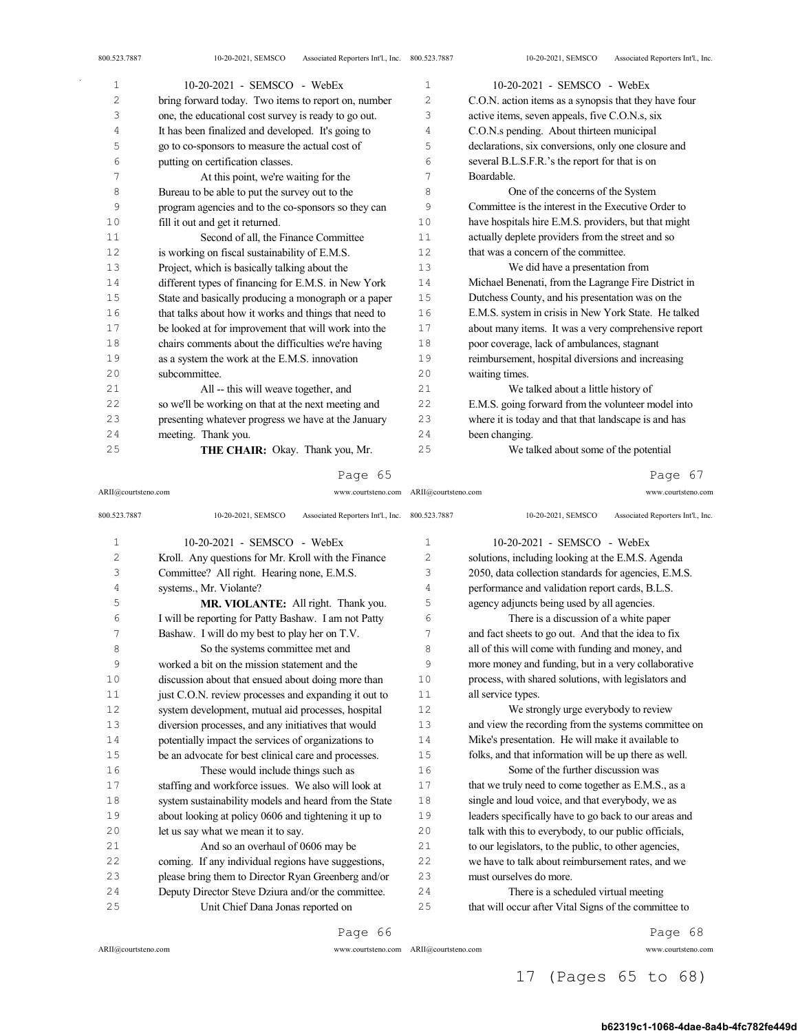bring forward today. Two items to report on, number one, the educational cost survey is ready to go out. It has been finalized and developed. It's going to go to co-sponsors to measure the actual cost of putting on certification classes.

At this point, we're waiting for the Bureau to be able to put the survey out to the program agencies and to the co-sponsors so they can fill it out and get it returned.

Second of all, the Finance Committee is working on fiscal sustainability of E.M.S. Project, which is basically talking about the different types of financing for E.M.S. in New York State and basically producing a monograph or a paper that talks about how it works and things that need to be looked at for improvement that will work into the chairs comments about the difficulties we're having as a system the work at the E.M.S. innovation subcommittee.

All -- this will weave together, and so we'll be working on that at the next meeting and presenting whatever progress we have at the January meeting. Thank you.

**THE CHAIR:** Okay. Thank you, Mr. Kroll. Any questions for Mr. Kroll with the Finance Committee? All right. Hearing none, E.M.S. systems., Mr. Violante?

**MR. VIOLANTE:** All right. Thank you. I will be reporting for Patty Bashaw. I am not Patty Bashaw. I will do my best to play her on T.V.

So the systems committee met and worked a bit on the mission statement and the discussion about that ensued about doing more than just C.O.N. review processes and expanding it out to system development, mutual aid processes, hospital diversion processes, and any initiatives that would potentially impact the services of organizations to be an advocate for best clinical care and processes.

These would include things such as staffing and workforce issues. We also will look at system sustainability models and heard from the State about looking at policy 0606 and tightening it up to let us say what we mean it to say.

And so an overhaul of 0606 may be coming. If any individual regions have suggestions, please bring them to Director Ryan Greenberg and/or Deputy Director Steve Dziura and/or the committee.

Unit Chief Dana Jonas reported on C.O.N. action items as a synopsis that they have four active items, seven appeals, five C.O.N.s, six C.O.N.s pending. About thirteen municipal declarations, six conversions, only one closure and several B.L.S.F.R.'s the report for that is on Boardable.

One of the concerns of the System Committee is the interest in the Executive Order to have hospitals hire E.M.S. providers, but that might actually deplete providers from the street and so that was a concern of the committee.

We did have a presentation from Michael Benenati, from the Lagrange Fire District in Dutchess County, and his presentation was on the E.M.S. system in crisis in New York State. He talked about many items. It was a very comprehensive report poor coverage, lack of ambulances, stagnant reimbursement, hospital diversions and increasing waiting times.

We talked about a little history of E.M.S. going forward from the volunteer model into where it is today and that that landscape is and has been changing.

We talked about some of the potential solutions, including looking at the E.M.S. Agenda 2050, data collection standards for agencies, E.M.S. performance and validation report cards, B.L.S. agency adjuncts being used by all agencies.

There is a discussion of a white paper and fact sheets to go out. And that the idea to fix all of this will come with funding and money, and more money and funding, but in a very collaborative process, with shared solutions, with legislators and all service types.

We strongly urge everybody to review and view the recording from the systems committee on Mike's presentation. He will make it available to folks, and that information will be up there as well.

Some of the further discussion was that we truly need to come together as E.M.S., as a single and loud voice, and that everybody, we as leaders specifically have to go back to our areas and talk with this to everybody, to our public officials, to our legislators, to the public, to other agencies, we have to talk about reimbursement rates, and we must ourselves do more.

There is a scheduled virtual meeting that will occur after Vital Signs of the committee to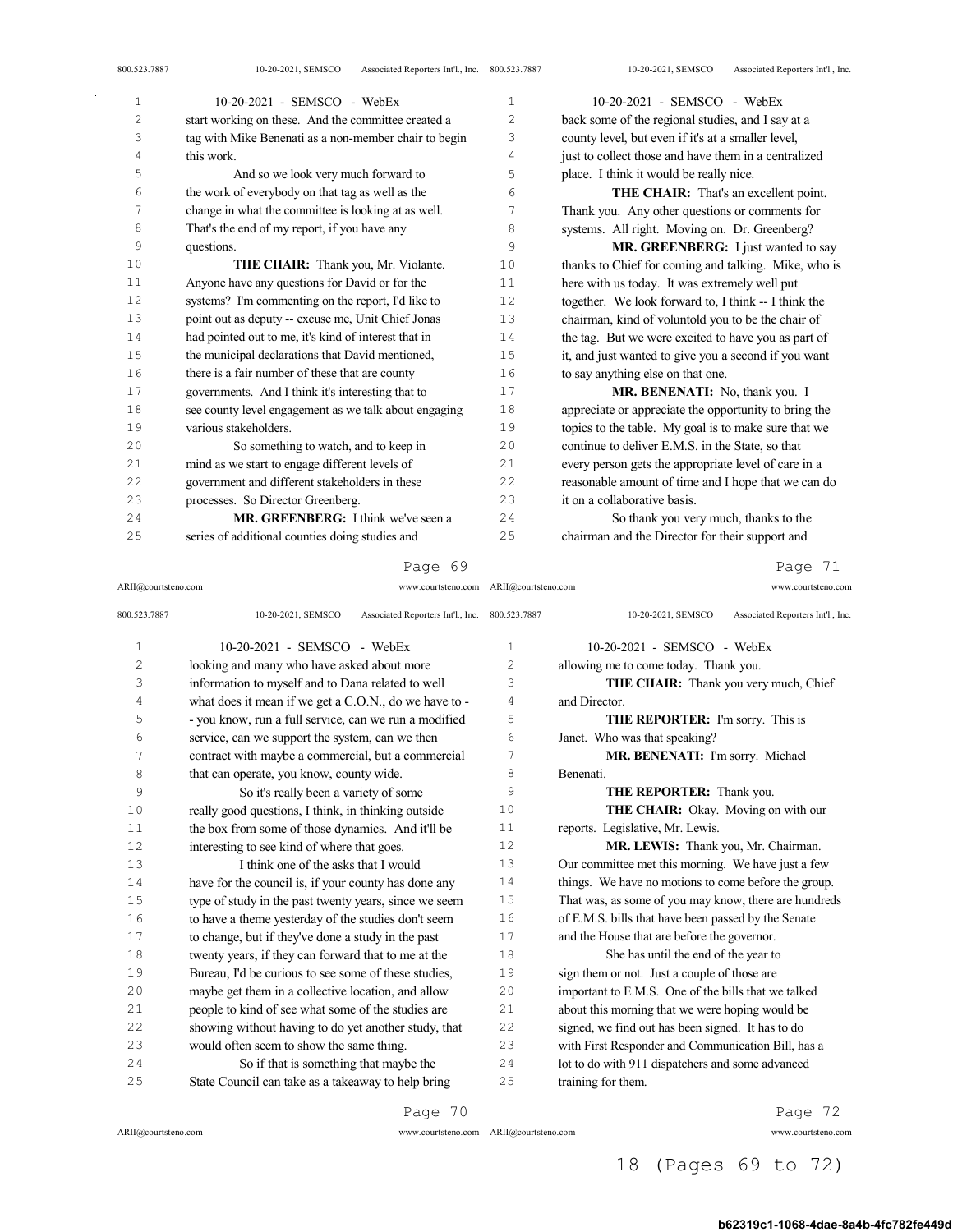start working on these. And the committee created a tag with Mike Benenati as a non-member chair to begin this work.

And so we look very much forward to the work of everybody on that tag as well as the change in what the committee is looking at as well. That's the end of my report, if you have any questions.

**THE CHAIR:** Thank you, Mr. Violante. Anyone have any questions for David or for the systems? I'm commenting on the report, I'd like to point out as deputy -- excuse me, Unit Chief Jonas had pointed out to me, it's kind of interest that in the municipal declarations that David mentioned, there is a fair number of these that are county governments. And I think it's interesting that to see county level engagement as we talk about engaging various stakeholders.

So something to watch, and to keep in mind as we start to engage different levels of government and different stakeholders in these processes. So Director Greenberg.

**MR. GREENBERG:** I think we've seen a series of additional counties doing studies and looking and many who have asked about more information to myself and to Dana related to well what does it mean if we get a C.O.N., do we have to - - you know, run a full service, can we run a modified service, can we support the system, can we then contract with maybe a commercial, but a commercial that can operate, you know, county wide.

So it's really been a variety of some really good questions, I think, in thinking outside the box from some of those dynamics. And it'll be interesting to see kind of where that goes.

I think one of the asks that I would have for the council is, if your county has done any type of study in the past twenty years, since we seem to have a theme yesterday of the studies don't seem to change, but if they've done a study in the past twenty years, if they can forward that to me at the Bureau, I'd be curious to see some of these studies, maybe get them in a collective location, and allow people to kind of see what some of the studies are showing without having to do yet another study, that would often seem to show the same thing.

So if that is something that maybe the State Council can take as a takeaway to help bring back some of the regional studies, and I say at a county level, but even if it's at a smaller level, just to collect those and have them in a centralized place. I think it would be really nice.

**THE CHAIR:** That's an excellent point. Thank you. Any other questions or comments for systems. All right. Moving on. Dr. Greenberg?

**MR. GREENBERG:** I just wanted to say thanks to Chief for coming and talking. Mike, who is here with us today. It was extremely well put together. We look forward to, I think -- I think the chairman, kind of voluntold you to be the chair of the tag. But we were excited to have you as part of it, and just wanted to give you a second if you want to say anything else on that one.

**MR. BENENATI:** No, thank you. I appreciate or appreciate the opportunity to bring the topics to the table. My goal is to make sure that we continue to deliver E.M.S. in the State, so that every person gets the appropriate level of care in a reasonable amount of time and I hope that we can do it on a collaborative basis.

So thank you very much, thanks to the chairman and the Director for their support and allowing me to come today. Thank you.

**THE CHAIR:** Thank you very much, Chief and Director.

**THE REPORTER:** I'm sorry. This is Janet. Who was that speaking?

**MR. BENENATI:** I'm sorry. Michael Benenati.

**THE REPORTER:** Thank you.

**THE CHAIR:** Okay. Moving on with our reports. Legislative, Mr. Lewis.

**MR. LEWIS:** Thank you, Mr. Chairman. Our committee met this morning. We have just a few things. We have no motions to come before the group. That was, as some of you may know, there are hundreds of E.M.S. bills that have been passed by the Senate and the House that are before the governor.

She has until the end of the year to sign them or not. Just a couple of those are important to E.M.S. One of the bills that we talked about this morning that we were hoping would be signed, we find out has been signed. It has to do with First Responder and Communication Bill, has a lot to do with 911 dispatchers and some advanced training for them.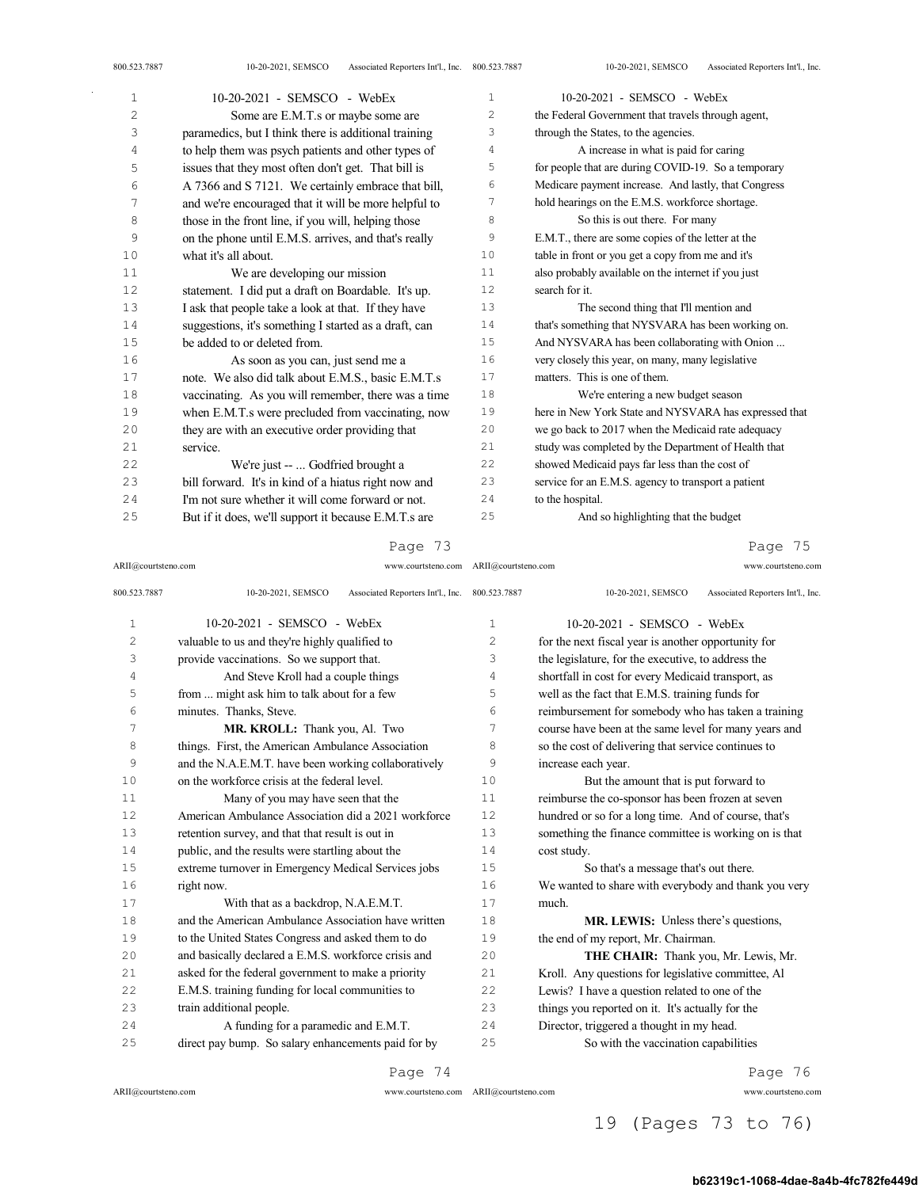Some are E.M.T.s or maybe some are paramedics, but I think there is additional training to help them was psych patients and other types of issues that they most often don't get. That bill is A 7366 and S 7121. We certainly embrace that bill, and we're encouraged that it will be more helpful to those in the front line, if you will, helping those on the phone until E.M.S. arrives, and that's really what it's all about.

We are developing our mission statement. I did put a draft on Boardable. It's up. I ask that people take a look at that. If they have suggestions, it's something I started as a draft, can be added to or deleted from.

As soon as you can, just send me a note. We also did talk about E.M.S., basic E.M.T.s vaccinating. As you will remember, there was a time when E.M.T.s were precluded from vaccinating, now they are with an executive order providing that service.

We're just -- ... Godfried brought a bill forward. It's in kind of a hiatus right now and I'm not sure whether it will come forward or not. But if it does, we'll support it because E.M.T.s are valuable to us and they're highly qualified to provide vaccinations. So we support that.

And Steve Kroll had a couple things from ... might ask him to talk about for a few minutes. Thanks, Steve.

**MR. KROLL:** Thank you, Al. Two things. First, the American Ambulance Association and the N.A.E.M.T. have been working collaboratively on the workforce crisis at the federal level.

Many of you may have seen that the American Ambulance Association did a 2021 workforce retention survey, and that that result is out in public, and the results were startling about the extreme turnover in Emergency Medical Services jobs right now.

With that as a backdrop, N.A.E.M.T. and the American Ambulance Association have written to the United States Congress and asked them to do and basically declared a E.M.S. workforce crisis and asked for the federal government to make a priority E.M.S. training funding for local communities to train additional people.

A funding for a paramedic and E.M.T. direct pay bump. So salary enhancements paid for by the Federal Government that travels through agent, through the States, to the agencies.

A increase in what is paid for caring for people that are during COVID-19. So a temporary Medicare payment increase. And lastly, that Congress hold hearings on the E.M.S. workforce shortage.

So this is out there. For many E.M.T., there are some copies of the letter at the table in front or you get a copy from me and it's also probably available on the internet if you just search for it.

The second thing that I'll mention and that's something that NYSVARA has been working on. And NYSVARA has been collaborating with Onion ... very closely this year, on many, many legislative matters. This is one of them.

We're entering a new budget season here in New York State and NYSVARA has expressed that we go back to 2017 when the Medicaid rate adequacy study was completed by the Department of Health that showed Medicaid pays far less than the cost of service for an E.M.S. agency to transport a patient to the hospital.

And so highlighting that the budget for the next fiscal year is another opportunity for the legislature, for the executive, to address the shortfall in cost for every Medicaid transport, as well as the fact that E.M.S. training funds for reimbursement for somebody who has taken a training course have been at the same level for many years and so the cost of delivering that service continues to increase each year.

But the amount that is put forward to reimburse the co-sponsor has been frozen at seven hundred or so for a long time. And of course, that's something the finance committee is working on is that cost study.

So that's a message that's out there. We wanted to share with everybody and thank you very much.

**MR. LEWIS:** Unless there's questions, the end of my report, Mr. Chairman.

**THE CHAIR:** Thank you, Mr. Lewis, Mr. Kroll. Any questions for legislative committee, Al Lewis? I have a question related to one of the things you reported on it. It's actually for the Director, triggered a thought in my head.

So with the vaccination capabilities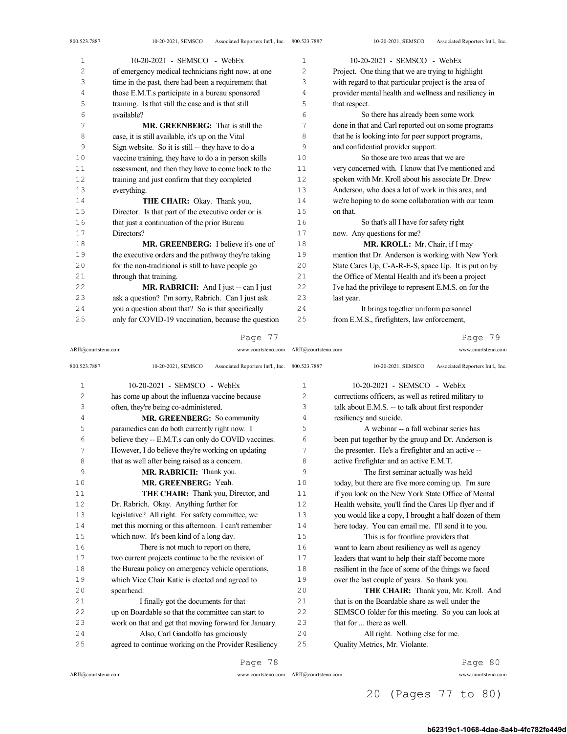of emergency medical technicians right now, at one time in the past, there had been a requirement that those E.M.T.s participate in a bureau sponsored training. Is that still the case and is that still available?

**MR. GREENBERG:** That is still the case, it is still available, it's up on the Vital Sign website. So it is still -- they have to do a vaccine training, they have to do a in person skills assessment, and then they have to come back to the training and just confirm that they completed everything.

**THE CHAIR:** Okay. Thank you, Director. Is that part of the executive order or is that just a continuation of the prior Bureau Directors?

**MR. GREENBERG:** I believe it's one of the executive orders and the pathway they're taking for the non-traditional is still to have people go through that training.

**MR. RABRICH:** And I just -- can I just ask a question? I'm sorry, Rabrich. Can I just ask you a question about that? So is that specifically only for COVID-19 vaccination, because the question has come up about the influenza vaccine because often, they're being co-administered.

**MR. GREENBERG:** So community paramedics can do both currently right now. I believe they -- E.M.T.s can only do COVID vaccines. However, I do believe they're working on updating that as well after being raised as a concern.

**MR. RABRICH:** Thank you.

**MR. GREENBERG:** Yeah.

**THE CHAIR:** Thank you, Director, and Dr. Rabrich. Okay. Anything further for legislative? All right. For safety committee, we met this morning or this afternoon. I can't remember which now. It's been kind of a long day.

There is not much to report on there, two current projects continue to be the revision of the Bureau policy on emergency vehicle operations, which Vice Chair Katie is elected and agreed to spearhead.

I finally got the documents for that up on Boardable so that the committee can start to work on that and get that moving forward for January.

Also, Carl Gandolfo has graciously agreed to continue working on the Provider Resiliency Project. One thing that we are trying to highlight with regard to that particular project is the area of provider mental health and wellness and resiliency in that respect.

So there has already been some work done in that and Carl reported out on some programs that he is looking into for peer support programs, and confidential provider support.

So those are two areas that we are very concerned with. I know that I've mentioned and spoken with Mr. Kroll about his associate Dr. Drew Anderson, who does a lot of work in this area, and we're hoping to do some collaboration with our team on that.

So that's all I have for safety right now. Any questions for me?

**MR. KROLL:** Mr. Chair, if I may mention that Dr. Anderson is working with New York State Cares Up, C-A-R-E-S, space Up. It is put on by the Office of Mental Health and it's been a project I've had the privilege to represent E.M.S. on for the last year.

It brings together uniform personnel from E.M.S., firefighters, law enforcement, corrections officers, as well as retired military to talk about E.M.S. -- to talk about first responder resiliency and suicide.

A webinar -- a fall webinar series has been put together by the group and Dr. Anderson is the presenter. He's a firefighter and an active -- active firefighter and an active E.M.T.

The first seminar actually was held today, but there are five more coming up. I'm sure if you look on the New York State Office of Mental Health website, you'll find the Cares Up flyer and if you would like a copy, I brought a half dozen of them here today. You can email me. I'll send it to you.

This is for frontline providers that want to learn about resiliency as well as agency leaders that want to help their staff become more resilient in the face of some of the things we faced over the last couple of years. So thank you.

**THE CHAIR:** Thank you, Mr. Kroll. And that is on the Boardable share as well under the SEMSCO folder for this meeting. So you can look at that for ... there as well.

All right. Nothing else for me. Quality Metrics, Mr. Violante.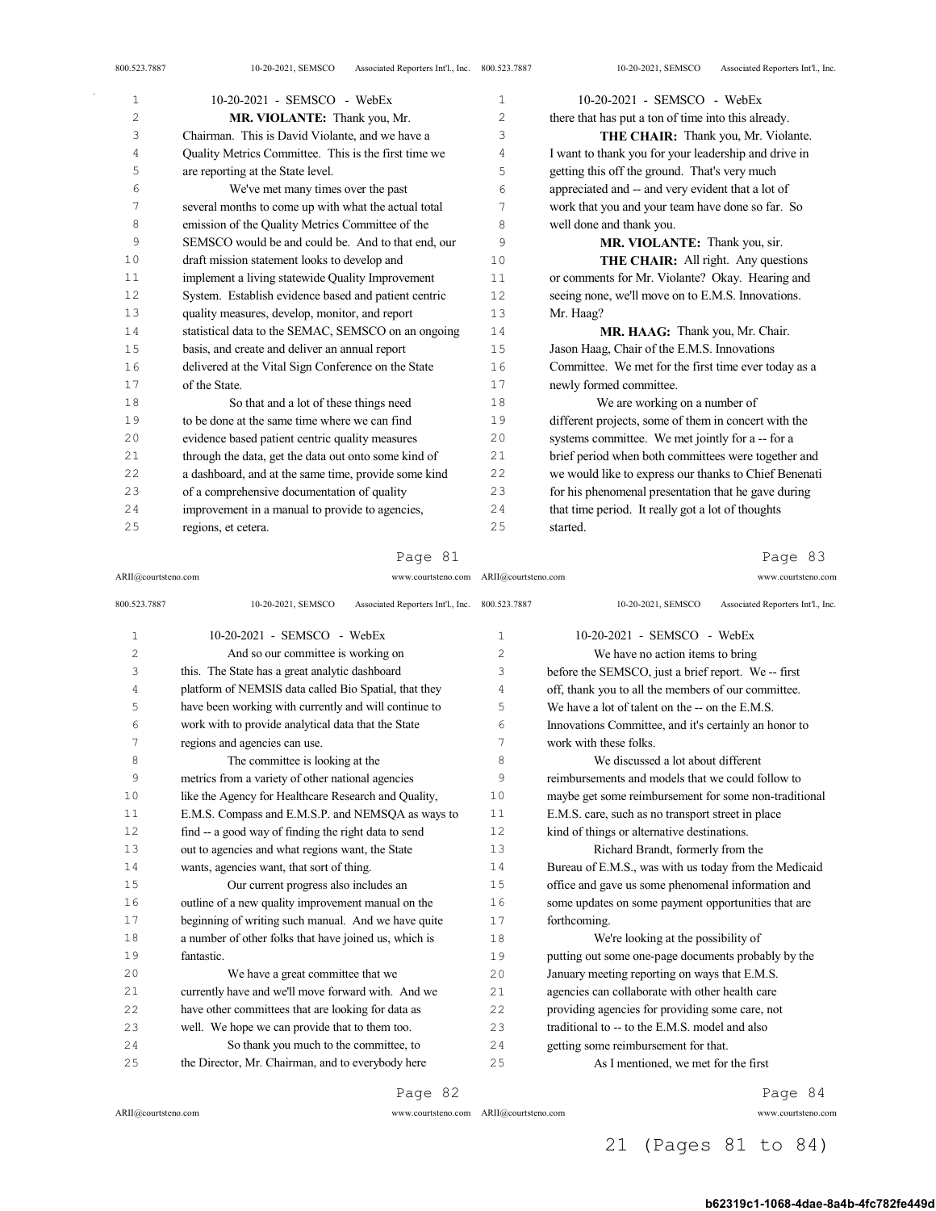**MR. VIOLANTE:** Thank you, Mr. Chairman. This is David Violante, and we have a Quality Metrics Committee. This is the first time we are reporting at the State level.

We've met many times over the past several months to come up with what the actual total emission of the Quality Metrics Committee of the SEMSCO would be and could be. And to that end, our draft mission statement looks to develop and implement a living statewide Quality Improvement System. Establish evidence based and patient centric quality measures, develop, monitor, and report statistical data to the SEMAC, SEMSCO on an ongoing basis, and create and deliver an annual report delivered at the Vital Sign Conference on the State of the State.

So that and a lot of these things need to be done at the same time where we can find evidence based patient centric quality measures through the data, get the data out onto some kind of a dashboard, and at the same time, provide some kind of a comprehensive documentation of quality improvement in a manual to provide to agencies, regions, et cetera.

And so our committee is working on this. The State has a great analytic dashboard platform of NEMSIS data called Bio Spatial, that they have been working with currently and will continue to work with to provide analytical data that the State regions and agencies can use.

The committee is looking at the metrics from a variety of other national agencies like the Agency for Healthcare Research and Quality, E.M.S. Compass and E.M.S.P. and NEMSQA as ways to find -- a good way of finding the right data to send out to agencies and what regions want, the State wants, agencies want, that sort of thing.

Our current progress also includes an outline of a new quality improvement manual on the beginning of writing such manual. And we have quite a number of other folks that have joined us, which is fantastic.

We have a great committee that we currently have and we'll move forward with. And we have other committees that are looking for data as well. We hope we can provide that to them too.

So thank you much to the committee, to the Director, Mr. Chairman, and to everybody here there that has put a ton of time into this already.

**THE CHAIR:** Thank you, Mr. Violante. I want to thank you for your leadership and drive in getting this off the ground. That's very much appreciated and -- and very evident that a lot of work that you and your team have done so far. So well done and thank you.

**MR. VIOLANTE:** Thank you, sir.

**THE CHAIR:** All right. Any questions or comments for Mr. Violante? Okay. Hearing and seeing none, we'll move on to E.M.S. Innovations. Mr. Haag?

**MR. HAAG:** Thank you, Mr. Chair. Jason Haag, Chair of the E.M.S. Innovations Committee. We met for the first time ever today as a newly formed committee.

We are working on a number of different projects, some of them in concert with the systems committee. We met jointly for a -- for a brief period when both committees were together and we would like to express our thanks to Chief Benenati for his phenomenal presentation that he gave during that time period. It really got a lot of thoughts started.

We have no action items to bring before the SEMSCO, just a brief report. We -- first off, thank you to all the members of our committee. We have a lot of talent on the -- on the E.M.S. Innovations Committee, and it's certainly an honor to work with these folks.

We discussed a lot about different reimbursements and models that we could follow to maybe get some reimbursement for some non-traditional E.M.S. care, such as no transport street in place kind of things or alternative destinations.

Richard Brandt, formerly from the Bureau of E.M.S., was with us today from the Medicaid office and gave us some phenomenal information and some updates on some payment opportunities that are forthcoming.

We're looking at the possibility of putting out some one-page documents probably by the January meeting reporting on ways that E.M.S. agencies can collaborate with other health care providing agencies for providing some care, not traditional to -- to the E.M.S. model and also getting some reimbursement for that.

As I mentioned, we met for the first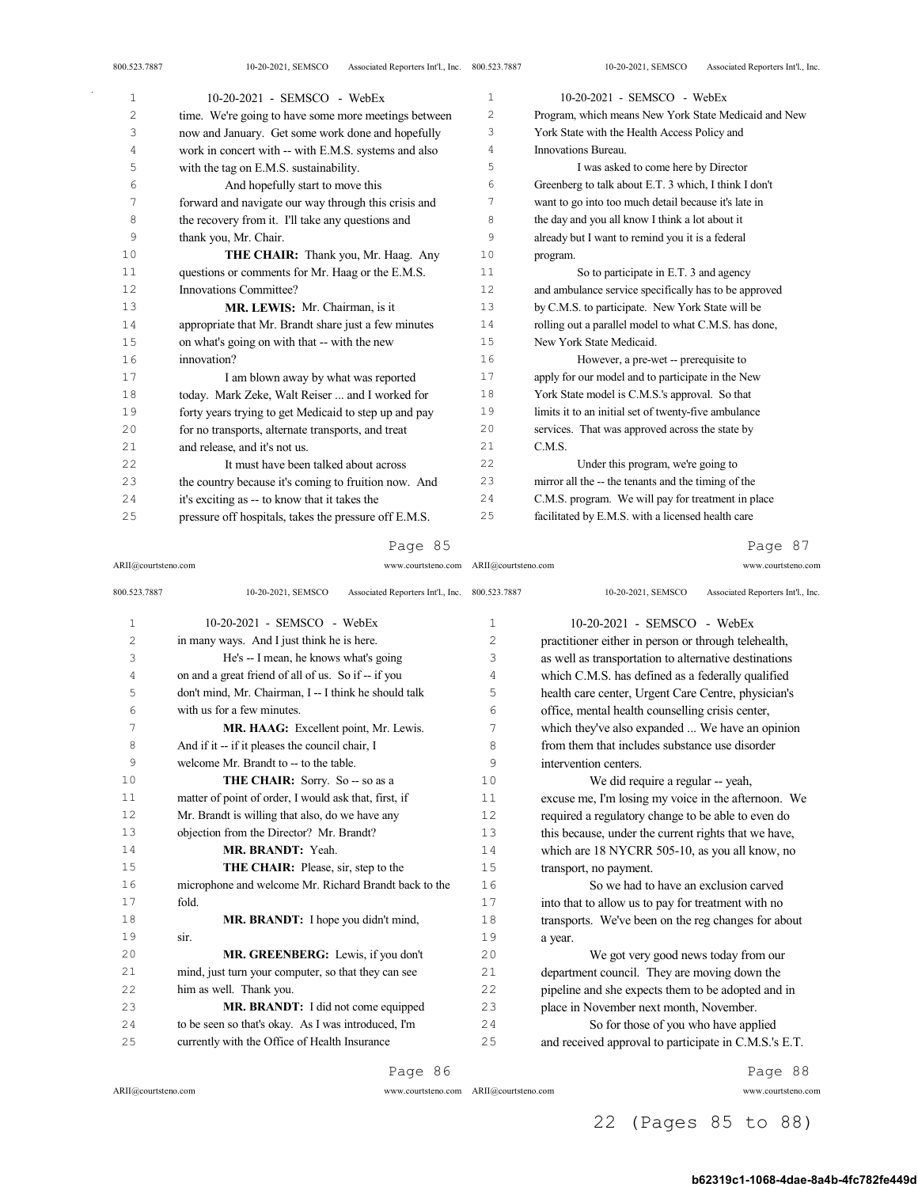time. We're going to have some more meetings between now and January. Get some work done and hopefully work in concert with -- with E.M.S. systems and also with the tag on E.M.S. sustainability.

And hopefully start to move this forward and navigate our way through this crisis and the recovery from it. I'll take any questions and thank you, Mr. Chair.

**THE CHAIR:** Thank you, Mr. Haag. Any questions or comments for Mr. Haag or the E.M.S. Innovations Committee?

**MR. LEWIS:** Mr. Chairman, is it appropriate that Mr. Brandt share just a few minutes on what's going on with that -- with the new innovation?

I am blown away by what was reported today. Mark Zeke, Walt Reiser ... and I worked for forty years trying to get Medicaid to step up and pay for no transports, alternate transports, and treat and release, and it's not us.

It must have been talked about across the country because it's coming to fruition now. And it's exciting as -- to know that it takes the pressure off hospitals, takes the pressure off E.M.S. in many ways. And I just think he is here.

He's -- I mean, he knows what's going on and a great friend of all of us. So if -- if you don't mind, Mr. Chairman, I -- I think he should talk with us for a few minutes.

**MR. HAAG:** Excellent point, Mr. Lewis. And if it -- if it pleases the council chair, I welcome Mr. Brandt to -- to the table.

**THE CHAIR:** Sorry. So -- so as a matter of point of order, I would ask that, first, if Mr. Brandt is willing that also, do we have any objection from the Director? Mr. Brandt?

**MR. BRANDT:** Yeah.

**THE CHAIR:** Please, sir, step to the microphone and welcome Mr. Richard Brandt back to the fold.

**MR. BRANDT:** I hope you didn't mind, sir.

**MR. GREENBERG:** Lewis, if you don't mind, just turn your computer, so that they can see him as well. Thank you.

**MR. BRANDT:** I did not come equipped to be seen so that's okay. As I was introduced, I'm currently with the Office of Health Insurance Program, which means New York State Medicaid and New York State with the Health Access Policy and Innovations Bureau.

I was asked to come here by Director Greenberg to talk about E.T. 3 which, I think I don't want to go into too much detail because it's late in the day and you all know I think a lot about it already but I want to remind you it is a federal program.

So to participate in E.T. 3 and agency and ambulance service specifically has to be approved by C.M.S. to participate. New York State will be rolling out a parallel model to what C.M.S. has done, New York State Medicaid.

However, a pre-wet -- prerequisite to apply for our model and to participate in the New York State model is C.M.S.'s approval. So that limits it to an initial set of twenty-five ambulance services. That was approved across the state by C.M.S.

Under this program, we're going to mirror all the -- the tenants and the timing of the C.M.S. program. We will pay for treatment in place facilitated by E.M.S. with a licensed health care practitioner either in person or through telehealth, as well as transportation to alternative destinations which C.M.S. has defined as a federally qualified health care center, Urgent Care Centre, physician's office, mental health counselling crisis center, which they've also expanded ... We have an opinion from them that includes substance use disorder intervention centers.

We did require a regular -- yeah, excuse me, I'm losing my voice in the afternoon. We required a regulatory change to be able to even do this because, under the current rights that we have, which are 18 NYCRR 505-10, as you all know, no transport, no payment.

So we had to have an exclusion carved into that to allow us to pay for treatment with no transports. We've been on the reg changes for about a year.

We got very good news today from our department council. They are moving down the pipeline and she expects them to be adopted and in place in November next month, November.

So for those of you who have applied and received approval to participate in C.M.S.'s E.T.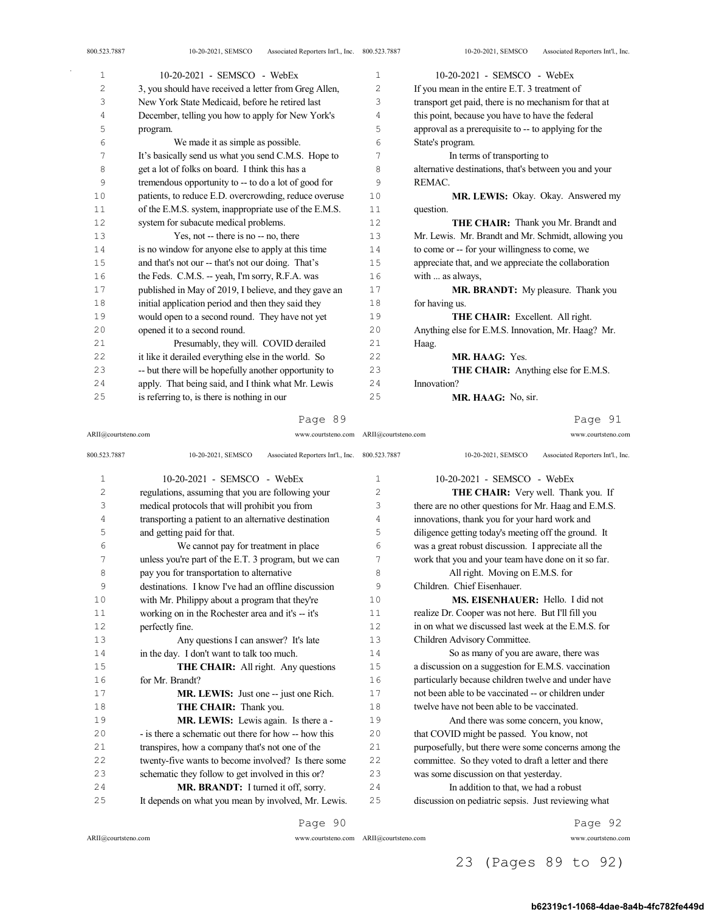3, you should have received a letter from Greg Allen, New York State Medicaid, before he retired last December, telling you how to apply for New York's program.

We made it as simple as possible. It's basically send us what you send C.M.S. Hope to get a lot of folks on board. I think this has a tremendous opportunity to -- to do a lot of good for patients, to reduce E.D. overcrowding, reduce overuse of the E.M.S. system, inappropriate use of the E.M.S. system for subacute medical problems.

Yes, not -- there is no -- no, there is no window for anyone else to apply at this time and that's not our -- that's not our doing. That's the Feds. C.M.S. -- yeah, I'm sorry, R.F.A. was published in May of 2019, I believe, and they gave an initial application period and then they said they would open to a second round. They have not yet opened it to a second round.

Presumably, they will. COVID derailed it like it derailed everything else in the world. So -- but there will be hopefully another opportunity to apply. That being said, and I think what Mr. Lewis is referring to, is there is nothing in our regulations, assuming that you are following your medical protocols that will prohibit you from transporting a patient to an alternative destination and getting paid for that.

We cannot pay for treatment in place unless you're part of the E.T. 3 program, but we can pay you for transportation to alternative destinations. I know I've had an offline discussion with Mr. Philippy about a program that they're working on in the Rochester area and it's -- it's perfectly fine.

Any questions I can answer? It's late in the day. I don't want to talk too much.

**THE CHAIR:** All right. Any questions for Mr. Brandt?

**MR. LEWIS:** Just one -- just one Rich.

**THE CHAIR:** Thank you.

**MR. LEWIS:** Lewis again. Is there a - - is there a schematic out there for how -- how this transpires, how a company that's not one of the twenty-five wants to become involved? Is there some schematic they follow to get involved in this or?

**MR. BRANDT:** I turned it off, sorry. It depends on what you mean by involved, Mr. Lewis. If you mean in the entire E.T. 3 treatment of transport get paid, there is no mechanism for that at this point, because you have to have the federal approval as a prerequisite to -- to applying for the State's program.

In terms of transporting to alternative destinations, that's between you and your REMAC.

**MR. LEWIS:** Okay. Okay. Answered my question.

**THE CHAIR:** Thank you Mr. Brandt and Mr. Lewis. Mr. Brandt and Mr. Schmidt, allowing you to come or -- for your willingness to come, we appreciate that, and we appreciate the collaboration with ... as always,

**MR. BRANDT:** My pleasure. Thank you for having us.

**THE CHAIR:** Excellent. All right. Anything else for E.M.S. Innovation, Mr. Haag? Mr. Haag.

**MR. HAAG:** Yes.

**THE CHAIR:** Anything else for E.M.S. Innovation?

**MR. HAAG:** No, sir.

**THE CHAIR:** Very well. Thank you. If there are no other questions for Mr. Haag and E.M.S. innovations, thank you for your hard work and diligence getting today's meeting off the ground. It was a great robust discussion. I appreciate all the work that you and your team have done on it so far.

All right. Moving on E.M.S. for Children. Chief Eisenhauer.

**MS. EISENHAUER:** Hello. I did not realize Dr. Cooper was not here. But I'll fill you in on what we discussed last week at the E.M.S. for Children Advisory Committee.

So as many of you are aware, there was a discussion on a suggestion for E.M.S. vaccination particularly because children twelve and under have not been able to be vaccinated -- or children under twelve have not been able to be vaccinated.

And there was some concern, you know, that COVID might be passed. You know, not purposefully, but there were some concerns among the committee. So they voted to draft a letter and there was some discussion on that yesterday.

In addition to that, we had a robust discussion on pediatric sepsis. Just reviewing what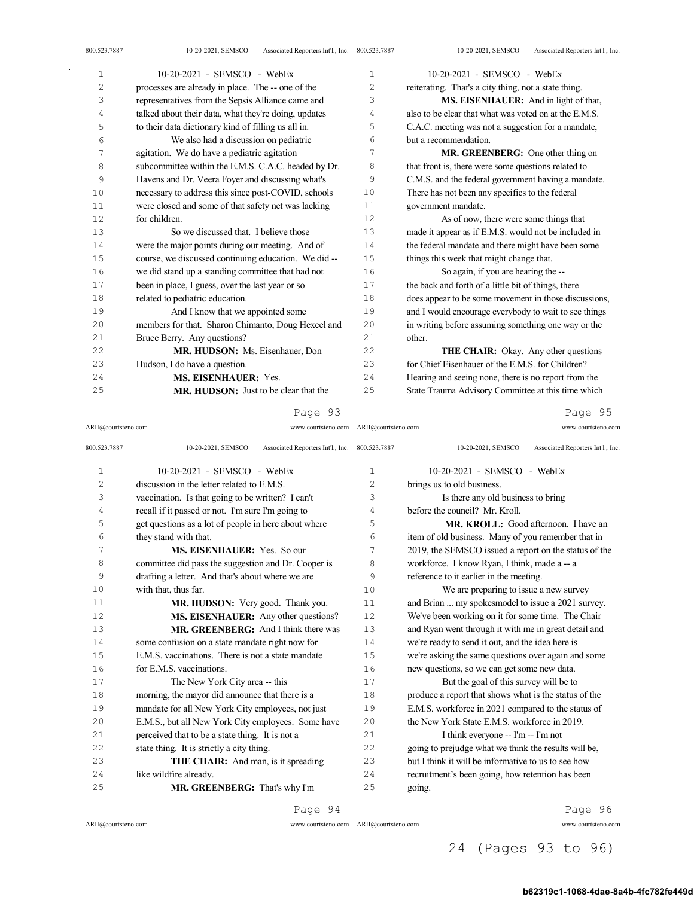processes are already in place. The -- one of the representatives from the Sepsis Alliance came and talked about their data, what they're doing, updates to their data dictionary kind of filling us all in.

We also had a discussion on pediatric agitation. We do have a pediatric agitation subcommittee within the E.M.S. C.A.C. headed by Dr. Havens and Dr. Veera Foyer and discussing what's necessary to address this since post-COVID, schools were closed and some of that safety net was lacking for children.

So we discussed that. I believe those were the major points during our meeting. And of course, we discussed continuing education. We did -- we did stand up a standing committee that had not been in place, I guess, over the last year or so related to pediatric education.

And I know that we appointed some members for that. Sharon Chimanto, Doug Hexcel and Bruce Berry. Any questions?

**MR. HUDSON:** Ms. Eisenhauer, Don Hudson, I do have a question.

**MS. EISENHAUER:** Yes.

**MR. HUDSON:** Just to be clear that the discussion in the letter related to E.M.S. vaccination. Is that going to be written? I can't recall if it passed or not. I'm sure I'm going to get questions as a lot of people in here about where they stand with that.

**MS. EISENHAUER:** Yes. So our committee did pass the suggestion and Dr. Cooper is drafting a letter. And that's about where we are with that, thus far.

**MR. HUDSON:** Very good. Thank you.

**MS. EISENHAUER:** Any other questions?

**MR. GREENBERG:** And I think there was some confusion on a state mandate right now for E.M.S. vaccinations. There is not a state mandate for E.M.S. vaccinations.

The New York City area -- this morning, the mayor did announce that there is a mandate for all New York City employees, not just E.M.S., but all New York City employees. Some have perceived that to be a state thing. It is not a state thing. It is strictly a city thing.

**THE CHAIR:** And man, is it spreading like wildfire already.

**MR. GREENBERG:** That's why I'm reiterating. That's a city thing, not a state thing.

**MS. EISENHAUER:** And in light of that, also to be clear that what was voted on at the E.M.S. C.A.C. meeting was not a suggestion for a mandate, but a recommendation.

**MR. GREENBERG:** One other thing on that front is, there were some questions related to C.M.S. and the federal government having a mandate. There has not been any specifics to the federal government mandate.

As of now, there were some things that made it appear as if E.M.S. would not be included in the federal mandate and there might have been some things this week that might change that.

So again, if you are hearing the -- the back and forth of a little bit of things, there does appear to be some movement in those discussions, and I would encourage everybody to wait to see things in writing before assuming something one way or the other.

**THE CHAIR:** Okay. Any other questions for Chief Eisenhauer of the E.M.S. for Children? Hearing and seeing none, there is no report from the State Trauma Advisory Committee at this time which brings us to old business.

Is there any old business to bring before the council? Mr. Kroll.

**MR. KROLL:** Good afternoon. I have an item of old business. Many of you remember that in 2019, the SEMSCO issued a report on the status of the workforce. I know Ryan, I think, made a -- a reference to it earlier in the meeting.

We are preparing to issue a new survey and Brian ... my spokesmodel to issue a 2021 survey. We've been working on it for some time. The Chair and Ryan went through it with me in great detail and we're ready to send it out, and the idea here is we're asking the same questions over again and some new questions, so we can get some new data.

But the goal of this survey will be to produce a report that shows what is the status of the E.M.S. workforce in 2021 compared to the status of the New York State E.M.S. workforce in 2019.

I think everyone -- I'm -- I'm not going to prejudge what we think the results will be, but I think it will be informative to us to see how recruitment's been going, how retention has been going.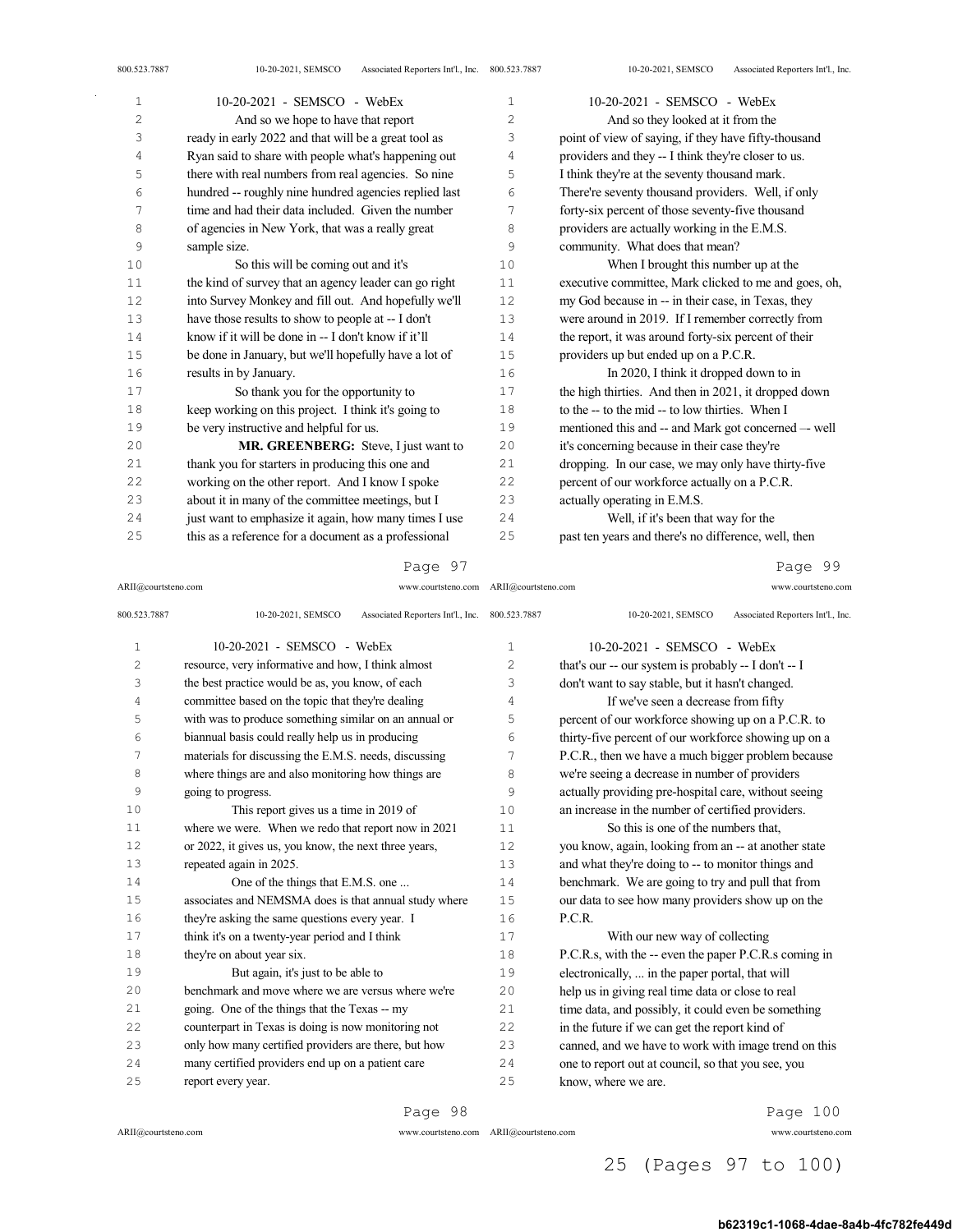And so we hope to have that report ready in early 2022 and that will be a great tool as Ryan said to share with people what's happening out there with real numbers from real agencies. So nine hundred -- roughly nine hundred agencies replied last time and had their data included. Given the number of agencies in New York, that was a really great sample size.

So this will be coming out and it's the kind of survey that an agency leader can go right into Survey Monkey and fill out. And hopefully we'll have those results to show to people at -- I don't know if it will be done in -- I don't know if it'll be done in January, but we'll hopefully have a lot of results in by January.

So thank you for the opportunity to keep working on this project. I think it's going to be very instructive and helpful for us.

**MR. GREENBERG:** Steve, I just want to thank you for starters in producing this one and working on the other report. And I know I spoke about it in many of the committee meetings, but I just want to emphasize it again, how many times I use this as a reference for a document as a professional resource, very informative and how, I think almost the best practice would be as, you know, of each committee based on the topic that they're dealing with was to produce something similar on an annual or biannual basis could really help us in producing materials for discussing the E.M.S. needs, discussing where things are and also monitoring how things are going to progress.

This report gives us a time in 2019 of where we were. When we redo that report now in 2021 or 2022, it gives us, you know, the next three years, repeated again in 2025.

One of the things that E.M.S. one ... associates and NEMSMA does is that annual study where they're asking the same questions every year. I think it's on a twenty-year period and I think they're on about year six.

But again, it's just to be able to benchmark and move where we are versus where we're going. One of the things that the Texas -- my counterpart in Texas is doing is now monitoring not only how many certified providers are there, but how many certified providers end up on a patient care report every year.

And so they looked at it from the point of view of saying, if they have fifty-thousand providers and they -- I think they're closer to us. I think they're at the seventy thousand mark. There're seventy thousand providers. Well, if only forty-six percent of those seventy-five thousand providers are actually working in the E.M.S. community. What does that mean?

When I brought this number up at the executive committee, Mark clicked to me and goes, oh, my God because in -- in their case, in Texas, they were around in 2019. If I remember correctly from the report, it was around forty-six percent of their providers up but ended up on a P.C.R.

In 2020, I think it dropped down to in the high thirties. And then in 2021, it dropped down to the -- to the mid -- to low thirties. When I mentioned this and -- and Mark got concerned –- well it's concerning because in their case they're dropping. In our case, we may only have thirty-five percent of our workforce actually on a P.C.R. actually operating in E.M.S.

Well, if it's been that way for the past ten years and there's no difference, well, then that's our -- our system is probably -- I don't -- I don't want to say stable, but it hasn't changed.

If we've seen a decrease from fifty percent of our workforce showing up on a P.C.R. to thirty-five percent of our workforce showing up on a P.C.R., then we have a much bigger problem because we're seeing a decrease in number of providers actually providing pre-hospital care, without seeing an increase in the number of certified providers.

So this is one of the numbers that, you know, again, looking from an -- at another state and what they're doing to -- to monitor things and benchmark. We are going to try and pull that from our data to see how many providers show up on the P.C.R.

With our new way of collecting P.C.R.s, with the -- even the paper P.C.R.s coming in electronically, ... in the paper portal, that will help us in giving real time data or close to real time data, and possibly, it could even be something in the future if we can get the report kind of canned, and we have to work with image trend on this one to report out at council, so that you see, you know, where we are.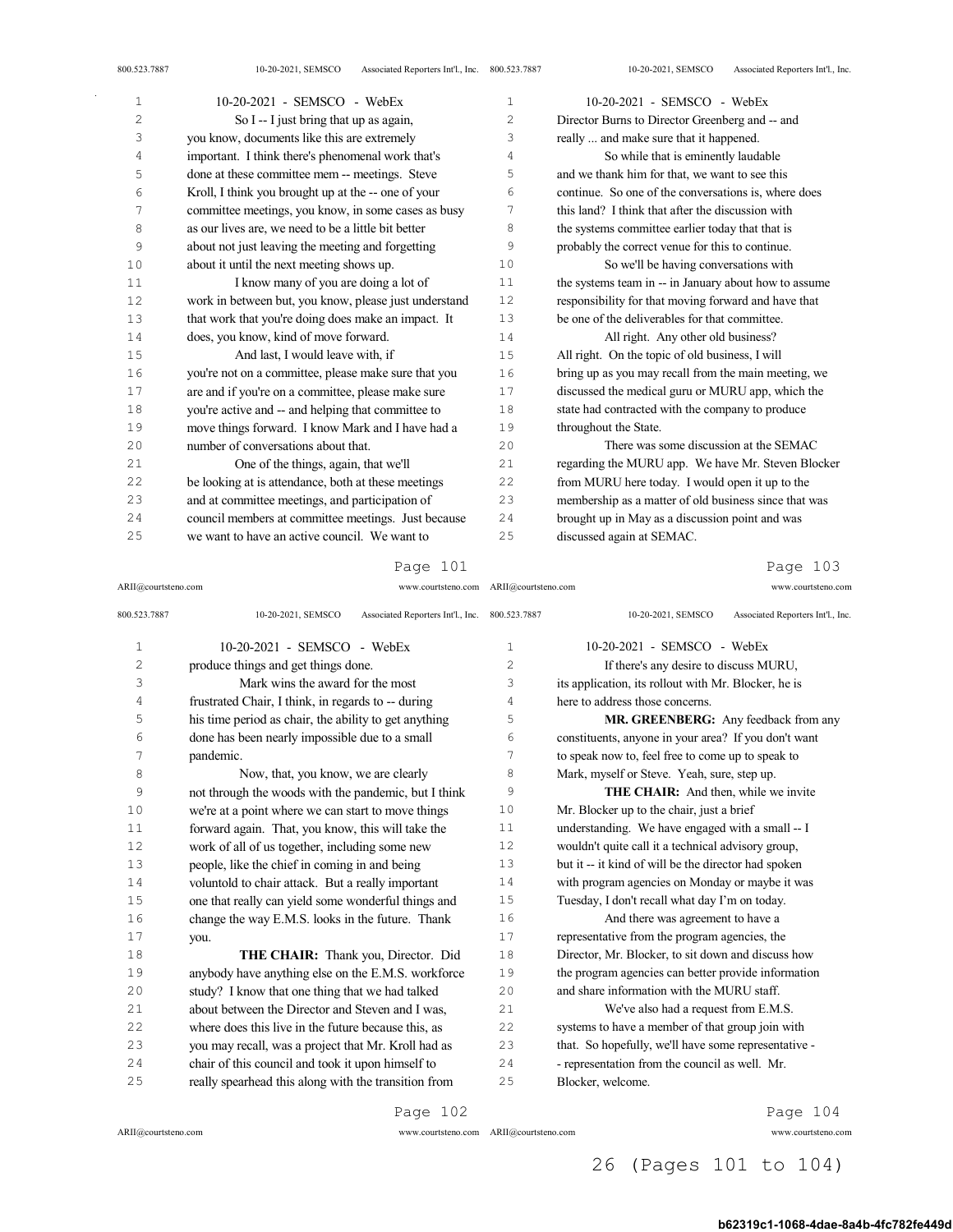So I -- I just bring that up as again, you know, documents like this are extremely important. I think there's phenomenal work that's done at these committee mem -- meetings. Steve Kroll, I think you brought up at the -- one of your committee meetings, you know, in some cases as busy as our lives are, we need to be a little bit better about not just leaving the meeting and forgetting about it until the next meeting shows up.

I know many of you are doing a lot of work in between but, you know, please just understand that work that you're doing does make an impact. It does, you know, kind of move forward.

And last, I would leave with, if you're not on a committee, please make sure that you are and if you're on a committee, please make sure you're active and -- and helping that committee to move things forward. I know Mark and I have had a number of conversations about that.

One of the things, again, that we'll be looking at is attendance, both at these meetings and at committee meetings, and participation of council members at committee meetings. Just because we want to have an active council. We want to produce things and get things done.

Mark wins the award for the most frustrated Chair, I think, in regards to -- during his time period as chair, the ability to get anything done has been nearly impossible due to a small pandemic.

Now, that, you know, we are clearly not through the woods with the pandemic, but I think we're at a point where we can start to move things forward again. That, you know, this will take the work of all of us together, including some new people, like the chief in coming in and being voluntold to chair attack. But a really important one that really can yield some wonderful things and change the way E.M.S. looks in the future. Thank you.

**THE CHAIR:** Thank you, Director. Did anybody have anything else on the E.M.S. workforce study? I know that one thing that we had talked about between the Director and Steven and I was, where does this live in the future because this, as you may recall, was a project that Mr. Kroll had as chair of this council and took it upon himself to really spearhead this along with the transition from Director Burns to Director Greenberg and -- and really ... and make sure that it happened.

So while that is eminently laudable and we thank him for that, we want to see this continue. So one of the conversations is, where does this land? I think that after the discussion with the systems committee earlier today that that is probably the correct venue for this to continue.

So we'll be having conversations with the systems team in -- in January about how to assume responsibility for that moving forward and have that be one of the deliverables for that committee.

All right. Any other old business? All right. On the topic of old business, I will bring up as you may recall from the main meeting, we discussed the medical guru or MURU app, which the state had contracted with the company to produce throughout the State.

There was some discussion at the SEMAC regarding the MURU app. We have Mr. Steven Blocker from MURU here today. I would open it up to the membership as a matter of old business since that was brought up in May as a discussion point and was discussed again at SEMAC.

If there's any desire to discuss MURU, its application, its rollout with Mr. Blocker, he is here to address those concerns.

**MR. GREENBERG:** Any feedback from any constituents, anyone in your area? If you don't want to speak now to, feel free to come up to speak to Mark, myself or Steve. Yeah, sure, step up.

**THE CHAIR:** And then, while we invite Mr. Blocker up to the chair, just a brief understanding. We have engaged with a small -- I wouldn't quite call it a technical advisory group, but it -- it kind of will be the director had spoken with program agencies on Monday or maybe it was Tuesday, I don't recall what day I'm on today.

And there was agreement to have a representative from the program agencies, the Director, Mr. Blocker, to sit down and discuss how the program agencies can better provide information and share information with the MURU staff.

We've also had a request from E.M.S. systems to have a member of that group join with that. So hopefully, we'll have some representative -- representation from the council as well. Mr. Blocker, welcome.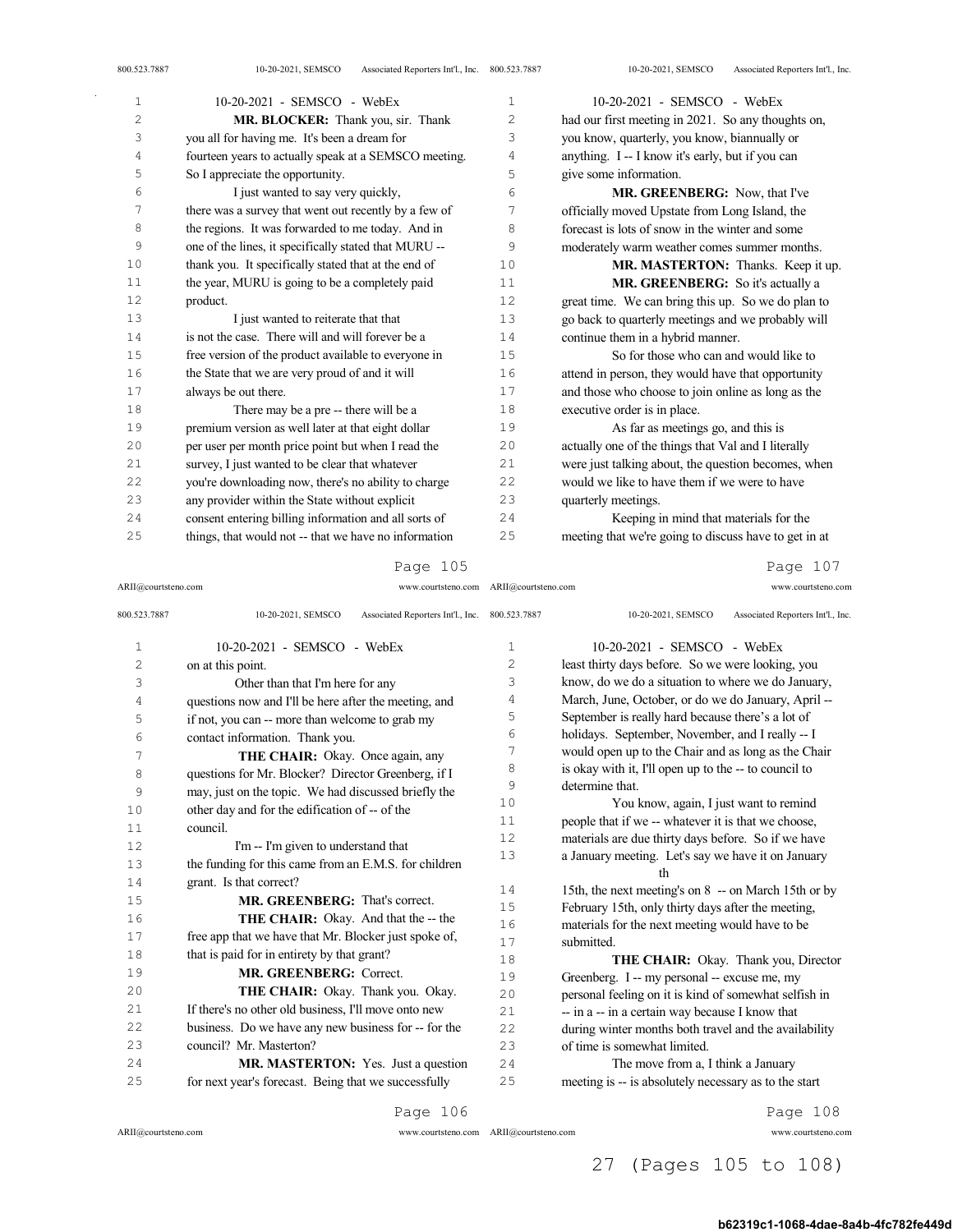**MR. BLOCKER:** Thank you, sir. Thank you all for having me. It's been a dream for fourteen years to actually speak at a SEMSCO meeting. So I appreciate the opportunity.

I just wanted to say very quickly, there was a survey that went out recently by a few of the regions. It was forwarded to me today. And in one of the lines, it specifically stated that MURU -- thank you. It specifically stated that at the end of the year, MURU is going to be a completely paid product.

I just wanted to reiterate that that is not the case. There will and will forever be a free version of the product available to everyone in the State that we are very proud of and it will always be out there.

There may be a pre -- there will be a premium version as well later at that eight dollar per user per month price point but when I read the survey, I just wanted to be clear that whatever you're downloading now, there's no ability to charge any provider within the State without explicit consent entering billing information and all sorts of things, that would not -- that we have no information on at this point.

Other than that I'm here for any questions now and I'll be here after the meeting, and if not, you can -- more than welcome to grab my contact information. Thank you.

**THE CHAIR:** Okay. Once again, any questions for Mr. Blocker? Director Greenberg, if I may, just on the topic. We had discussed briefly the other day and for the edification of -- of the council.

I'm -- I'm given to understand that the funding for this came from an E.M.S. for children grant. Is that correct?

**MR. GREENBERG:** That's correct.

**THE CHAIR:** Okay. And that the -- the free app that we have that Mr. Blocker just spoke of, that is paid for in entirety by that grant?

**MR. GREENBERG:** Correct.

**THE CHAIR:** Okay. Thank you. Okay. If there's no other old business, I'll move onto new business. Do we have any new business for -- for the council? Mr. Masterton?

**MR. MASTERTON:** Yes. Just a question for next year's forecast. Being that we successfully had our first meeting in 2021. So any thoughts on, you know, quarterly, you know, biannually or anything. I -- I know it's early, but if you can give some information.

**MR. GREENBERG:** Now, that I've officially moved Upstate from Long Island, the forecast is lots of snow in the winter and some moderately warm weather comes summer months.

**MR. MASTERTON:** Thanks. Keep it up.

**MR. GREENBERG:** So it's actually a great time. We can bring this up. So we do plan to go back to quarterly meetings and we probably will continue them in a hybrid manner.

So for those who can and would like to attend in person, they would have that opportunity and those who choose to join online as long as the executive order is in place.

As far as meetings go, and this is actually one of the things that Val and I literally were just talking about, the question becomes, when would we like to have them if we were to have quarterly meetings.

Keeping in mind that materials for the meeting that we're going to discuss have to get in at least thirty days before. So we were looking, you know, do we do a situation to where we do January, March, June, October, or do we do January, April -- September is really hard because there's a lot of holidays. September, November, and I really -- I would open up to the Chair and as long as the Chair is okay with it, I'll open up to the -- to council to determine that.

You know, again, I just want to remind people that if we -- whatever it is that we choose, materials are due thirty days before. So if we have a January meeting. Let's say we have it on January 15th, the next meeting's on 8th -- on March 15th or by February 15th, only thirty days after the meeting, materials for the next meeting would have to be submitted.

**THE CHAIR:** Okay. Thank you, Director Greenberg. I -- my personal -- excuse me, my personal feeling on it is kind of somewhat selfish in -- in a -- in a certain way because I know that during winter months both travel and the availability of time is somewhat limited.

The move from a, I think a January meeting is -- is absolutely necessary as to the start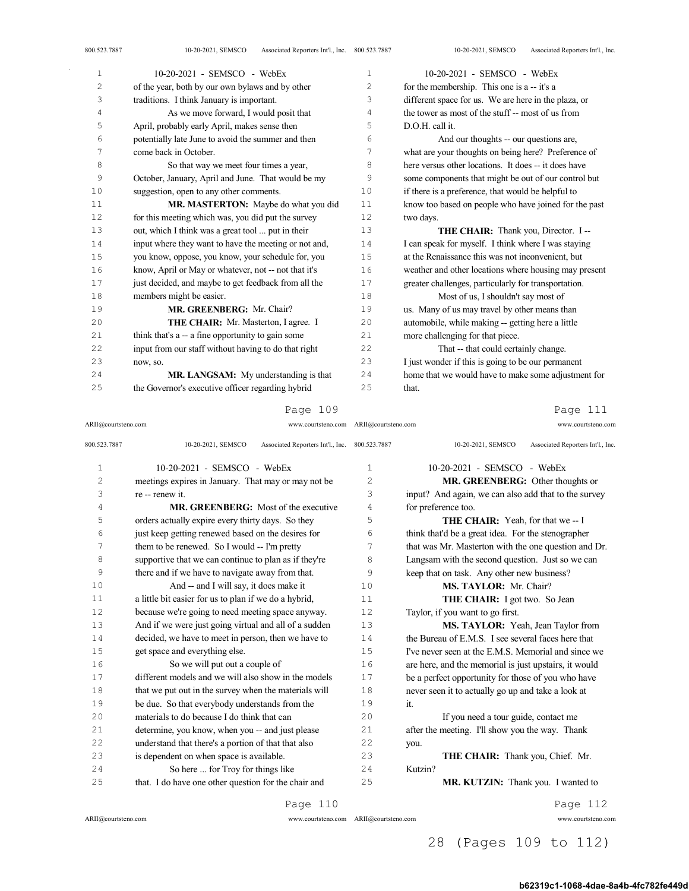of the year, both by our own bylaws and by other traditions. I think January is important.

As we move forward, I would posit that April, probably early April, makes sense then potentially late June to avoid the summer and then come back in October.

So that way we meet four times a year, October, January, April and June. That would be my suggestion, open to any other comments.

**MR. MASTERTON:** Maybe do what you did for this meeting which was, you did put the survey out, which I think was a great tool ... put in their input where they want to have the meeting or not and, you know, oppose, you know, your schedule for, you know, April or May or whatever, not -- not that it's just decided, and maybe to get feedback from all the members might be easier.

**MR. GREENBERG:** Mr. Chair?

**THE CHAIR:** Mr. Masterton, I agree. I think that's a -- a fine opportunity to gain some input from our staff without having to do that right now, so.

**MR. LANGSAM:** My understanding is that the Governor's executive officer regarding hybrid meetings expires in January. That may or may not be re -- renew it.

**MR. GREENBERG:** Most of the executive orders actually expire every thirty days. So they just keep getting renewed based on the desires for them to be renewed. So I would -- I'm pretty supportive that we can continue to plan as if they're there and if we have to navigate away from that.

And -- and I will say, it does make it a little bit easier for us to plan if we do a hybrid, because we're going to need meeting space anyway. And if we were just going virtual and all of a sudden decided, we have to meet in person, then we have to get space and everything else.

So we will put out a couple of different models and we will also show in the models that we put out in the survey when the materials will be due. So that everybody understands from the materials to do because I do think that can determine, you know, when you -- and just please understand that there's a portion of that that also is dependent on when space is available.

So here ... for Troy for things like that. I do have one other question for the chair and for the membership. This one is a -- it's a different space for us. We are here in the plaza, or the tower as most of the stuff -- most of us from D.O.H. call it.

And our thoughts -- our questions are, what are your thoughts on being here? Preference of here versus other locations. It does -- it does have some components that might be out of our control but if there is a preference, that would be helpful to know too based on people who have joined for the past two days.

**THE CHAIR:** Thank you, Director. I -- I can speak for myself. I think where I was staying at the Renaissance this was not inconvenient, but weather and other locations where housing may present greater challenges, particularly for transportation.

Most of us, I shouldn't say most of us. Many of us may travel by other means than automobile, while making -- getting here a little more challenging for that piece.

That -- that could certainly change. I just wonder if this is going to be our permanent home that we would have to make some adjustment for that.

**MR. GREENBERG:** Other thoughts or input? And again, we can also add that to the survey for preference too.

**THE CHAIR:** Yeah, for that we -- I think that'd be a great idea. For the stenographer that was Mr. Masterton with the one question and Dr. Langsam with the second question. Just so we can keep that on task. Any other new business?

**MS. TAYLOR:** Mr. Chair?

**THE CHAIR:** I got two. So Jean Taylor, if you want to go first.

**MS. TAYLOR:** Yeah, Jean Taylor from the Bureau of E.M.S. I see several faces here that I've never seen at the E.M.S. Memorial and since we are here, and the memorial is just upstairs, it would be a perfect opportunity for those of you who have never seen it to actually go up and take a look at it.

If you need a tour guide, contact me after the meeting. I'll show you the way. Thank you.

**THE CHAIR:** Thank you, Chief. Mr. Kutzin?

**MR. KUTZIN:** Thank you. I wanted to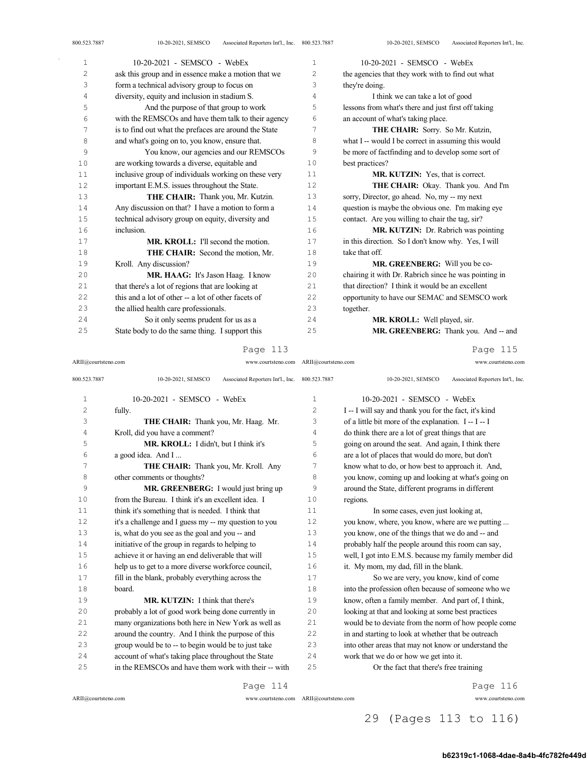ask this group and in essence make a motion that we form a technical advisory group to focus on diversity, equity and inclusion in stadium S.

And the purpose of that group to work with the REMSCOs and have them talk to their agency is to find out what the prefaces are around the State and what's going on to, you know, ensure that.

You know, our agencies and our REMSCOs are working towards a diverse, equitable and inclusive group of individuals working on these very important E.M.S. issues throughout the State.

**THE CHAIR:** Thank you, Mr. Kutzin. Any discussion on that? I have a motion to form a technical advisory group on equity, diversity and inclusion.

**MR. KROLL:** I'll second the motion.

**THE CHAIR:** Second the motion, Mr. Kroll. Any discussion?

**MR. HAAG:** It's Jason Haag. I know that there's a lot of regions that are looking at this and a lot of other -- a lot of other facets of the allied health care professionals.

So it only seems prudent for us as a State body to do the same thing. I support this fully.

**THE CHAIR:** Thank you, Mr. Haag. Mr. Kroll, did you have a comment?

**MR. KROLL:** I didn't, but I think it's a good idea. And I ...

**THE CHAIR:** Thank you, Mr. Kroll. Any other comments or thoughts?

**MR. GREENBERG:** I would just bring up from the Bureau. I think it's an excellent idea. I think it's something that is needed. I think that it's a challenge and I guess my -- my question to you is, what do you see as the goal and you -- and initiative of the group in regards to helping to achieve it or having an end deliverable that will help us to get to a more diverse workforce council, fill in the blank, probably everything across the board.

**MR. KUTZIN:** I think that there's probably a lot of good work being done currently in many organizations both here in New York as well as around the country. And I think the purpose of this group would be to -- to begin would be to just take account of what's taking place throughout the State in the REMSCOs and have them work with their -- with the agencies that they work with to find out what they're doing.

I think we can take a lot of good lessons from what's there and just first off taking an account of what's taking place.

**THE CHAIR:** Sorry. So Mr. Kutzin, what I -- would I be correct in assuming this would be more of factfinding and to develop some sort of best practices?

**MR. KUTZIN:** Yes, that is correct.

**THE CHAIR:** Okay. Thank you. And I'm sorry, Director, go ahead. No, my -- my next question is maybe the obvious one. I'm making eye contact. Are you willing to chair the tag, sir?

**MR. KUTZIN:** Dr. Rabrich was pointing in this direction. So I don't know why. Yes, I will take that off.

**MR. GREENBERG:** Will you be co-chairing it with Dr. Rabrich since he was pointing in that direction? I think it would be an excellent opportunity to have our SEMAC and SEMSCO work together.

**MR. KROLL:** Well played, sir.

**MR. GREENBERG:** Thank you. And -- and I -- I will say and thank you for the fact, it's kind of a little bit more of the explanation. I -- I -- I do think there are a lot of great things that are going on around the seat. And again, I think there are a lot of places that would do more, but don't know what to do, or how best to approach it. And, you know, coming up and looking at what's going on around the State, different programs in different regions.

In some cases, even just looking at, you know, where, you know, where are we putting ... you know, one of the things that we do and -- and probably half the people around this room can say, well, I got into E.M.S. because my family member did it. My mom, my dad, fill in the blank.

So we are very, you know, kind of come into the profession often because of someone who we know, often a family member. And part of, I think, looking at that and looking at some best practices would be to deviate from the norm of how people come in and starting to look at whether that be outreach into other areas that may not know or understand the work that we do or how we get into it.

Or the fact that there's free training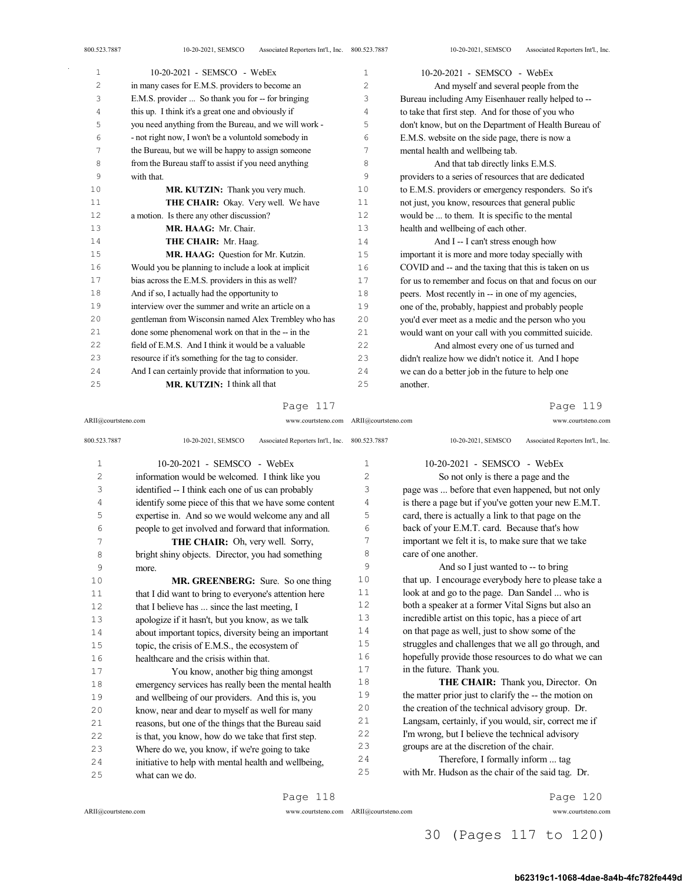in many cases for E.M.S. providers to become an E.M.S. provider ... So thank you for -- for bringing this up. I think it's a great one and obviously if you need anything from the Bureau, and we will work - - not right now, I won't be a voluntold somebody in the Bureau, but we will be happy to assign someone from the Bureau staff to assist if you need anything with that.

**MR. KUTZIN:** Thank you very much.

**THE CHAIR:** Okay. Very well. We have a motion. Is there any other discussion?

**MR. HAAG:** Mr. Chair.

**THE CHAIR:** Mr. Haag.

**MR. HAAG:** Question for Mr. Kutzin. Would you be planning to include a look at implicit bias across the E.M.S. providers in this as well? And if so, I actually had the opportunity to interview over the summer and write an article on a gentleman from Wisconsin named Alex Trembley who has done some phenomenal work on that in the -- in the field of E.M.S. And I think it would be a valuable resource if it's something for the tag to consider. And I can certainly provide that information to you.

**MR. KUTZIN:** I think all that information would be welcomed. I think like you identified -- I think each one of us can probably identify some piece of this that we have some content expertise in. And so we would welcome any and all people to get involved and forward that information.

**THE CHAIR:** Oh, very well. Sorry, bright shiny objects. Director, you had something more.

**MR. GREENBERG:** Sure. So one thing that I did want to bring to everyone's attention here that I believe has ... since the last meeting, I apologize if it hasn't, but you know, as we talk about important topics, diversity being an important topic, the crisis of E.M.S., the ecosystem of healthcare and the crisis within that.

You know, another big thing amongst emergency services has really been the mental health and wellbeing of our providers. And this is, you know, near and dear to myself as well for many reasons, but one of the things that the Bureau said is that, you know, how do we take that first step. Where do we, you know, if we're going to take initiative to help with mental health and wellbeing, what can we do.

And myself and several people from the Bureau including Amy Eisenhauer really helped to -- to take that first step. And for those of you who don't know, but on the Department of Health Bureau of E.M.S. website on the side page, there is now a mental health and wellbeing tab.

And that tab directly links E.M.S. providers to a series of resources that are dedicated to E.M.S. providers or emergency responders. So it's not just, you know, resources that general public would be ... to them. It is specific to the mental health and wellbeing of each other.

And I -- I can't stress enough how important it is more and more today specially with COVID and -- and the taxing that this is taken on us for us to remember and focus on that and focus on our peers. Most recently in -- in one of my agencies, one of the, probably, happiest and probably people you'd ever meet as a medic and the person who you would want on your call with you committed suicide.

And almost every one of us turned and didn't realize how we didn't notice it. And I hope we can do a better job in the future to help one another.

So not only is there a page and the page was ... before that even happened, but not only is there a page but if you've gotten your new E.M.T. card, there is actually a link to that page on the back of your E.M.T. card. Because that's how important we felt it is, to make sure that we take care of one another.

And so I just wanted to -- to bring that up. I encourage everybody here to please take a look at and go to the page. Dan Sandel ... who is both a speaker at a former Vital Signs but also an incredible artist on this topic, has a piece of art on that page as well, just to show some of the struggles and challenges that we all go through, and hopefully provide those resources to do what we can in the future. Thank you.

**THE CHAIR:** Thank you, Director. On the matter prior just to clarify the -- the motion on the creation of the technical advisory group. Dr. Langsam, certainly, if you would, sir, correct me if I'm wrong, but I believe the technical advisory groups are at the discretion of the chair.

Therefore, I formally inform ... tag with Mr. Hudson as the chair of the said tag. Dr.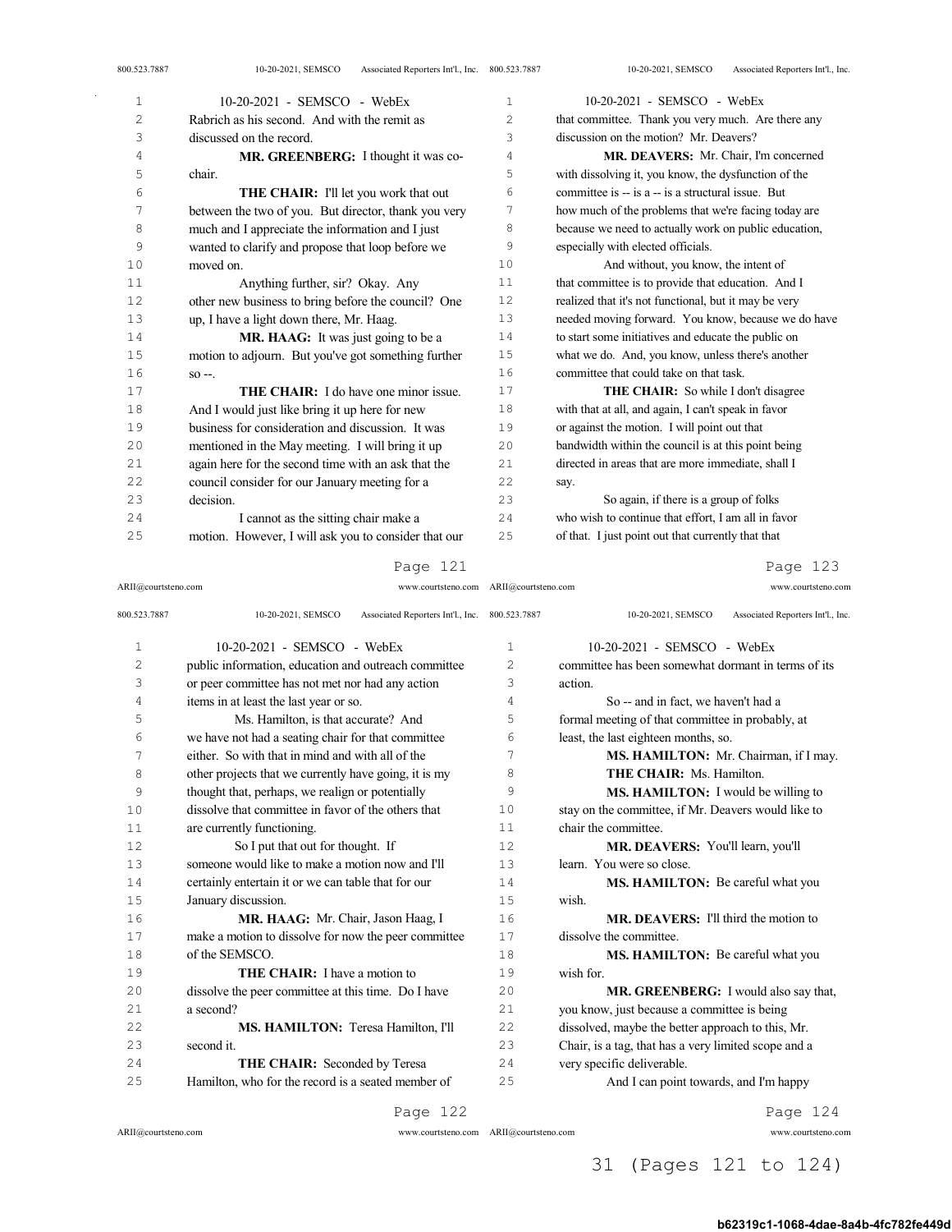Rabrich as his second. And with the remit as discussed on the record.

**MR. GREENBERG:** I thought it was co-chair.

**THE CHAIR:** I'll let you work that out between the two of you. But director, thank you very much and I appreciate the information and I just wanted to clarify and propose that loop before we moved on.

Anything further, sir? Okay. Any other new business to bring before the council? One up, I have a light down there, Mr. Haag.

**MR. HAAG:** It was just going to be a motion to adjourn. But you've got something further so --.

**THE CHAIR:** I do have one minor issue. And I would just like bring it up here for new business for consideration and discussion. It was mentioned in the May meeting. I will bring it up again here for the second time with an ask that the council consider for our January meeting for a decision.

I cannot as the sitting chair make a motion. However, I will ask you to consider that our public information, education and outreach committee or peer committee has not met nor had any action items in at least the last year or so.

Ms. Hamilton, is that accurate? And we have not had a seating chair for that committee either. So with that in mind and with all of the other projects that we currently have going, it is my thought that, perhaps, we realign or potentially dissolve that committee in favor of the others that are currently functioning.

So I put that out for thought. If someone would like to make a motion now and I'll certainly entertain it or we can table that for our January discussion.

**MR. HAAG:** Mr. Chair, Jason Haag, I make a motion to dissolve for now the peer committee of the SEMSCO.

**THE CHAIR:** I have a motion to dissolve the peer committee at this time. Do I have a second?

**MS. HAMILTON:** Teresa Hamilton, I'll second it.

**THE CHAIR:** Seconded by Teresa Hamilton, who for the record is a seated member of that committee. Thank you very much. Are there any discussion on the motion? Mr. Deavers?

**MR. DEAVERS:** Mr. Chair, I'm concerned with dissolving it, you know, the dysfunction of the committee is -- is a -- is a structural issue. But how much of the problems that we're facing today are because we need to actually work on public education, especially with elected officials.

And without, you know, the intent of that committee is to provide that education. And I realized that it's not functional, but it may be very needed moving forward. You know, because we do have to start some initiatives and educate the public on what we do. And, you know, unless there's another committee that could take on that task.

**THE CHAIR:** So while I don't disagree with that at all, and again, I can't speak in favor or against the motion. I will point out that bandwidth within the council is at this point being directed in areas that are more immediate, shall I say.

So again, if there is a group of folks who wish to continue that effort, I am all in favor of that. I just point out that currently that that committee has been somewhat dormant in terms of its action.

So -- and in fact, we haven't had a formal meeting of that committee in probably, at least, the last eighteen months, so.

**MS. HAMILTON:** Mr. Chairman, if I may.

**THE CHAIR:** Ms. Hamilton.

**MS. HAMILTON:** I would be willing to stay on the committee, if Mr. Deavers would like to chair the committee.

**MR. DEAVERS:** You'll learn, you'll learn. You were so close.

**MS. HAMILTON:** Be careful what you wish.

**MR. DEAVERS:** I'll third the motion to dissolve the committee.

**MS. HAMILTON:** Be careful what you wish for.

**MR. GREENBERG:** I would also say that, you know, just because a committee is being dissolved, maybe the better approach to this, Mr. Chair, is a tag, that has a very limited scope and a very specific deliverable.

And I can point towards, and I'm happy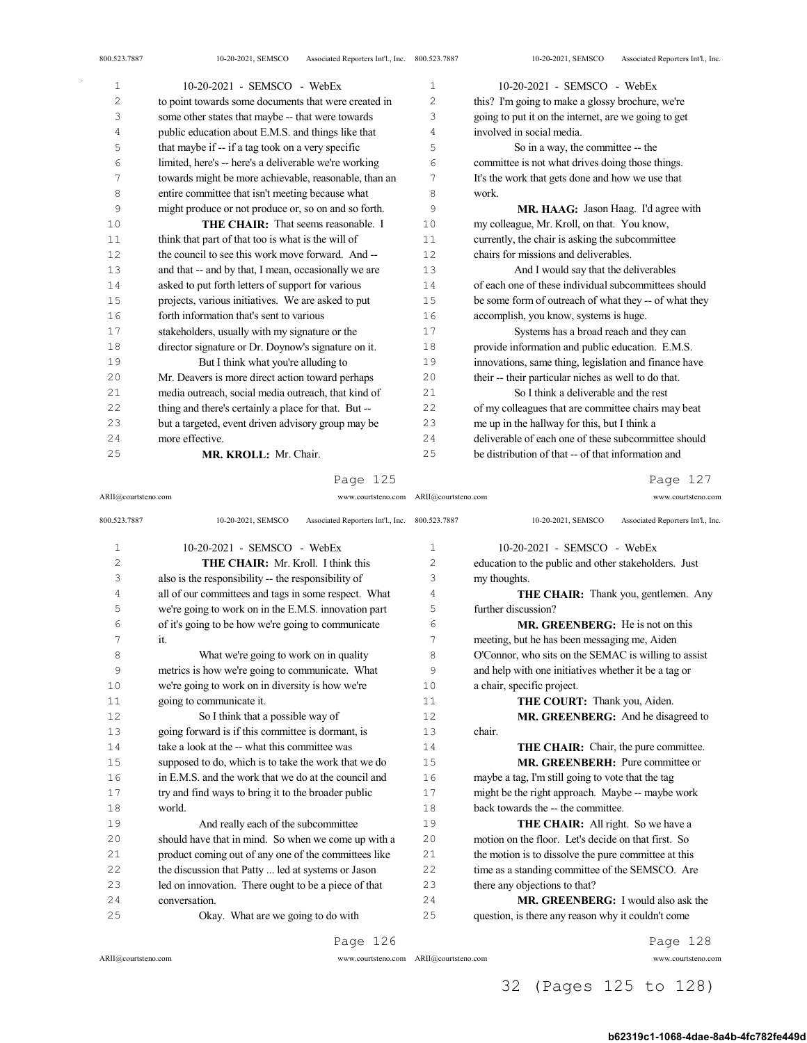to point towards some documents that were created in some other states that maybe -- that were towards public education about E.M.S. and things like that that maybe if -- if a tag took on a very specific limited, here's -- here's a deliverable we're working towards might be more achievable, reasonable, than an entire committee that isn't meeting because what might produce or not produce or, so on and so forth.

**THE CHAIR:** That seems reasonable. I think that part of that too is what is the will of the council to see this work move forward. And -- and that -- and by that, I mean, occasionally we are asked to put forth letters of support for various projects, various initiatives. We are asked to put forth information that's sent to various stakeholders, usually with my signature or the director signature or Dr. Doynow's signature on it.

But I think what you're alluding to Mr. Deavers is more direct action toward perhaps media outreach, social media outreach, that kind of thing and there's certainly a place for that. But -- but a targeted, event driven advisory group may be more effective.

**MR. KROLL:** Mr. Chair.

**THE CHAIR:** Mr. Kroll. I think this also is the responsibility -- the responsibility of all of our committees and tags in some respect. What we're going to work on in the E.M.S. innovation part of it's going to be how we're going to communicate it.

What we're going to work on in quality metrics is how we're going to communicate. What we're going to work on in diversity is how we're going to communicate it.

So I think that a possible way of going forward is if this committee is dormant, is take a look at the -- what this committee was supposed to do, which is to take the work that we do in E.M.S. and the work that we do at the council and try and find ways to bring it to the broader public world.

And really each of the subcommittee should have that in mind. So when we come up with a product coming out of any one of the committees like the discussion that Patty ... led at systems or Jason led on innovation. There ought to be a piece of that conversation.

Okay. What are we going to do with this? I'm going to make a glossy brochure, we're going to put it on the internet, are we going to get involved in social media.

So in a way, the committee -- the committee is not what drives doing those things. It's the work that gets done and how we use that work.

**MR. HAAG:** Jason Haag. I'd agree with my colleague, Mr. Kroll, on that. You know, currently, the chair is asking the subcommittee chairs for missions and deliverables.

And I would say that the deliverables of each one of these individual subcommittees should be some form of outreach of what they -- of what they accomplish, you know, systems is huge.

Systems has a broad reach and they can provide information and public education. E.M.S. innovations, same thing, legislation and finance have their -- their particular niches as well to do that.

So I think a deliverable and the rest of my colleagues that are committee chairs may beat me up in the hallway for this, but I think a deliverable of each one of these subcommittee should be distribution of that -- of that information and education to the public and other stakeholders. Just my thoughts.

**THE CHAIR:** Thank you, gentlemen. Any further discussion?

**MR. GREENBERG:** He is not on this meeting, but he has been messaging me, Aiden O'Connor, who sits on the SEMAC is willing to assist and help with one initiatives whether it be a tag or a chair, specific project.

**THE COURT:** Thank you, Aiden.

**MR. GREENBERG:** And he disagreed to chair.

**THE CHAIR:** Chair, the pure committee.

**MR. GREENBERH:** Pure committee or maybe a tag, I'm still going to vote that the tag might be the right approach. Maybe -- maybe work back towards the -- the committee.

**THE CHAIR:** All right. So we have a motion on the floor. Let's decide on that first. So the motion is to dissolve the pure committee at this time as a standing committee of the SEMSCO. Are there any objections to that?

**MR. GREENBERG:** I would also ask the question, is there any reason why it couldn't come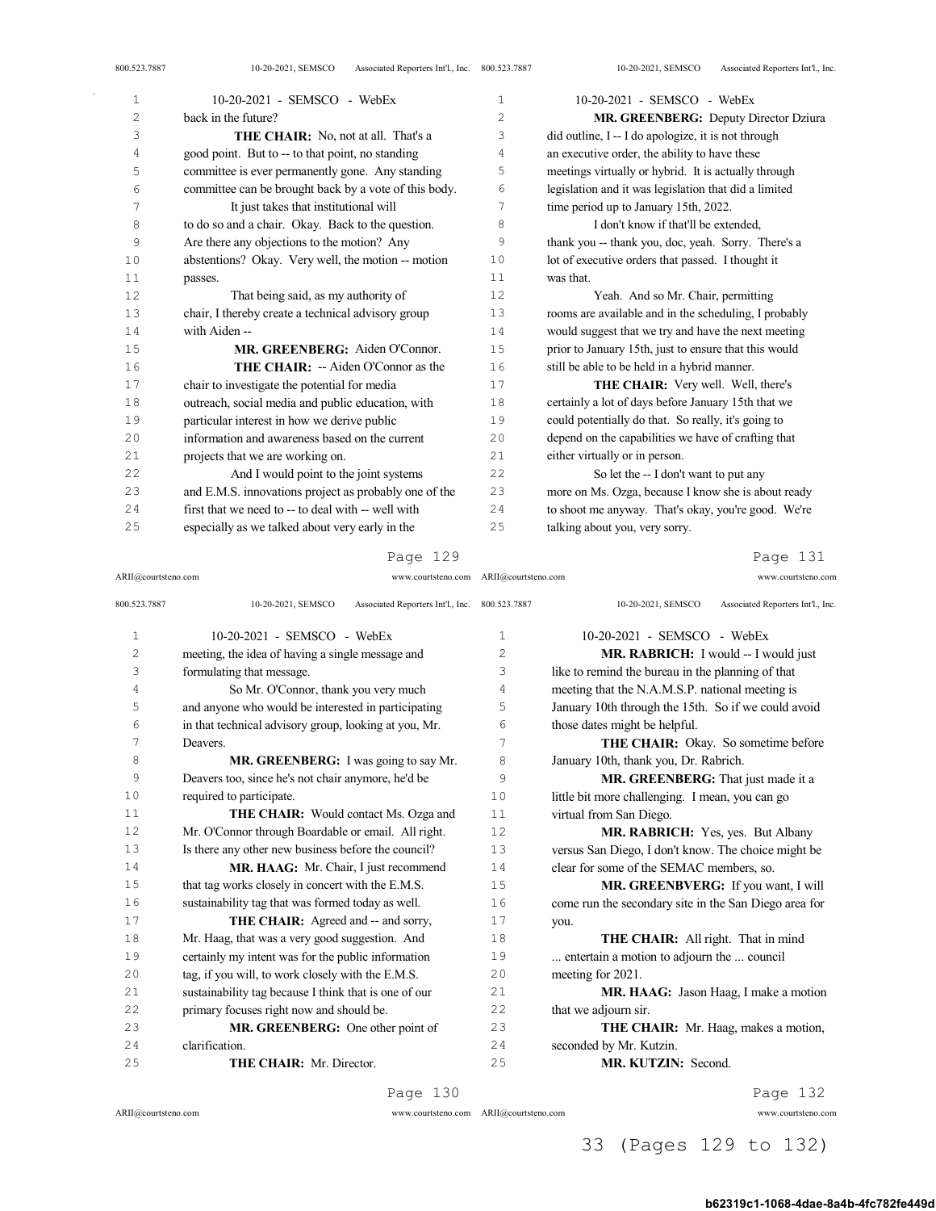back in the future?

**THE CHAIR:** No, not at all. That's a good point. But to -- to that point, no standing committee is ever permanently gone. Any standing committee can be brought back by a vote of this body. It just takes that institutional will to do so and a chair. Okay. Back to the question. Are there any objections to the motion? Any abstentions? Okay. Very well, the motion -- motion passes.

That being said, as my authority of chair, I thereby create a technical advisory group with Aiden --

**MR. GREENBERG:** Aiden O'Connor.

**THE CHAIR:** -- Aiden O'Connor as the chair to investigate the potential for media outreach, social media and public education, with particular interest in how we derive public information and awareness based on the current projects that we are working on.

And I would point to the joint systems and E.M.S. innovations project as probably one of the first that we need to -- to deal with -- well with especially as we talked about very early in the meeting, the idea of having a single message and formulating that message.

So Mr. O'Connor, thank you very much and anyone who would be interested in participating in that technical advisory group, looking at you, Mr. Deavers.

**MR. GREENBERG:** I was going to say Mr. Deavers too, since he's not chair anymore, he'd be required to participate.

**THE CHAIR:** Would contact Ms. Ozga and Mr. O'Connor through Boardable or email. All right. Is there any other new business before the council?

**MR. HAAG:** Mr. Chair, I just recommend that tag works closely in concert with the E.M.S. sustainability tag that was formed today as well.

**THE CHAIR:** Agreed and -- and sorry, Mr. Haag, that was a very good suggestion. And certainly my intent was for the public information tag, if you will, to work closely with the E.M.S. sustainability tag because I think that is one of our primary focuses right now and should be.

**MR. GREENBERG:** One other point of clarification.

**THE CHAIR:** Mr. Director.

**MR. GREENBERG:** Deputy Director Dziura did outline, I -- I do apologize, it is not through an executive order, the ability to have these meetings virtually or hybrid. It is actually through legislation and it was legislation that did a limited time period up to January 15th, 2022.

I don't know if that'll be extended, thank you -- thank you, doc, yeah. Sorry. There's a lot of executive orders that passed. I thought it was that.

Yeah. And so Mr. Chair, permitting rooms are available and in the scheduling, I probably would suggest that we try and have the next meeting prior to January 15th, just to ensure that this would still be able to be held in a hybrid manner.

**THE CHAIR:** Very well. Well, there's certainly a lot of days before January 15th that we could potentially do that. So really, it's going to depend on the capabilities we have of crafting that either virtually or in person.

So let the -- I don't want to put any more on Ms. Ozga, because I know she is about ready to shoot me anyway. That's okay, you're good. We're talking about you, very sorry.

**MR. RABRICH:** I would -- I would just like to remind the bureau in the planning of that meeting that the N.A.M.S.P. national meeting is January 10th through the 15th. So if we could avoid those dates might be helpful.

**THE CHAIR:** Okay. So sometime before January 10th, thank you, Dr. Rabrich.

**MR. GREENBERG:** That just made it a little bit more challenging. I mean, you can go virtual from San Diego.

**MR. RABRICH:** Yes, yes. But Albany versus San Diego, I don't know. The choice might be clear for some of the SEMAC members, so.

**MR. GREENBVERG:** If you want, I will come run the secondary site in the San Diego area for you.

**THE CHAIR:** All right. That in mind ... entertain a motion to adjourn the ... council meeting for 2021.

**MR. HAAG:** Jason Haag, I make a motion that we adjourn sir.

**THE CHAIR:** Mr. Haag, makes a motion, seconded by Mr. Kutzin.

**MR. KUTZIN:** Second.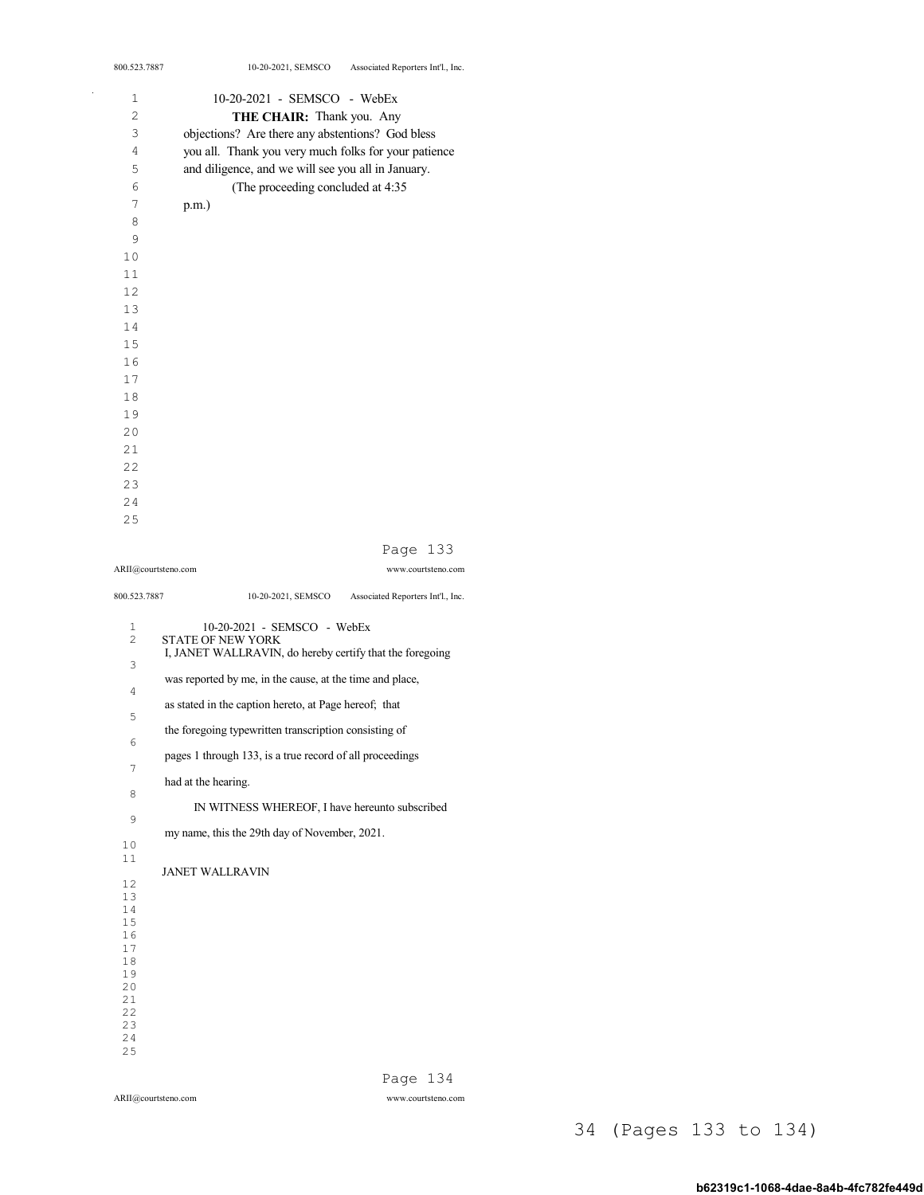10-20-2021 - SEMSCO - WebEx

**THE CHAIR:** Thank you. Any objections? Are there any abstentions? God bless you all. Thank you very much folks for your patience and diligence, and we will see you all in January.

(The proceeding concluded at 4:35 p.m.)

10-20-2021 - SEMSCO - WebEx

STATE OF NEW YORK

I, JANET WALLRAVIN, do hereby certify that the foregoing was reported by me, in the cause, at the time and place, as stated in the caption hereto, at Page hereof; that the foregoing typewritten transcription consisting of pages 1 through 133, is a true record of all proceedings had at the hearing.

IN WITNESS WHEREOF, I have hereunto subscribed my name, this the 29th day of November, 2021.

JANET WALLRAVIN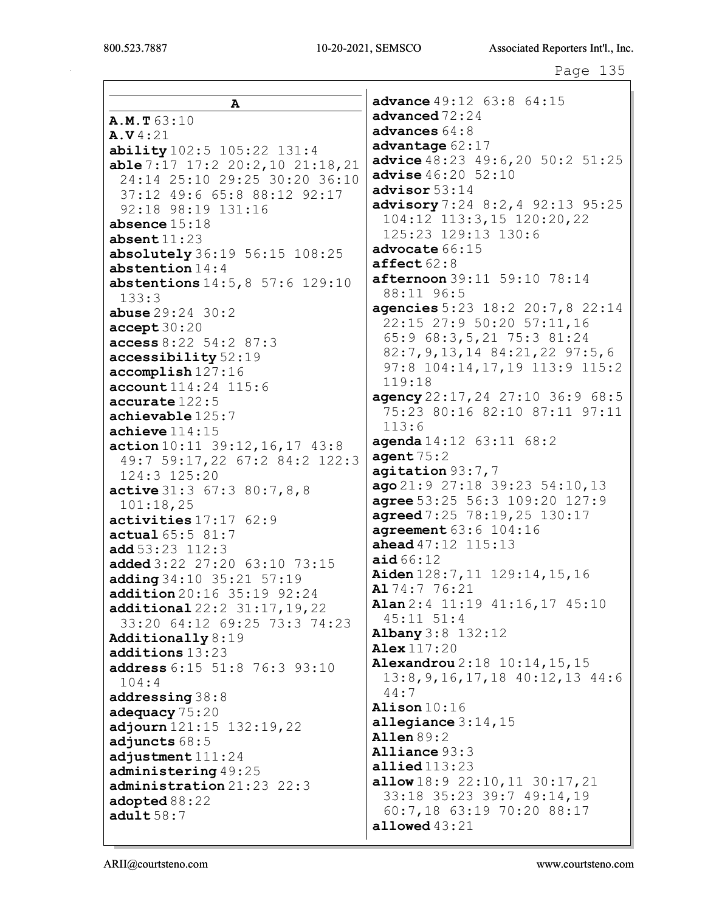## A

**A.M.T** 63:10
**A.V** 4:21
**ability** 102:5 105:22 131:4
**able** 7:17 17:2 20:2,10 21:18,21 24:14 25:10 29:25 30:20 36:10 37:12 49:6 65:8 88:12 92:17 92:18 98:19 131:16
**absence** 15:18
**absent** 11:23
**absolutely** 36:19 56:15 108:25
**abstention** 14:4
**abstentions** 14:5,8 57:6 129:10 133:3
**abuse** 29:24 30:2
**accept** 30:20
**access** 8:22 54:2 87:3
**accessibility** 52:19
**accomplish** 127:16
**account** 114:24 115:6
**accurate** 122:5
**achievable** 125:7
**achieve** 114:15
**action** 10:11 39:12,16,17 43:8 49:7 59:17,22 67:2 84:2 122:3 124:3 125:20
**active** 31:3 67:3 80:7,8,8 101:18,25
**activities** 17:17 62:9
**actual** 65:5 81:7
**add** 53:23 112:3
**added** 3:22 27:20 63:10 73:15
**adding** 34:10 35:21 57:19
**addition** 20:16 35:19 92:24
**additional** 22:2 31:17,19,22 33:20 64:12 69:25 73:3 74:23
**Additionally** 8:19
**additions** 13:23
**address** 6:15 51:8 76:3 93:10 104:4
**addressing** 38:8
**adequacy** 75:20
**adjourn** 121:15 132:19,22
**adjuncts** 68:5
**adjustment** 111:24
**administering** 49:25
**administration** 21:23 22:3
**adopted** 88:22
**adult** 58:7
**advance** 49:12 63:8 64:15
**advanced** 72:24
**advances** 64:8
**advantage** 62:17
**advice** 48:23 49:6,20 50:2 51:25
**advise** 46:20 52:10
**advisor** 53:14
**advisory** 7:24 8:2,4 92:13 95:25 104:12 113:3,15 120:20,22 125:23 129:13 130:6
**advocate** 66:15
**affect** 62:8
**afternoon** 39:11 59:10 78:14 88:11 96:5
**agencies** 5:23 18:2 20:7,8 22:14 22:15 27:9 50:20 57:11,16 65:9 68:3,5,21 75:3 81:24 82:7,9,13,14 84:21,22 97:5,6 97:8 104:14,17,19 113:9 115:2 119:18
**agency** 22:17,24 27:10 36:9 68:5 75:23 80:16 82:10 87:11 97:11 113:6
**agenda** 14:12 63:11 68:2
**agent** 75:2
**agitation** 93:7,7
**ago** 21:9 27:18 39:23 54:10,13
**agree** 53:25 56:3 109:20 127:9
**agreed** 7:25 78:19,25 130:17
**agreement** 63:6 104:16
**ahead** 47:12 115:13
**aid** 66:12
**Aiden** 128:7,11 129:14,15,16
**Al** 74:7 76:21
**Alan** 2:4 11:19 41:16,17 45:10 45:11 51:4
**Albany** 3:8 132:12
**Alex** 117:20
**Alexandrou** 2:18 10:14,15,15 13:8,9,16,17,18 40:12,13 44:6 44:7
**Alison** 10:16
**allegiance** 3:14,15
**Allen** 89:2
**Alliance** 93:3
**allied** 113:23
**allow** 18:9 22:10,11 30:17,21 33:18 35:23 39:7 49:14,19 60:7,18 63:19 70:20 88:17
**allowed** 43:21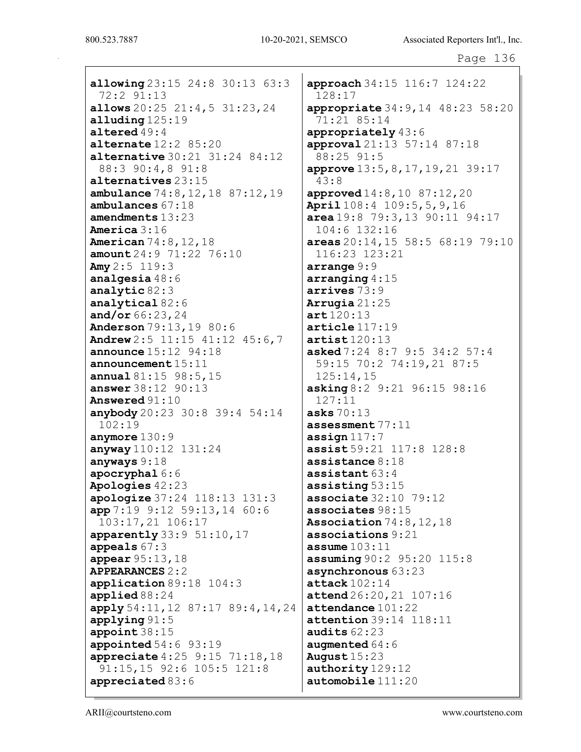**allowing** 23:15 24:8 30:13 63:3 72:2 91:13
**allows** 20:25 21:4,5 31:23,24
**alluding** 125:19
**altered** 49:4
**alternate** 12:2 85:20
**alternative** 30:21 31:24 84:12 88:3 90:4,8 91:8
**alternatives** 23:15
**ambulance** 74:8,12,18 87:12,19
**ambulances** 67:18
**amendments** 13:23
**America** 3:16
**American** 74:8,12,18
**amount** 24:9 71:22 76:10
**Amy** 2:5 119:3
**analgesia** 48:6
**analytic** 82:3
**analytical** 82:6
**and/or** 66:23,24
**Anderson** 79:13,19 80:6
**Andrew** 2:5 11:15 41:12 45:6,7
**announce** 15:12 94:18
**announcement** 15:11
**annual** 81:15 98:5,15
**answer** 38:12 90:13
**Answered** 91:10
**anybody** 20:23 30:8 39:4 54:14 102:19
**anymore** 130:9
**anyway** 110:12 131:24
**anyways** 9:18
**apocryphal** 6:6
**Apologies** 42:23
**apologize** 37:24 118:13 131:3
**app** 7:19 9:12 59:13,14 60:6 103:17,21 106:17
**apparently** 33:9 51:10,17
**appeals** 67:3
**appear** 95:13,18
**APPEARANCES** 2:2
**application** 89:18 104:3
**applied** 88:24
**apply** 54:11,12 87:17 89:4,14,24
**applying** 91:5
**appoint** 38:15
**appointed** 54:6 93:19
**appreciate** 4:25 9:15 71:18,18 91:15,15 92:6 105:5 121:8
**appreciated** 83:6
**approach** 34:15 116:7 124:22 128:17
**appropriate** 34:9,14 48:23 58:20 71:21 85:14
**appropriately** 43:6
**approval** 21:13 57:14 87:18 88:25 91:5
**approve** 13:5,8,17,19,21 39:17 43:8
**approved** 14:8,10 87:12,20
**April** 108:4 109:5,5,9,16
**area** 19:8 79:3,13 90:11 94:17 104:6 132:16
**areas** 20:14,15 58:5 68:19 79:10 116:23 123:21
**arrange** 9:9
**arranging** 4:15
**arrives** 73:9
**Arrugia** 21:25
**art** 120:13
**article** 117:19
**artist** 120:13
**asked** 7:24 8:7 9:5 34:2 57:4 59:15 70:2 74:19,21 87:5 125:14,15
**asking** 8:2 9:21 96:15 98:16 127:11
**asks** 70:13
**assessment** 77:11
**assign** 117:7
**assist** 59:21 117:8 128:8
**assistance** 8:18
**assistant** 63:4
**assisting** 53:15
**associate** 32:10 79:12
**associates** 98:15
**Association** 74:8,12,18
**associations** 9:21
**assume** 103:11
**assuming** 90:2 95:20 115:8
**asynchronous** 63:23
**attack** 102:14
**attend** 26:20,21 107:16
**attendance** 101:22
**attention** 39:14 118:11
**audits** 62:23
**augmented** 64:6
**August** 15:23
**authority** 129:12
**automobile** 111:20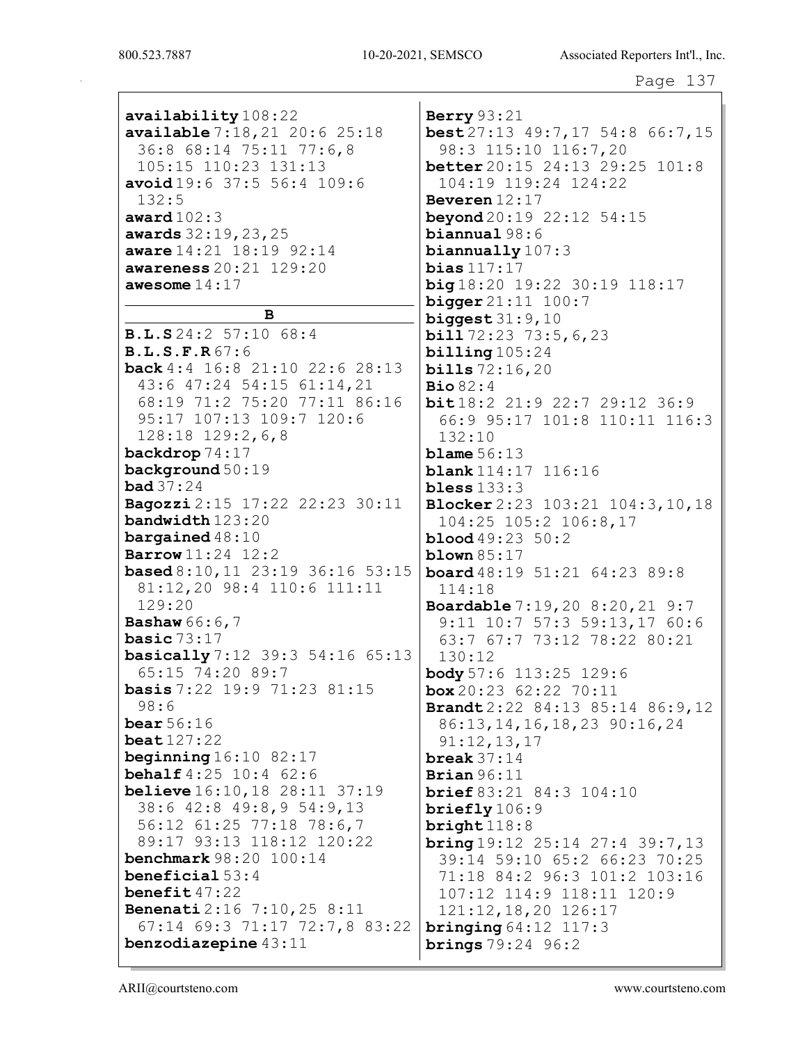**availability** 108:22
**available** 7:18,21 20:6 25:18 36:8 68:14 75:11 77:6,8 105:15 110:23 131:13
**avoid** 19:6 37:5 56:4 109:6 132:5
**award** 102:3
**awards** 32:19,23,25
**aware** 14:21 18:19 92:14
**awareness** 20:21 129:20
**awesome** 14:17

**B**

**B.L.S** 24:2 57:10 68:4
**B.L.S.F.R** 67:6
**back** 4:4 16:8 21:10 22:6 28:13 43:6 47:24 54:15 61:14,21 68:19 71:2 75:20 77:11 86:16 95:17 107:13 109:7 120:6 128:18 129:2,6,8
**backdrop** 74:17
**background** 50:19
**bad** 37:24
**Bagozzi** 2:15 17:22 22:23 30:11
**bandwidth** 123:20
**bargained** 48:10
**Barrow** 11:24 12:2
**based** 8:10,11 23:19 36:16 53:15 81:12,20 98:4 110:6 111:11 129:20
**Bashaw** 66:6,7
**basic** 73:17
**basically** 7:12 39:3 54:16 65:13 65:15 74:20 89:7
**basis** 7:22 19:9 71:23 81:15 98:6
**bear** 56:16
**beat** 127:22
**beginning** 16:10 82:17
**behalf** 4:25 10:4 62:6
**believe** 16:10,18 28:11 37:19 38:6 42:8 49:8,9 54:9,13 56:12 61:25 77:18 78:6,7 89:17 93:13 118:12 120:22
**benchmark** 98:20 100:14
**beneficial** 53:4
**benefit** 47:22
**Benenati** 2:16 7:10,25 8:11 67:14 69:3 71:17 72:7,8 83:22
**benzodiazepine** 43:11
**Berry** 93:21
**best** 27:13 49:7,17 54:8 66:7,15 98:3 115:10 116:7,20
**better** 20:15 24:13 29:25 101:8 104:19 119:24 124:22
**Beveren** 12:17
**beyond** 20:19 22:12 54:15
**biannual** 98:6
**biannually** 107:3
**bias** 117:17
**big** 18:20 19:22 30:19 118:17
**bigger** 21:11 100:7
**biggest** 31:9,10
**bill** 72:23 73:5,6,23
**billing** 105:24
**bills** 72:16,20
**Bio** 82:4
**bit** 18:2 21:9 22:7 29:12 36:9 66:9 95:17 101:8 110:11 116:3 132:10
**blame** 56:13
**blank** 114:17 116:16
**bless** 133:3
**Blocker** 2:23 103:21 104:3,10,18 104:25 105:2 106:8,17
**blood** 49:23 50:2
**blown** 85:17
**board** 48:19 51:21 64:23 89:8 114:18
**Boardable** 7:19,20 8:20,21 9:7 9:11 10:7 57:3 59:13,17 60:6 63:7 67:7 73:12 78:22 80:21 130:12
**body** 57:6 113:25 129:6
**box** 20:23 62:22 70:11
**Brandt** 2:22 84:13 85:14 86:9,12 86:13,14,16,18,23 90:16,24 91:12,13,17
**break** 37:14
**Brian** 96:11
**brief** 83:21 84:3 104:10
**briefly** 106:9
**bright** 118:8
**bring** 19:12 25:14 27:4 39:7,13 39:14 59:10 65:2 66:23 70:25 71:18 84:2 96:3 101:2 103:16 107:12 114:9 118:11 120:9 121:12,18,20 126:17
**bringing** 64:12 117:3
**brings** 79:24 96:2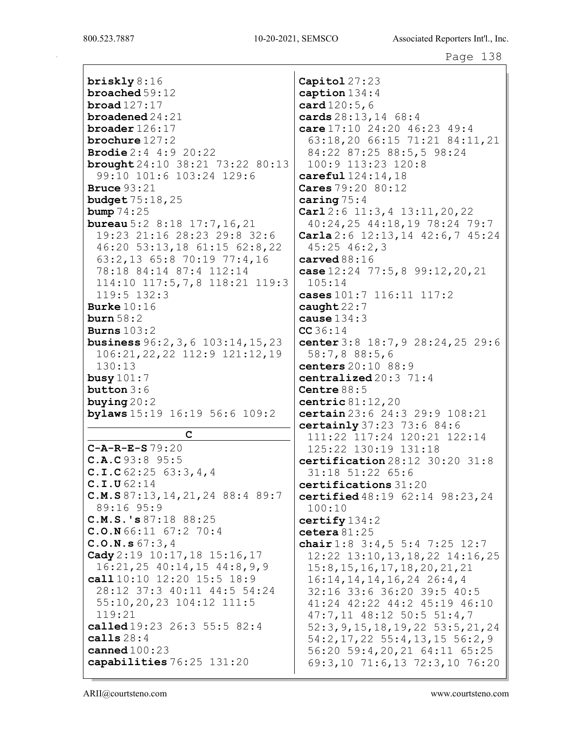**briskly** 8:16
**broached** 59:12
**broad** 127:17
**broadened** 24:21
**broader** 126:17
**brochure** 127:2
**Brodie** 2:4 4:9 20:22
**brought** 24:10 38:21 73:22 80:13 99:10 101:6 103:24 129:6
**Bruce** 93:21
**budget** 75:18,25
**bump** 74:25
**bureau** 5:2 8:18 17:7,16,21 19:23 21:16 28:23 29:8 32:6 46:20 53:13,18 61:15 62:8,22 63:2,13 65:8 70:19 77:4,16 78:18 84:14 87:4 112:14 114:10 117:5,7,8 118:21 119:3 119:5 132:3
**Burke** 10:16
**burn** 58:2
**Burns** 103:2
**business** 96:2,3,6 103:14,15,23 106:21,22,22 112:9 121:12,19 130:13
**busy** 101:7
**button** 3:6
**buying** 20:2
**bylaws** 15:19 16:19 56:6 109:2

## C

**C-A-R-E-S** 79:20
**C.A.C** 93:8 95:5
**C.I.C** 62:25 63:3,4,4
**C.I.U** 62:14
**C.M.S** 87:13,14,21,24 88:4 89:7 89:16 95:9
**C.M.S.'s** 87:18 88:25
**C.O.N** 66:11 67:2 70:4
**C.O.N.s** 67:3,4
**Cady** 2:19 10:17,18 15:16,17 16:21,25 40:14,15 44:8,9,9
**call** 10:10 12:20 15:5 18:9 28:12 37:3 40:11 44:5 54:24 55:10,20,23 104:12 111:5 119:21
**called** 19:23 26:3 55:5 82:4
**calls** 28:4
**canned** 100:23
**capabilities** 76:25 131:20
**Capitol** 27:23
**caption** 134:4
**card** 120:5,6
**cards** 28:13,14 68:4
**care** 17:10 24:20 46:23 49:4 63:18,20 66:15 71:21 84:11,21 84:22 87:25 88:5,5 98:24 100:9 113:23 120:8
**careful** 124:14,18
**Cares** 79:20 80:12
**caring** 75:4
**Carl** 2:6 11:3,4 13:11,20,22 40:24,25 44:18,19 78:24 79:7
**Carla** 2:6 12:13,14 42:6,7 45:24 45:25 46:2,3
**carved** 88:16
**case** 12:24 77:5,8 99:12,20,21 105:14
**cases** 101:7 116:11 117:2
**caught** 22:7
**cause** 134:3
**CC** 36:14
**center** 3:8 18:7,9 28:24,25 29:6 58:7,8 88:5,6
**centers** 20:10 88:9
**centralized** 20:3 71:4
**Centre** 88:5
**centric** 81:12,20
**certain** 23:6 24:3 29:9 108:21
**certainly** 37:23 73:6 84:6 111:22 117:24 120:21 122:14 125:22 130:19 131:18
**certification** 28:12 30:20 31:8 31:18 51:22 65:6
**certifications** 31:20
**certified** 48:19 62:14 98:23,24 100:10
**certify** 134:2
**cetera** 81:25
**chair** 1:8 3:4,5 5:4 7:25 12:7 12:22 13:10,13,18,22 14:16,25 15:8,15,16,17,18,20,21,21 16:14,14,14,16,24 26:4,4 32:16 33:6 36:20 39:5 40:5 41:24 42:22 44:2 45:19 46:10 47:7,11 48:12 50:5 51:4,7 52:3,9,15,18,19,22 53:5,21,24 54:2,17,22 55:4,13,15 56:2,9 56:20 59:4,20,21 64:11 65:25 69:3,10 71:6,13 72:3,10 76:20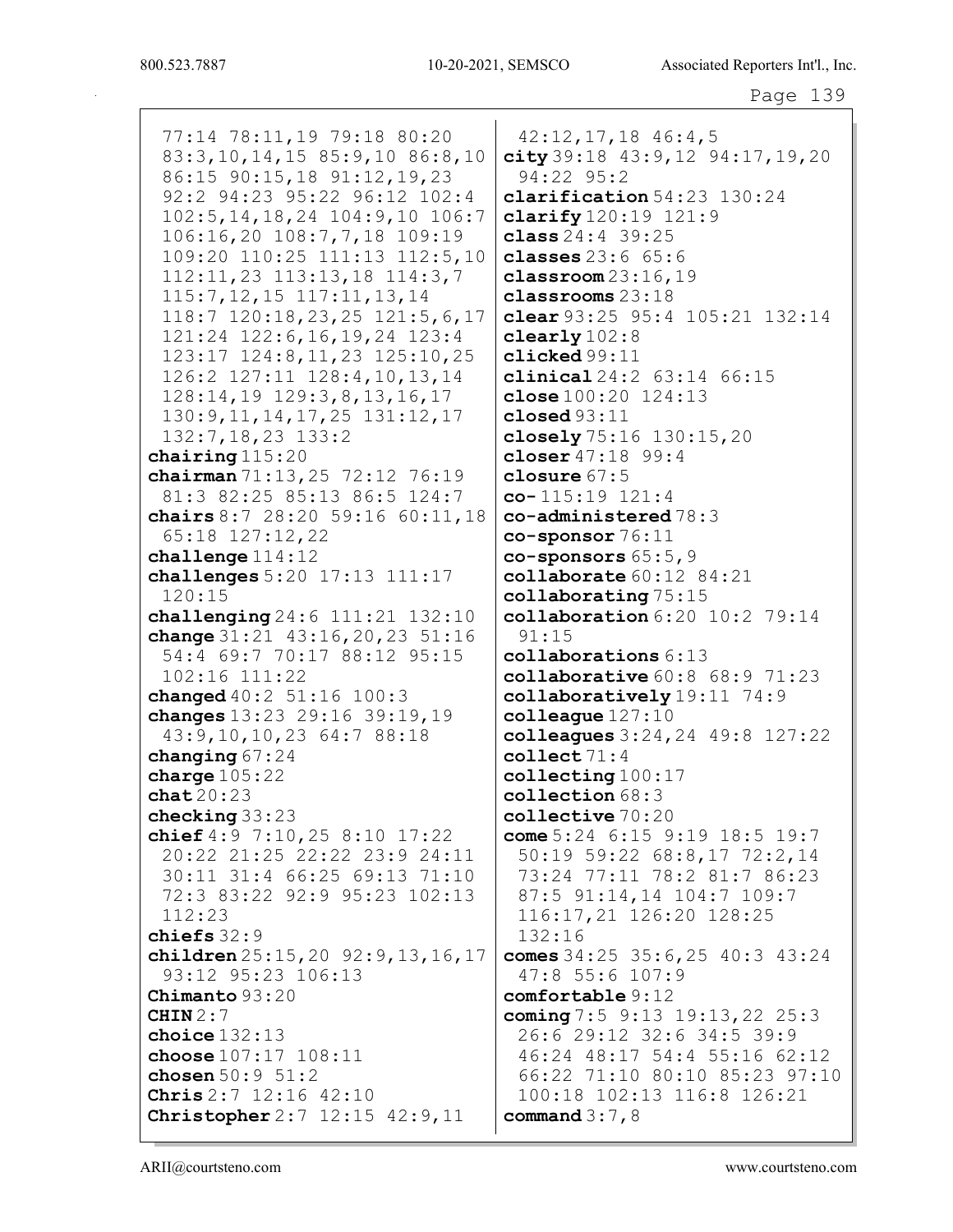77:14 78:11,19 79:18 80:20 83:3,10,14,15 85:9,10 86:8,10 86:15 90:15,18 91:12,19,23 92:2 94:23 95:22 96:12 102:4 102:5,14,18,24 104:9,10 106:7 106:16,20 108:7,7,18 109:19 109:20 110:25 111:13 112:5,10 112:11,23 113:13,18 114:3,7 115:7,12,15 117:11,13,14 118:7 120:18,23,25 121:5,6,17 121:24 122:6,16,19,24 123:4 123:17 124:8,11,23 125:10,25 126:2 127:11 128:4,10,13,14 128:14,19 129:3,8,13,16,17 130:9,11,14,17,25 131:12,17 132:7,18,23 133:2

**chairing** 115:20
**chairman** 71:13,25 72:12 76:19 81:3 82:25 85:13 86:5 124:7
**chairs** 8:7 28:20 59:16 60:11,18 65:18 127:12,22
**challenge** 114:12
**challenges** 5:20 17:13 111:17 120:15
**challenging** 24:6 111:21 132:10
**change** 31:21 43:16,20,23 51:16 54:4 69:7 70:17 88:12 95:15 102:16 111:22
**changed** 40:2 51:16 100:3
**changes** 13:23 29:16 39:19,19 43:9,10,10,23 64:7 88:18
**changing** 67:24
**charge** 105:22
**chat** 20:23
**checking** 33:23
**chief** 4:9 7:10,25 8:10 17:22 20:22 21:25 22:22 23:9 24:11 30:11 31:4 66:25 69:13 71:10 72:3 83:22 92:9 95:23 102:13 112:23
**chiefs** 32:9
**children** 25:15,20 92:9,13,16,17 93:12 95:23 106:13
**Chimanto** 93:20
**CHIN** 2:7
**choice** 132:13
**choose** 107:17 108:11
**chosen** 50:9 51:2
**Chris** 2:7 12:16 42:10
**Christopher** 2:7 12:15 42:9,11 42:12,17,18 46:4,5
**city** 39:18 43:9,12 94:17,19,20 94:22 95:2
**clarification** 54:23 130:24
**clarify** 120:19 121:9
**class** 24:4 39:25
**classes** 23:6 65:6
**classroom** 23:16,19
**classrooms** 23:18
**clear** 93:25 95:4 105:21 132:14
**clearly** 102:8
**clicked** 99:11
**clinical** 24:2 63:14 66:15
**close** 100:20 124:13
**closed** 93:11
**closely** 75:16 130:15,20
**closer** 47:18 99:4
**closure** 67:5
**co-** 115:19 121:4
**co-administered** 78:3
**co-sponsor** 76:11
**co-sponsors** 65:5,9
**collaborate** 60:12 84:21
**collaborating** 75:15
**collaboration** 6:20 10:2 79:14 91:15
**collaborations** 6:13
**collaborative** 60:8 68:9 71:23
**collaboratively** 19:11 74:9
**colleague** 127:10
**colleagues** 3:24,24 49:8 127:22
**collect** 71:4
**collecting** 100:17
**collection** 68:3
**collective** 70:20
**come** 5:24 6:15 9:19 18:5 19:7 50:19 59:22 68:8,17 72:2,14 73:24 77:11 78:2 81:7 86:23 87:5 91:14,14 104:7 109:7 116:17,21 126:20 128:25 132:16
**comes** 34:25 35:6,25 40:3 43:24 47:8 55:6 107:9
**comfortable** 9:12
**coming** 7:5 9:13 19:13,22 25:3 26:6 29:12 32:6 34:5 39:9 46:24 48:17 54:4 55:16 62:12 66:22 71:10 80:10 85:23 97:10 100:18 102:13 116:8 126:21
**command** 3:7,8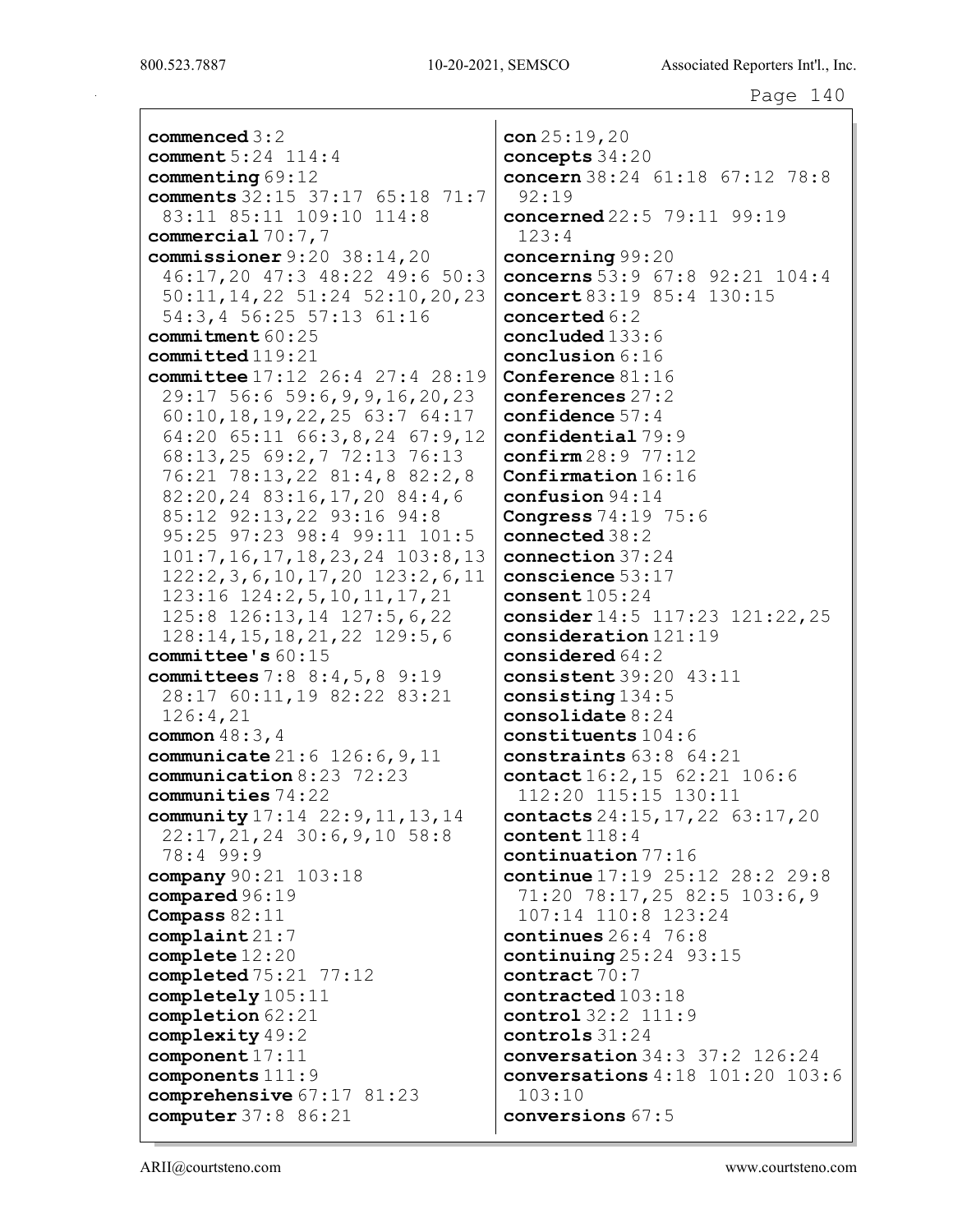**commenced** 3:2
**comment** 5:24 114:4
**commenting** 69:12
**comments** 32:15 37:17 65:18 71:7 83:11 85:11 109:10 114:8
**commercial** 70:7,7
**commissioner** 9:20 38:14,20 46:17,20 47:3 48:22 49:6 50:3 50:11,14,22 51:24 52:10,20,23 54:3,4 56:25 57:13 61:16
**commitment** 60:25
**committed** 119:21
**committee** 17:12 26:4 27:4 28:19 29:17 56:6 59:6,9,9,16,20,23 60:10,18,19,22,25 63:7 64:17 64:20 65:11 66:3,8,24 67:9,12 68:13,25 69:2,7 72:13 76:13 76:21 78:13,22 81:4,8 82:2,8 82:20,24 83:16,17,20 84:4,6 85:12 92:13,22 93:16 94:8 95:25 97:23 98:4 99:11 101:5 101:7,16,17,18,23,24 103:8,13 122:2,3,6,10,17,20 123:2,6,11 123:16 124:2,5,10,11,17,21 125:8 126:13,14 127:5,6,22 128:14,15,18,21,22 129:5,6
**committee's** 60:15
**committees** 7:8 8:4,5,8 9:19 28:17 60:11,19 82:22 83:21 126:4,21
**common** 48:3,4
**communicate** 21:6 126:6,9,11
**communication** 8:23 72:23
**communities** 74:22
**community** 17:14 22:9,11,13,14 22:17,21,24 30:6,9,10 58:8 78:4 99:9
**company** 90:21 103:18
**compared** 96:19
**Compass** 82:11
**complaint** 21:7
**complete** 12:20
**completed** 75:21 77:12
**completely** 105:11
**completion** 62:21
**complexity** 49:2
**component** 17:11
**components** 111:9
**comprehensive** 67:17 81:23
**computer** 37:8 86:21
**con** 25:19,20
**concepts** 34:20
**concern** 38:24 61:18 67:12 78:8 92:19
**concerned** 22:5 79:11 99:19 123:4
**concerning** 99:20
**concerns** 53:9 67:8 92:21 104:4
**concert** 83:19 85:4 130:15
**concerted** 6:2
**concluded** 133:6
**conclusion** 6:16
**Conference** 81:16
**conferences** 27:2
**confidence** 57:4
**confidential** 79:9
**confirm** 28:9 77:12
**Confirmation** 16:16
**confusion** 94:14
**Congress** 74:19 75:6
**connected** 38:2
**connection** 37:24
**conscience** 53:17
**consent** 105:24
**consider** 14:5 117:23 121:22,25
**consideration** 121:19
**considered** 64:2
**consistent** 39:20 43:11
**consisting** 134:5
**consolidate** 8:24
**constituents** 104:6
**constraints** 63:8 64:21
**contact** 16:2,15 62:21 106:6 112:20 115:15 130:11
**contacts** 24:15,17,22 63:17,20
**content** 118:4
**continuation** 77:16
**continue** 17:19 25:12 28:2 29:8 71:20 78:17,25 82:5 103:6,9 107:14 110:8 123:24
**continues** 26:4 76:8
**continuing** 25:24 93:15
**contract** 70:7
**contracted** 103:18
**control** 32:2 111:9
**controls** 31:24
**conversation** 34:3 37:2 126:24
**conversations** 4:18 101:20 103:6 103:10
**conversions** 67:5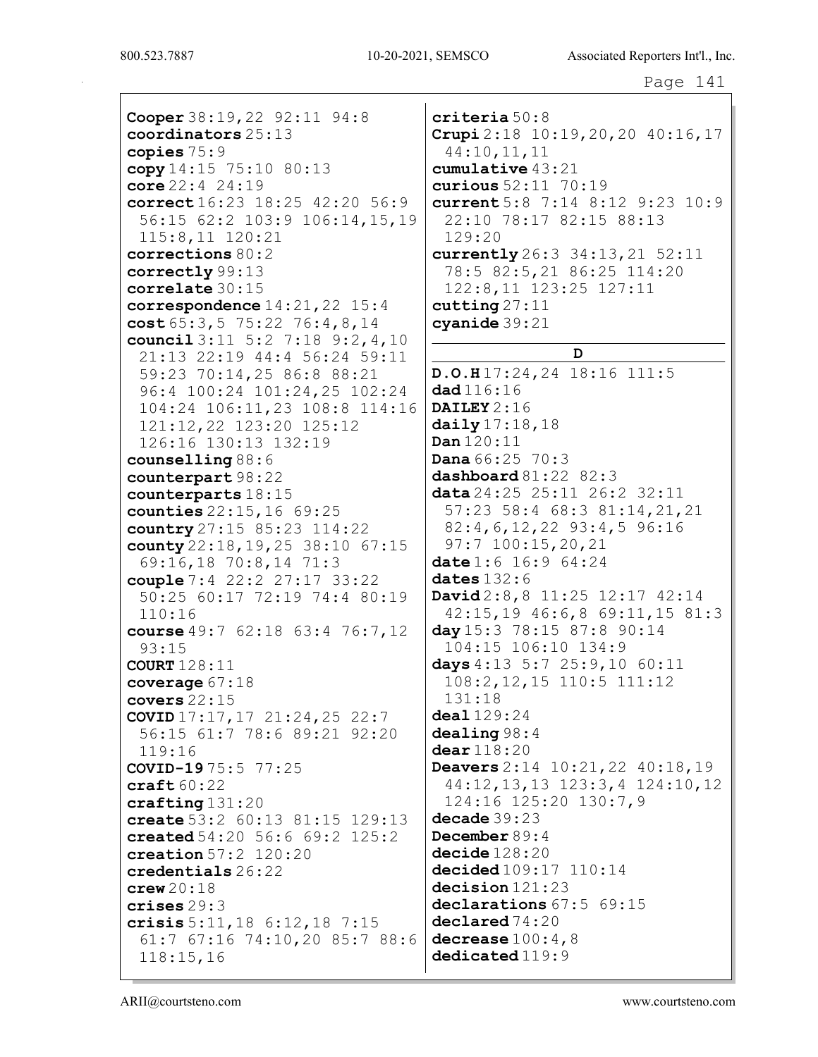**Cooper** 38:19,22 92:11 94:8
**coordinators** 25:13
**copies** 75:9
**copy** 14:15 75:10 80:13
**core** 22:4 24:19
**correct** 16:23 18:25 42:20 56:9 56:15 62:2 103:9 106:14,15,19 115:8,11 120:21
**corrections** 80:2
**correctly** 99:13
**correlate** 30:15
**correspondence** 14:21,22 15:4
**cost** 65:3,5 75:22 76:4,8,14
**council** 3:11 5:2 7:18 9:2,4,10 21:13 22:19 44:4 56:24 59:11 59:23 70:14,25 86:8 88:21 96:4 100:24 101:24,25 102:24 104:24 106:11,23 108:8 114:16 121:12,22 123:20 125:12 126:16 130:13 132:19
**counselling** 88:6
**counterpart** 98:22
**counterparts** 18:15
**counties** 22:15,16 69:25
**country** 27:15 85:23 114:22
**county** 22:18,19,25 38:10 67:15 69:16,18 70:8,14 71:3
**couple** 7:4 22:2 27:17 33:22 50:25 60:17 72:19 74:4 80:19 110:16
**course** 49:7 62:18 63:4 76:7,12 93:15
**COURT** 128:11
**coverage** 67:18
**covers** 22:15
**COVID** 17:17,17 21:24,25 22:7 56:15 61:7 78:6 89:21 92:20 119:16
**COVID-19** 75:5 77:25
**craft** 60:22
**crafting** 131:20
**create** 53:2 60:13 81:15 129:13
**created** 54:20 56:6 69:2 125:2
**creation** 57:2 120:20
**credentials** 26:22
**crew** 20:18
**crises** 29:3
**crisis** 5:11,18 6:12,18 7:15 61:7 67:16 74:10,20 85:7 88:6 118:15,16
**criteria** 50:8
**Crupi** 2:18 10:19,20,20 40:16,17 44:10,11,11
**cumulative** 43:21
**curious** 52:11 70:19
**current** 5:8 7:14 8:12 9:23 10:9 22:10 78:17 82:15 88:13 129:20
**currently** 26:3 34:13,21 52:11 78:5 82:5,21 86:25 114:20 122:8,11 123:25 127:11
**cutting** 27:11
**cyanide** 39:21

## D

**D.O.H** 17:24,24 18:16 111:5
**dad** 116:16
**DAILEY** 2:16
**daily** 17:18,18
**Dan** 120:11
**Dana** 66:25 70:3
**dashboard** 81:22 82:3
**data** 24:25 25:11 26:2 32:11 57:23 58:4 68:3 81:14,21,21 82:4,6,12,22 93:4,5 96:16 97:7 100:15,20,21
**date** 1:6 16:9 64:24
**dates** 132:6
**David** 2:8,8 11:25 12:17 42:14 42:15,19 46:6,8 69:11,15 81:3
**day** 15:3 78:15 87:8 90:14 104:15 106:10 134:9
**days** 4:13 5:7 25:9,10 60:11 108:2,12,15 110:5 111:12 131:18
**deal** 129:24
**dealing** 98:4
**dear** 118:20
**Deavers** 2:14 10:21,22 40:18,19 44:12,13,13 123:3,4 124:10,12 124:16 125:20 130:7,9
**decade** 39:23
**December** 89:4
**decide** 128:20
**decided** 109:17 110:14
**decision** 121:23
**declarations** 67:5 69:15
**declared** 74:20
**decrease** 100:4,8
**dedicated** 119:9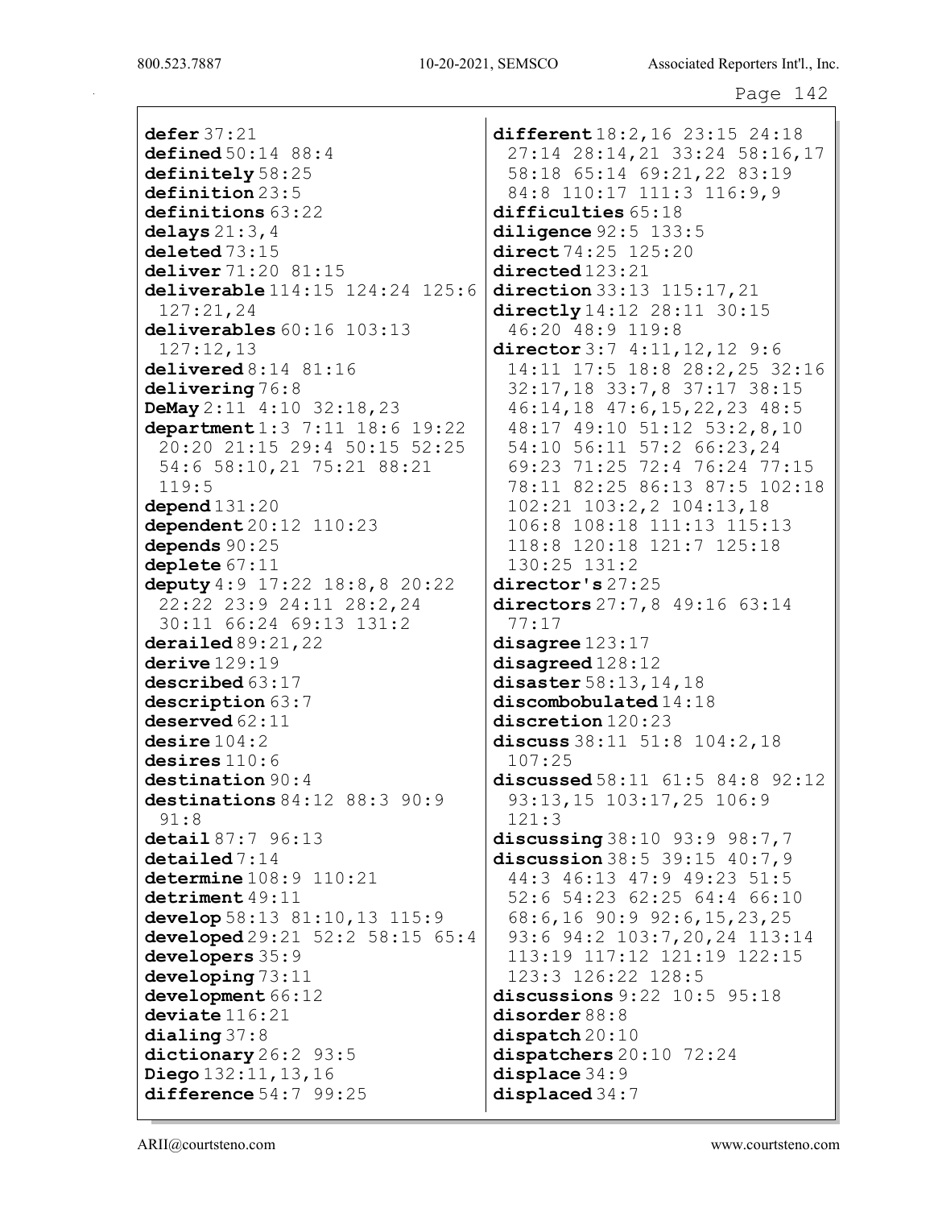**defer** 37:21
**defined** 50:14 88:4
**definitely** 58:25
**definition** 23:5
**definitions** 63:22
**delays** 21:3,4
**deleted** 73:15
**deliver** 71:20 81:15
**deliverable** 114:15 124:24 125:6 127:21,24
**deliverables** 60:16 103:13 127:12,13
**delivered** 8:14 81:16
**delivering** 76:8
**DeMay** 2:11 4:10 32:18,23
**department** 1:3 7:11 18:6 19:22 20:20 21:15 29:4 50:15 52:25 54:6 58:10,21 75:21 88:21 119:5
**depend** 131:20
**dependent** 20:12 110:23
**depends** 90:25
**deplete** 67:11
**deputy** 4:9 17:22 18:8,8 20:22 22:22 23:9 24:11 28:2,24 30:11 66:24 69:13 131:2
**derailed** 89:21,22
**derive** 129:19
**described** 63:17
**description** 63:7
**deserved** 62:11
**desire** 104:2
**desires** 110:6
**destination** 90:4
**destinations** 84:12 88:3 90:9 91:8
**detail** 87:7 96:13
**detailed** 7:14
**determine** 108:9 110:21
**detriment** 49:11
**develop** 58:13 81:10,13 115:9
**developed** 29:21 52:2 58:15 65:4
**developers** 35:9
**developing** 73:11
**development** 66:12
**deviate** 116:21
**dialing** 37:8
**dictionary** 26:2 93:5
**Diego** 132:11,13,16
**difference** 54:7 99:25
**different** 18:2,16 23:15 24:18 27:14 28:14,21 33:24 58:16,17 58:18 65:14 69:21,22 83:19 84:8 110:17 111:3 116:9,9
**difficulties** 65:18
**diligence** 92:5 133:5
**direct** 74:25 125:20
**directed** 123:21
**direction** 33:13 115:17,21
**directly** 14:12 28:11 30:15 46:20 48:9 119:8
**director** 3:7 4:11,12,12 9:6 14:11 17:5 18:8 28:2,25 32:16 32:17,18 33:7,8 37:17 38:15 46:14,18 47:6,15,22,23 48:5 48:17 49:10 51:12 53:2,8,10 54:10 56:11 57:2 66:23,24 69:23 71:25 72:4 76:24 77:15 78:11 82:25 86:13 87:5 102:18 102:21 103:2,2 104:13,18 106:8 108:18 111:13 115:13 118:8 120:18 121:7 125:18 130:25 131:2
**director's** 27:25
**directors** 27:7,8 49:16 63:14 77:17
**disagree** 123:17
**disagreed** 128:12
**disaster** 58:13,14,18
**discombobulated** 14:18
**discretion** 120:23
**discuss** 38:11 51:8 104:2,18 107:25
**discussed** 58:11 61:5 84:8 92:12 93:13,15 103:17,25 106:9 121:3
**discussing** 38:10 93:9 98:7,7
**discussion** 38:5 39:15 40:7,9 44:3 46:13 47:9 49:23 51:5 52:6 54:23 62:25 64:4 66:10 68:6,16 90:9 92:6,15,23,25 93:6 94:2 103:7,20,24 113:14 113:19 117:12 121:19 122:15 123:3 126:22 128:5
**discussions** 9:22 10:5 95:18
**disorder** 88:8
**dispatch** 20:10
**dispatchers** 20:10 72:24
**displace** 34:9
**displaced** 34:7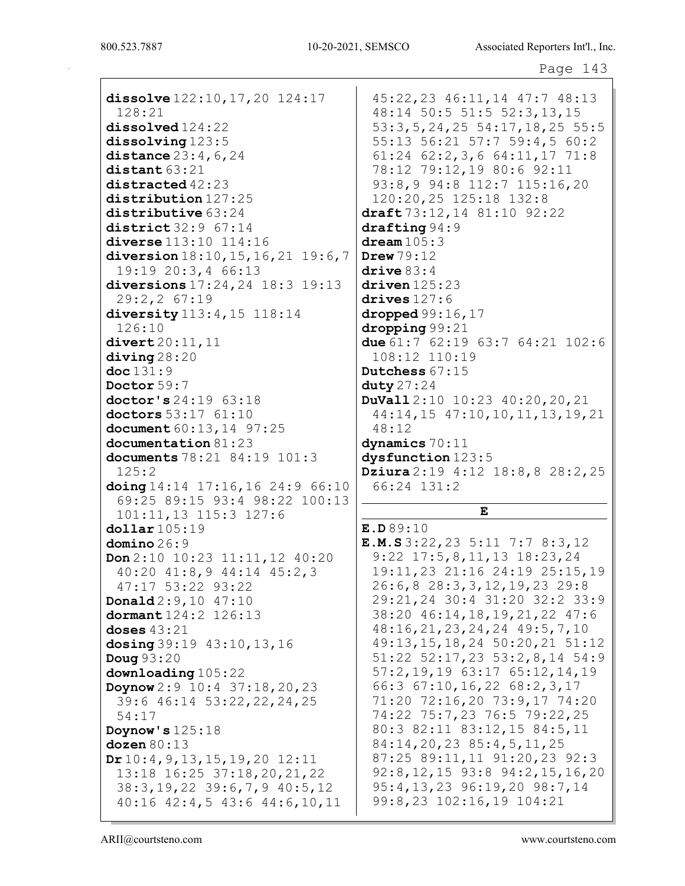**dissolve** 122:10,17,20 124:17 128:21
**dissolved** 124:22
**dissolving** 123:5
**distance** 23:4,6,24
**distant** 63:21
**distracted** 42:23
**distribution** 127:25
**distributive** 63:24
**district** 32:9 67:14
**diverse** 113:10 114:16
**diversion** 18:10,15,16,21 19:6,7 19:19 20:3,4 66:13
**diversions** 17:24,24 18:3 19:13 29:2,2 67:19
**diversity** 113:4,15 118:14 126:10
**divert** 20:11,11
**diving** 28:20
**doc** 131:9
**Doctor** 59:7
**doctor's** 24:19 63:18
**doctors** 53:17 61:10
**document** 60:13,14 97:25
**documentation** 81:23
**documents** 78:21 84:19 101:3 125:2
**doing** 14:14 17:16,16 24:9 66:10 69:25 89:15 93:4 98:22 100:13 101:11,13 115:3 127:6
**dollar** 105:19
**domino** 26:9
**Don** 2:10 10:23 11:11,12 40:20 40:20 41:8,9 44:14 45:2,3 47:17 53:22 93:22
**Donald** 2:9,10 47:10
**dormant** 124:2 126:13
**doses** 43:21
**dosing** 39:19 43:10,13,16
**Doug** 93:20
**downloading** 105:22
**Doynow** 2:9 10:4 37:18,20,23 39:6 46:14 53:22,22,24,25 54:17
**Doynow's** 125:18
**dozen** 80:13
**Dr** 10:4,9,13,15,19,20 12:11 13:18 16:25 37:18,20,21,22 38:3,19,22 39:6,7,9 40:5,12 40:16 42:4,5 43:6 44:6,10,11 45:22,23 46:11,14 47:7 48:13 48:14 50:5 51:5 52:3,13,15 53:3,5,24,25 54:17,18,25 55:5 55:13 56:21 57:7 59:4,5 60:2 61:24 62:2,3,6 64:11,17 71:8 78:12 79:12,19 80:6 92:11 93:8,9 94:8 112:7 115:16,20 120:20,25 125:18 132:8
**draft** 73:12,14 81:10 92:22
**drafting** 94:9
**dream** 105:3
**Drew** 79:12
**drive** 83:4
**driven** 125:23
**drives** 127:6
**dropped** 99:16,17
**dropping** 99:21
**due** 61:7 62:19 63:7 64:21 102:6 108:12 110:19
**Dutchess** 67:15
**duty** 27:24
**DuVall** 2:10 10:23 40:20,20,21 44:14,15 47:10,10,11,13,19,21 48:12
**dynamics** 70:11
**dysfunction** 123:5
**Dziura** 2:19 4:12 18:8,8 28:2,25 66:24 131:2

## E

**E.D** 89:10
**E.M.S** 3:22,23 5:11 7:7 8:3,12 9:22 17:5,8,11,13 18:23,24 19:11,23 21:16 24:19 25:15,19 26:6,8 28:3,3,12,19,23 29:8 29:21,24 30:4 31:20 32:2 33:9 38:20 46:14,18,19,21,22 47:6 48:16,21,23,24,24 49:5,7,10 49:13,15,18,24 50:20,21 51:12 51:22 52:17,23 53:2,8,14 54:9 57:2,19,19 63:17 65:12,14,19 66:3 67:10,16,22 68:2,3,17 71:20 72:16,20 73:9,17 74:20 74:22 75:7,23 76:5 79:22,25 80:3 82:11 83:12,15 84:5,11 84:14,20,23 85:4,5,11,25 87:25 89:11,11 91:20,23 92:3 92:8,12,15 93:8 94:2,15,16,20 95:4,13,23 96:19,20 98:7,14 99:8,23 102:16,19 104:21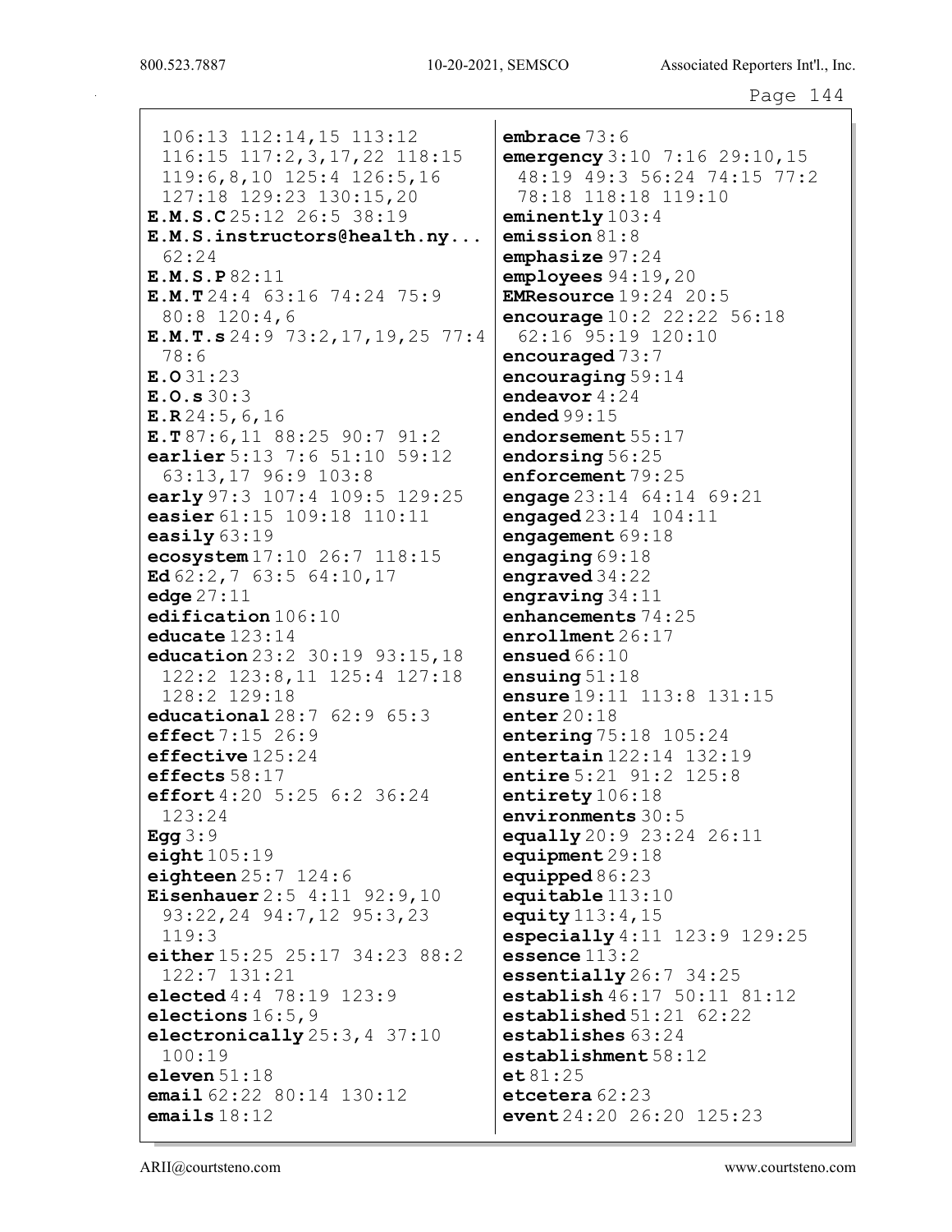106:13 112:14,15 113:12 116:15 117:2,3,17,22 118:15 119:6,8,10 125:4 126:5,16 127:18 129:23 130:15,20

**E.M.S.C** 25:12 26:5 38:19

**E.M.S.instructors@health.ny...** 62:24

**E.M.S.P** 82:11

**E.M.T** 24:4 63:16 74:24 75:9 80:8 120:4,6

**E.M.T.s** 24:9 73:2,17,19,25 77:4 78:6

**E.O** 31:23

**E.O.s** 30:3

**E.R** 24:5,6,16

**E.T** 87:6,11 88:25 90:7 91:2

**earlier** 5:13 7:6 51:10 59:12 63:13,17 96:9 103:8

**early** 97:3 107:4 109:5 129:25

**easier** 61:15 109:18 110:11

**easily** 63:19

**ecosystem** 17:10 26:7 118:15

**Ed** 62:2,7 63:5 64:10,17

**edge** 27:11

**edification** 106:10

**educate** 123:14

**education** 23:2 30:19 93:15,18 122:2 123:8,11 125:4 127:18 128:2 129:18

**educational** 28:7 62:9 65:3

**effect** 7:15 26:9

**effective** 125:24

**effects** 58:17

**effort** 4:20 5:25 6:2 36:24 123:24

**Egg** 3:9

**eight** 105:19

**eighteen** 25:7 124:6

**Eisenhauer** 2:5 4:11 92:9,10 93:22,24 94:7,12 95:3,23 119:3

**either** 15:25 25:17 34:23 88:2 122:7 131:21

**elected** 4:4 78:19 123:9

**elections** 16:5,9

**electronically** 25:3,4 37:10 100:19

**eleven** 51:18

**email** 62:22 80:14 130:12

**emails** 18:12

**embrace** 73:6

**emergency** 3:10 7:16 29:10,15 48:19 49:3 56:24 74:15 77:2 78:18 118:18 119:10

**eminently** 103:4

**emission** 81:8

**emphasize** 97:24

**employees** 94:19,20

**EMResource** 19:24 20:5

**encourage** 10:2 22:22 56:18 62:16 95:19 120:10

**encouraged** 73:7

**encouraging** 59:14

**endeavor** 4:24

**ended** 99:15

**endorsement** 55:17

**endorsing** 56:25

**enforcement** 79:25

**engage** 23:14 64:14 69:21

**engaged** 23:14 104:11

**engagement** 69:18

**engaging** 69:18

**engraved** 34:22

**engraving** 34:11

**enhancements** 74:25

**enrollment** 26:17

**ensued** 66:10

**ensuing** 51:18

**ensure** 19:11 113:8 131:15

**enter** 20:18

**entering** 75:18 105:24

**entertain** 122:14 132:19

**entire** 5:21 91:2 125:8

**entirety** 106:18

**environments** 30:5

**equally** 20:9 23:24 26:11

**equipment** 29:18

**equipped** 86:23

**equitable** 113:10

**equity** 113:4,15

**especially** 4:11 123:9 129:25

**essence** 113:2

**essentially** 26:7 34:25

**establish** 46:17 50:11 81:12

**established** 51:21 62:22

**establishes** 63:24

**establishment** 58:12

**et** 81:25

**etcetera** 62:23

**event** 24:20 26:20 125:23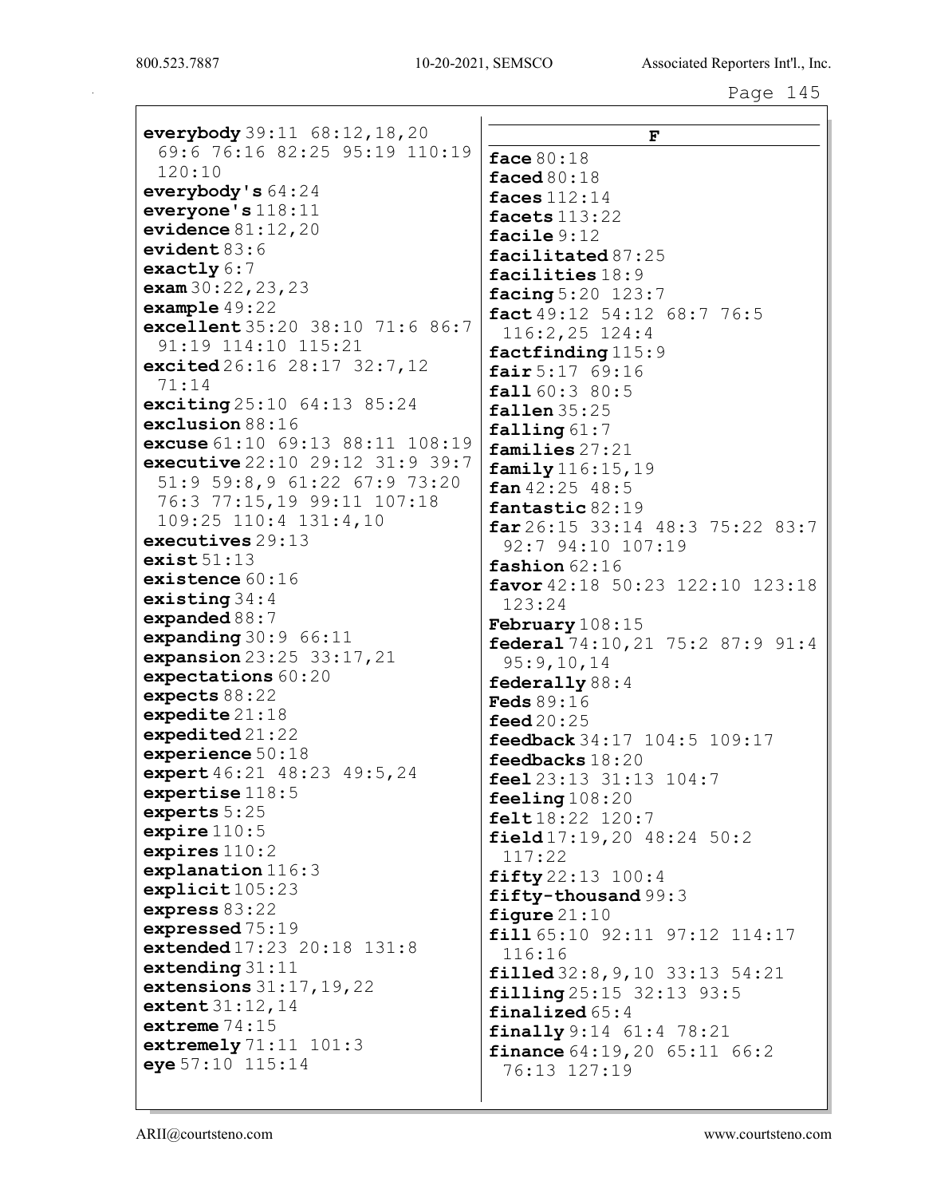**everybody** 39:11 68:12,18,20 69:6 76:16 82:25 95:19 110:19 120:10
**everybody's** 64:24
**everyone's** 118:11
**evidence** 81:12,20
**evident** 83:6
**exactly** 6:7
**exam** 30:22,23,23
**example** 49:22
**excellent** 35:20 38:10 71:6 86:7 91:19 114:10 115:21
**excited** 26:16 28:17 32:7,12 71:14
**exciting** 25:10 64:13 85:24
**exclusion** 88:16
**excuse** 61:10 69:13 88:11 108:19
**executive** 22:10 29:12 31:9 39:7 51:9 59:8,9 61:22 67:9 73:20 76:3 77:15,19 99:11 107:18 109:25 110:4 131:4,10
**executives** 29:13
**exist** 51:13
**existence** 60:16
**existing** 34:4
**expanded** 88:7
**expanding** 30:9 66:11
**expansion** 23:25 33:17,21
**expectations** 60:20
**expects** 88:22
**expedite** 21:18
**expedited** 21:22
**experience** 50:18
**expert** 46:21 48:23 49:5,24
**expertise** 118:5
**experts** 5:25
**expire** 110:5
**expires** 110:2
**explanation** 116:3
**explicit** 105:23
**express** 83:22
**expressed** 75:19
**extended** 17:23 20:18 131:8
**extending** 31:11
**extensions** 31:17,19,22
**extent** 31:12,14
**extreme** 74:15
**extremely** 71:11 101:3
**eye** 57:10 115:14

## F

**face** 80:18
**faced** 80:18
**faces** 112:14
**facets** 113:22
**facile** 9:12
**facilitated** 87:25
**facilities** 18:9
**facing** 5:20 123:7
**fact** 49:12 54:12 68:7 76:5 116:2,25 124:4
**factfinding** 115:9
**fair** 5:17 69:16
**fall** 60:3 80:5
**fallen** 35:25
**falling** 61:7
**families** 27:21
**family** 116:15,19
**fan** 42:25 48:5
**fantastic** 82:19
**far** 26:15 33:14 48:3 75:22 83:7 92:7 94:10 107:19
**fashion** 62:16
**favor** 42:18 50:23 122:10 123:18 123:24
**February** 108:15
**federal** 74:10,21 75:2 87:9 91:4 95:9,10,14
**federally** 88:4
**Feds** 89:16
**feed** 20:25
**feedback** 34:17 104:5 109:17
**feedbacks** 18:20
**feel** 23:13 31:13 104:7
**feeling** 108:20
**felt** 18:22 120:7
**field** 17:19,20 48:24 50:2 117:22
**fifty** 22:13 100:4
**fifty-thousand** 99:3
**figure** 21:10
**fill** 65:10 92:11 97:12 114:17 116:16
**filled** 32:8,9,10 33:13 54:21
**filling** 25:15 32:13 93:5
**finalized** 65:4
**finally** 9:14 61:4 78:21
**finance** 64:19,20 65:11 66:2 76:13 127:19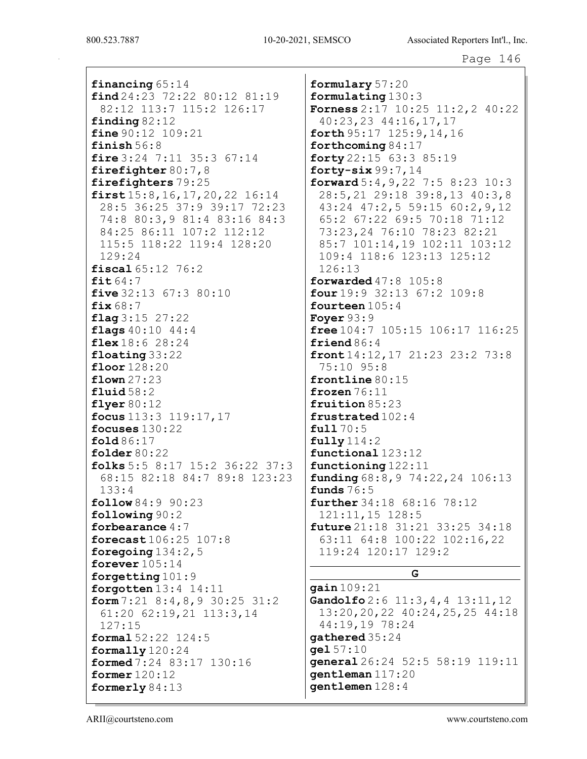**financing** 65:14
**find** 24:23 72:22 80:12 81:19 82:12 113:7 115:2 126:17
**finding** 82:12
**fine** 90:12 109:21
**finish** 56:8
**fire** 3:24 7:11 35:3 67:14
**firefighter** 80:7,8
**firefighters** 79:25
**first** 15:8,16,17,20,22 16:14 28:5 36:25 37:9 39:17 72:23 74:8 80:3,9 81:4 83:16 84:3 84:25 86:11 107:2 112:12 115:5 118:22 119:4 128:20 129:24
**fiscal** 65:12 76:2
**fit** 64:7
**five** 32:13 67:3 80:10
**fix** 68:7
**flag** 3:15 27:22
**flags** 40:10 44:4
**flex** 18:6 28:24
**floating** 33:22
**floor** 128:20
**flown** 27:23
**fluid** 58:2
**flyer** 80:12
**focus** 113:3 119:17,17
**focuses** 130:22
**fold** 86:17
**folder** 80:22
**folks** 5:5 8:17 15:2 36:22 37:3 68:15 82:18 84:7 89:8 123:23 133:4
**follow** 84:9 90:23
**following** 90:2
**forbearance** 4:7
**forecast** 106:25 107:8
**foregoing** 134:2,5
**forever** 105:14
**forgetting** 101:9
**forgotten** 13:4 14:11
**form** 7:21 8:4,8,9 30:25 31:2 61:20 62:19,21 113:3,14 127:15
**formal** 52:22 124:5
**formally** 120:24
**formed** 7:24 83:17 130:16
**former** 120:12
**formerly** 84:13
**formulary** 57:20
**formulating** 130:3
**Forness** 2:17 10:25 11:2,2 40:22 40:23,23 44:16,17,17
**forth** 95:17 125:9,14,16
**forthcoming** 84:17
**forty** 22:15 63:3 85:19
**forty-six** 99:7,14
**forward** 5:4,9,22 7:5 8:23 10:3 28:5,21 29:18 39:8,13 40:3,8 43:24 47:2,5 59:15 60:2,9,12 65:2 67:22 69:5 70:18 71:12 73:23,24 76:10 78:23 82:21 85:7 101:14,19 102:11 103:12 109:4 118:6 123:13 125:12 126:13
**forwarded** 47:8 105:8
**four** 19:9 32:13 67:2 109:8
**fourteen** 105:4
**Foyer** 93:9
**free** 104:7 105:15 106:17 116:25
**friend** 86:4
**front** 14:12,17 21:23 23:2 73:8 75:10 95:8
**frontline** 80:15
**frozen** 76:11
**fruition** 85:23
**frustrated** 102:4
**full** 70:5
**fully** 114:2
**functional** 123:12
**functioning** 122:11
**funding** 68:8,9 74:22,24 106:13
**funds** 76:5
**further** 34:18 68:16 78:12 121:11,15 128:5
**future** 21:18 31:21 33:25 34:18 63:11 64:8 100:22 102:16,22 119:24 120:17 129:2

## G

**gain** 109:21
**Gandolfo** 2:6 11:3,4,4 13:11,12 13:20,20,22 40:24,25,25 44:18 44:19,19 78:24
**gathered** 35:24
**gel** 57:10
**general** 26:24 52:5 58:19 119:11
**gentleman** 117:20
**gentlemen** 128:4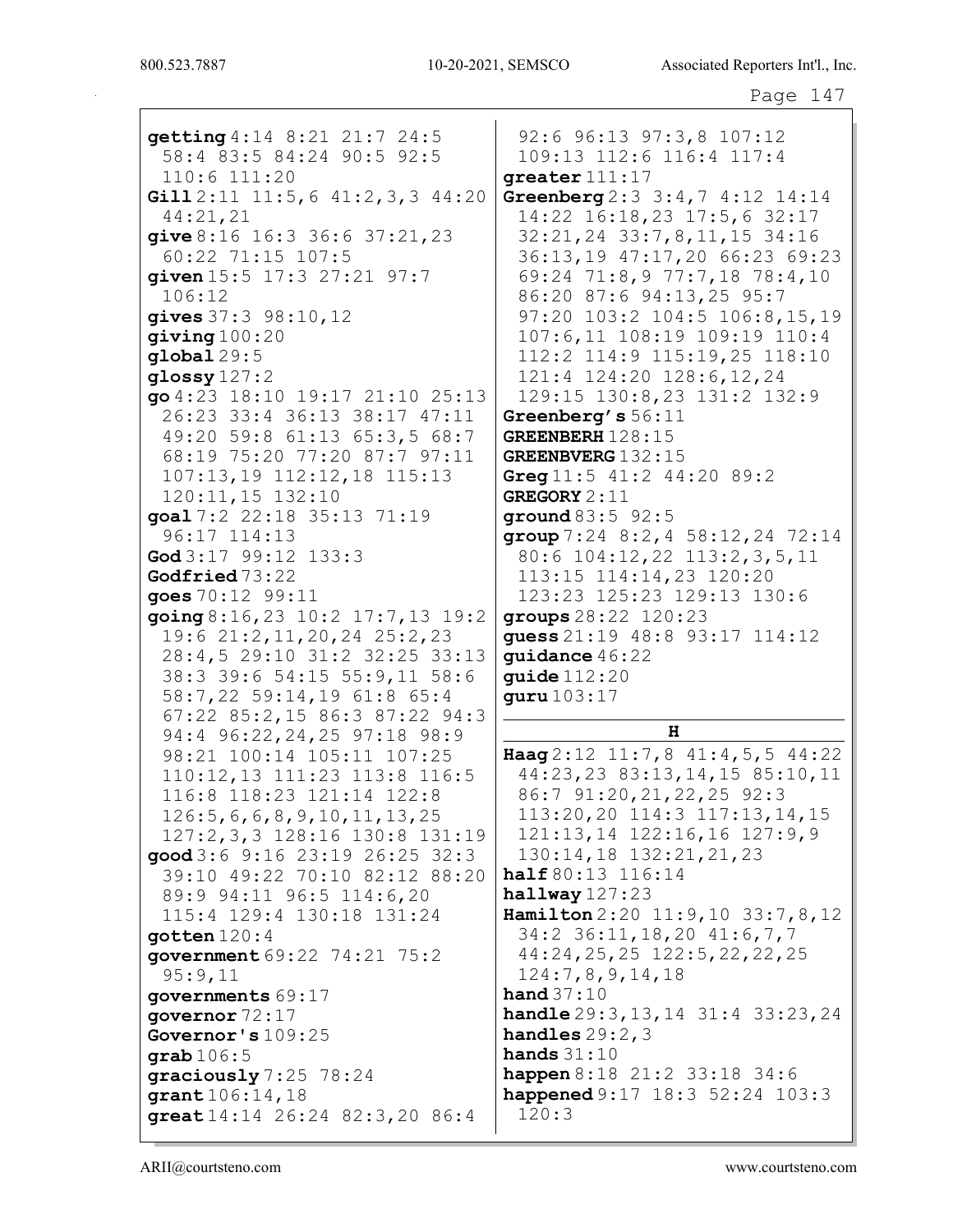**getting** 4:14 8:21 21:7 24:5 58:4 83:5 84:24 90:5 92:5 110:6 111:20

**Gill** 2:11 11:5,6 41:2,3,3 44:20 44:21,21

**give** 8:16 16:3 36:6 37:21,23 60:22 71:15 107:5

**given** 15:5 17:3 27:21 97:7 106:12

**gives** 37:3 98:10,12

**giving** 100:20

**global** 29:5

**glossy** 127:2

**go** 4:23 18:10 19:17 21:10 25:13 26:23 33:4 36:13 38:17 47:11 49:20 59:8 61:13 65:3,5 68:7 68:19 75:20 77:20 87:7 97:11 107:13,19 112:12,18 115:13 120:11,15 132:10

**goal** 7:2 22:18 35:13 71:19 96:17 114:13

**God** 3:17 99:12 133:3

**Godfried** 73:22

**goes** 70:12 99:11

**going** 8:16,23 10:2 17:7,13 19:2 19:6 21:2,11,20,24 25:2,23 28:4,5 29:10 31:2 32:25 33:13 38:3 39:6 54:15 55:9,11 58:6 58:7,22 59:14,19 61:8 65:4 67:22 85:2,15 86:3 87:22 94:3 94:4 96:22,24,25 97:18 98:9 98:21 100:14 105:11 107:25 110:12,13 111:23 113:8 116:5 116:8 118:23 121:14 122:8 126:5,6,6,8,9,10,11,13,25 127:2,3,3 128:16 130:8 131:19

**good** 3:6 9:16 23:19 26:25 32:3 39:10 49:22 70:10 82:12 88:20 89:9 94:11 96:5 114:6,20 115:4 129:4 130:18 131:24

**gotten** 120:4

**government** 69:22 74:21 75:2 95:9,11

**governments** 69:17

**governor** 72:17

**Governor's** 109:25

**grab** 106:5

**graciously** 7:25 78:24

**grant** 106:14,18

**great** 14:14 26:24 82:3,20 86:4 92:6 96:13 97:3,8 107:12 109:13 112:6 116:4 117:4

**greater** 111:17

**Greenberg** 2:3 3:4,7 4:12 14:14 14:22 16:18,23 17:5,6 32:17 32:21,24 33:7,8,11,15 34:16 36:13,19 47:17,20 66:23 69:23 69:24 71:8,9 77:7,18 78:4,10 86:20 87:6 94:13,25 95:7 97:20 103:2 104:5 106:8,15,19 107:6,11 108:19 109:19 110:4 112:2 114:9 115:19,25 118:10 121:4 124:20 128:6,12,24 129:15 130:8,23 131:2 132:9

**Greenberg's** 56:11

**GREENBERH** 128:15

**GREENBVERG** 132:15

**Greg** 11:5 41:2 44:20 89:2

**GREGORY** 2:11

**ground** 83:5 92:5

**group** 7:24 8:2,4 58:12,24 72:14 80:6 104:12,22 113:2,3,5,11 113:15 114:14,23 120:20 123:23 125:23 129:13 130:6

**groups** 28:22 120:23

**guess** 21:19 48:8 93:17 114:12

**guidance** 46:22

**guide** 112:20

**guru** 103:17

## H

**Haag** 2:12 11:7,8 41:4,5,5 44:22 44:23,23 83:13,14,15 85:10,11 86:7 91:20,21,22,25 92:3 113:20,20 114:3 117:13,14,15 121:13,14 122:16,16 127:9,9 130:14,18 132:21,21,23

**half** 80:13 116:14

**hallway** 127:23

**Hamilton** 2:20 11:9,10 33:7,8,12 34:2 36:11,18,20 41:6,7,7 44:24,25,25 122:5,22,22,25 124:7,8,9,14,18

**hand** 37:10

**handle** 29:3,13,14 31:4 33:23,24

**handles** 29:2,3

**hands** 31:10

**happen** 8:18 21:2 33:18 34:6

**happened** 9:17 18:3 52:24 103:3 120:3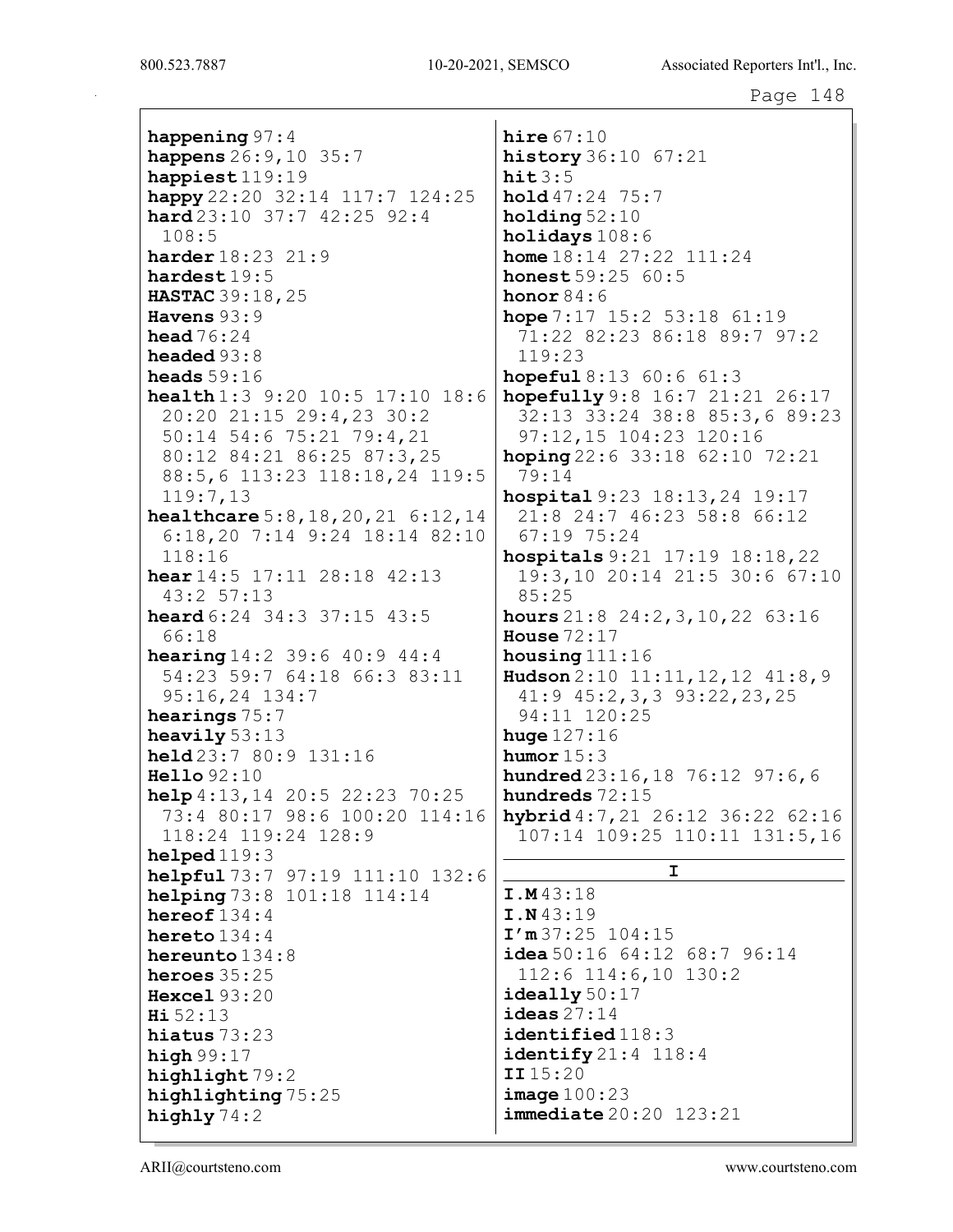**happening** 97:4
**happens** 26:9,10 35:7
**happiest** 119:19
**happy** 22:20 32:14 117:7 124:25
**hard** 23:10 37:7 42:25 92:4 108:5
**harder** 18:23 21:9
**hardest** 19:5
**HASTAC** 39:18,25
**Havens** 93:9
**head** 76:24
**headed** 93:8
**heads** 59:16
**health** 1:3 9:20 10:5 17:10 18:6 20:20 21:15 29:4,23 30:2 50:14 54:6 75:21 79:4,21 80:12 84:21 86:25 87:3,25 88:5,6 113:23 118:18,24 119:5 119:7,13
**healthcare** 5:8,18,20,21 6:12,14 6:18,20 7:14 9:24 18:14 82:10 118:16
**hear** 14:5 17:11 28:18 42:13 43:2 57:13
**heard** 6:24 34:3 37:15 43:5 66:18
**hearing** 14:2 39:6 40:9 44:4 54:23 59:7 64:18 66:3 83:11 95:16,24 134:7
**hearings** 75:7
**heavily** 53:13
**held** 23:7 80:9 131:16
**Hello** 92:10
**help** 4:13,14 20:5 22:23 70:25 73:4 80:17 98:6 100:20 114:16 118:24 119:24 128:9
**helped** 119:3
**helpful** 73:7 97:19 111:10 132:6
**helping** 73:8 101:18 114:14
**hereof** 134:4
**hereto** 134:4
**hereunto** 134:8
**heroes** 35:25
**Hexcel** 93:20
**Hi** 52:13
**hiatus** 73:23
**high** 99:17
**highlight** 79:2
**highlighting** 75:25
**highly** 74:2
**hire** 67:10
**history** 36:10 67:21
**hit** 3:5
**hold** 47:24 75:7
**holding** 52:10
**holidays** 108:6
**home** 18:14 27:22 111:24
**honest** 59:25 60:5
**honor** 84:6
**hope** 7:17 15:2 53:18 61:19 71:22 82:23 86:18 89:7 97:2 119:23
**hopeful** 8:13 60:6 61:3
**hopefully** 9:8 16:7 21:21 26:17 32:13 33:24 38:8 85:3,6 89:23 97:12,15 104:23 120:16
**hoping** 22:6 33:18 62:10 72:21 79:14
**hospital** 9:23 18:13,24 19:17 21:8 24:7 46:23 58:8 66:12 67:19 75:24
**hospitals** 9:21 17:19 18:18,22 19:3,10 20:14 21:5 30:6 67:10 85:25
**hours** 21:8 24:2,3,10,22 63:16
**House** 72:17
**housing** 111:16
**Hudson** 2:10 11:11,12,12 41:8,9 41:9 45:2,3,3 93:22,23,25 94:11 120:25
**huge** 127:16
**humor** 15:3
**hundred** 23:16,18 76:12 97:6,6
**hundreds** 72:15
**hybrid** 4:7,21 26:12 36:22 62:16 107:14 109:25 110:11 131:5,16

## I

**I.M** 43:18
**I.N** 43:19
**I'm** 37:25 104:15
**idea** 50:16 64:12 68:7 96:14 112:6 114:6,10 130:2
**ideally** 50:17
**ideas** 27:14
**identified** 118:3
**identify** 21:4 118:4
**II** 15:20
**image** 100:23
**immediate** 20:20 123:21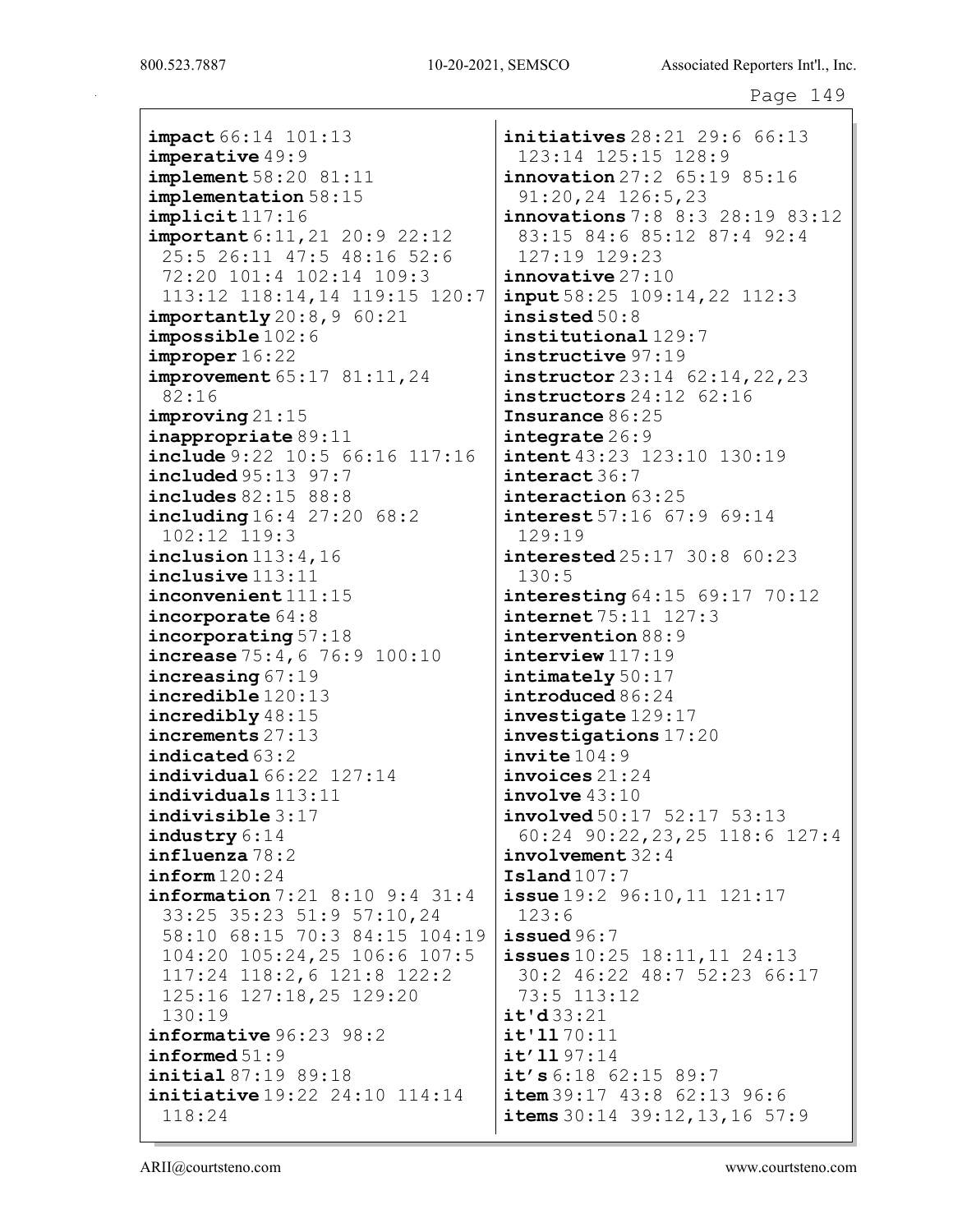**impact** 66:14 101:13
**imperative** 49:9
**implement** 58:20 81:11
**implementation** 58:15
**implicit** 117:16
**important** 6:11,21 20:9 22:12 25:5 26:11 47:5 48:16 52:6 72:20 101:4 102:14 109:3 113:12 118:14,14 119:15 120:7
**importantly** 20:8,9 60:21
**impossible** 102:6
**improper** 16:22
**improvement** 65:17 81:11,24 82:16
**improving** 21:15
**inappropriate** 89:11
**include** 9:22 10:5 66:16 117:16
**included** 95:13 97:7
**includes** 82:15 88:8
**including** 16:4 27:20 68:2 102:12 119:3
**inclusion** 113:4,16
**inclusive** 113:11
**inconvenient** 111:15
**incorporate** 64:8
**incorporating** 57:18
**increase** 75:4,6 76:9 100:10
**increasing** 67:19
**incredible** 120:13
**incredibly** 48:15
**increments** 27:13
**indicated** 63:2
**individual** 66:22 127:14
**individuals** 113:11
**indivisible** 3:17
**industry** 6:14
**influenza** 78:2
**inform** 120:24
**information** 7:21 8:10 9:4 31:4 33:25 35:23 51:9 57:10,24 58:10 68:15 70:3 84:15 104:19 104:20 105:24,25 106:6 107:5 117:24 118:2,6 121:8 122:2 125:16 127:18,25 129:20 130:19
**informative** 96:23 98:2
**informed** 51:9
**initial** 87:19 89:18
**initiative** 19:22 24:10 114:14 118:24
**initiatives** 28:21 29:6 66:13 123:14 125:15 128:9
**innovation** 27:2 65:19 85:16 91:20,24 126:5,23
**innovations** 7:8 8:3 28:19 83:12 83:15 84:6 85:12 87:4 92:4 127:19 129:23
**innovative** 27:10
**input** 58:25 109:14,22 112:3
**insisted** 50:8
**institutional** 129:7
**instructive** 97:19
**instructor** 23:14 62:14,22,23
**instructors** 24:12 62:16
**Insurance** 86:25
**integrate** 26:9
**intent** 43:23 123:10 130:19
**interact** 36:7
**interaction** 63:25
**interest** 57:16 67:9 69:14 129:19
**interested** 25:17 30:8 60:23 130:5
**interesting** 64:15 69:17 70:12
**internet** 75:11 127:3
**intervention** 88:9
**interview** 117:19
**intimately** 50:17
**introduced** 86:24
**investigate** 129:17
**investigations** 17:20
**invite** 104:9
**invoices** 21:24
**involve** 43:10
**involved** 50:17 52:17 53:13 60:24 90:22,23,25 118:6 127:4
**involvement** 32:4
**Island** 107:7
**issue** 19:2 96:10,11 121:17 123:6
**issued** 96:7
**issues** 10:25 18:11,11 24:13 30:2 46:22 48:7 52:23 66:17 73:5 113:12
**it'd** 33:21
**it'll** 70:11
**it'll** 97:14
**it's** 6:18 62:15 89:7
**item** 39:17 43:8 62:13 96:6
**items** 30:14 39:12,13,16 57:9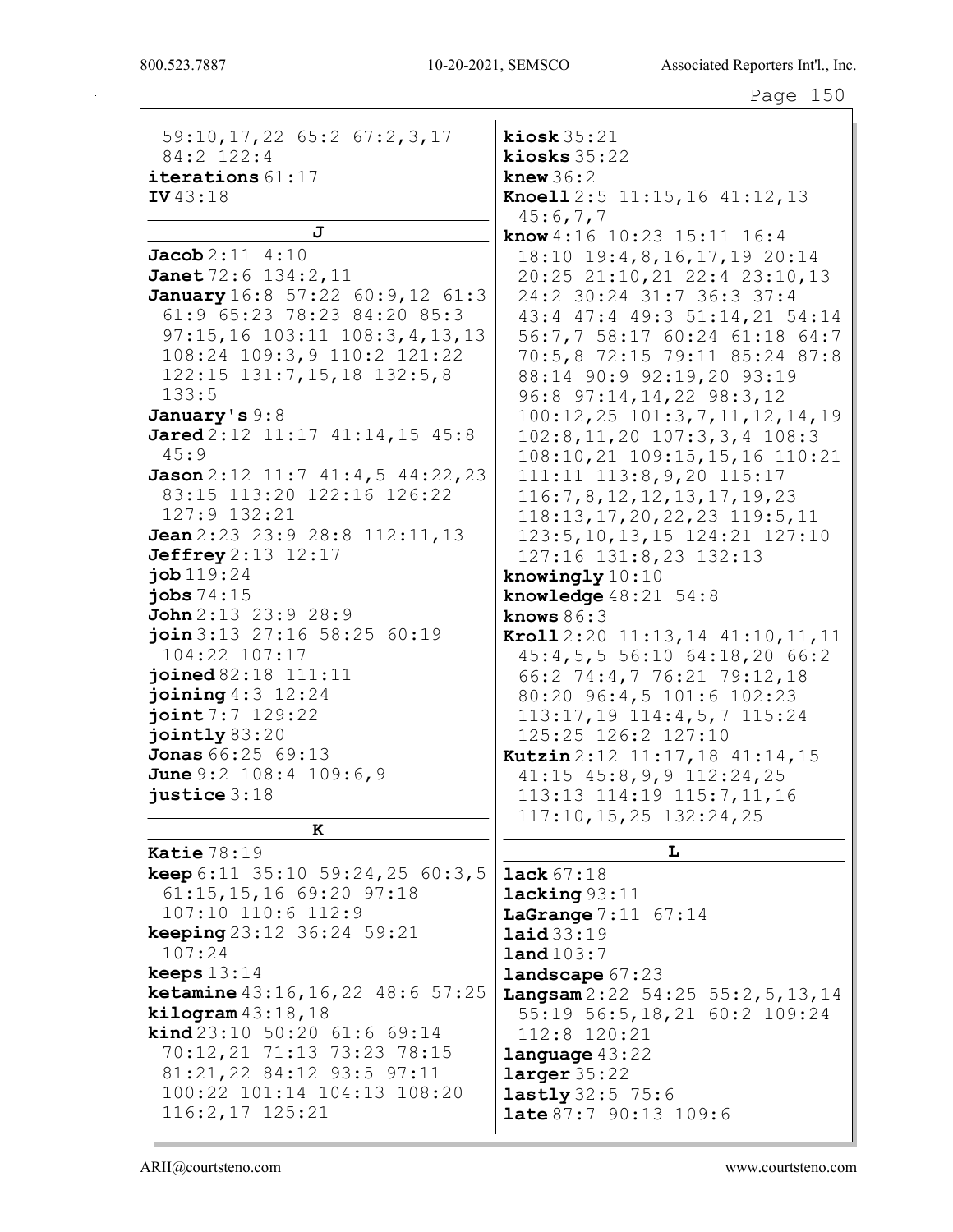59:10,17,22 65:2 67:2,3,17 84:2 122:4

**iterations** 61:17

**IV** 43:18

## J

**Jacob** 2:11 4:10

**Janet** 72:6 134:2,11

**January** 16:8 57:22 60:9,12 61:3 61:9 65:23 78:23 84:20 85:3 97:15,16 103:11 108:3,4,13,13 108:24 109:3,9 110:2 121:22 122:15 131:7,15,18 132:5,8 133:5

**January's** 9:8

**Jared** 2:12 11:17 41:14,15 45:8 45:9

**Jason** 2:12 11:7 41:4,5 44:22,23 83:15 113:20 122:16 126:22 127:9 132:21

**Jean** 2:23 23:9 28:8 112:11,13

**Jeffrey** 2:13 12:17

**job** 119:24

**jobs** 74:15

**John** 2:13 23:9 28:9

**join** 3:13 27:16 58:25 60:19 104:22 107:17

**joined** 82:18 111:11

**joining** 4:3 12:24

**joint** 7:7 129:22

**jointly** 83:20

**Jonas** 66:25 69:13

**June** 9:2 108:4 109:6,9

**justice** 3:18

## K

**Katie** 78:19

**keep** 6:11 35:10 59:24,25 60:3,5 61:15,15,16 69:20 97:18 107:10 110:6 112:9

**keeping** 23:12 36:24 59:21 107:24

**keeps** 13:14

**ketamine** 43:16,16,22 48:6 57:25

**kilogram** 43:18,18

**kind** 23:10 50:20 61:6 69:14 70:12,21 71:13 73:23 78:15 81:21,22 84:12 93:5 97:11 100:22 101:14 104:13 108:20 116:2,17 125:21

**kiosk** 35:21

**kiosks** 35:22

**knew** 36:2

**Knoell** 2:5 11:15,16 41:12,13 45:6,7,7

**know** 4:16 10:23 15:11 16:4 18:10 19:4,8,16,17,19 20:14 20:25 21:10,21 22:4 23:10,13 24:2 30:24 31:7 36:3 37:4 43:4 47:4 49:3 51:14,21 54:14 56:7,7 58:17 60:24 61:18 64:7 70:5,8 72:15 79:11 85:24 87:8 88:14 90:9 92:19,20 93:19 96:8 97:14,14,22 98:3,12 100:12,25 101:3,7,11,12,14,19 102:8,11,20 107:3,3,4 108:3 108:10,21 109:15,15,16 110:21 111:11 113:8,9,20 115:17 116:7,8,12,12,13,17,19,23 118:13,17,20,22,23 119:5,11 123:5,10,13,15 124:21 127:10 127:16 131:8,23 132:13

**knowingly** 10:10

**knowledge** 48:21 54:8

**knows** 86:3

**Kroll** 2:20 11:13,14 41:10,11,11 45:4,5,5 56:10 64:18,20 66:2 66:2 74:4,7 76:21 79:12,18 80:20 96:4,5 101:6 102:23 113:17,19 114:4,5,7 115:24 125:25 126:2 127:10

**Kutzin** 2:12 11:17,18 41:14,15 41:15 45:8,9,9 112:24,25 113:13 114:19 115:7,11,16 117:10,15,25 132:24,25

## L

**lack** 67:18

**lacking** 93:11

**LaGrange** 7:11 67:14

**laid** 33:19

**land** 103:7

**landscape** 67:23

**Langsam** 2:22 54:25 55:2,5,13,14 55:19 56:5,18,21 60:2 109:24 112:8 120:21

**language** 43:22

**larger** 35:22

**lastly** 32:5 75:6

**late** 87:7 90:13 109:6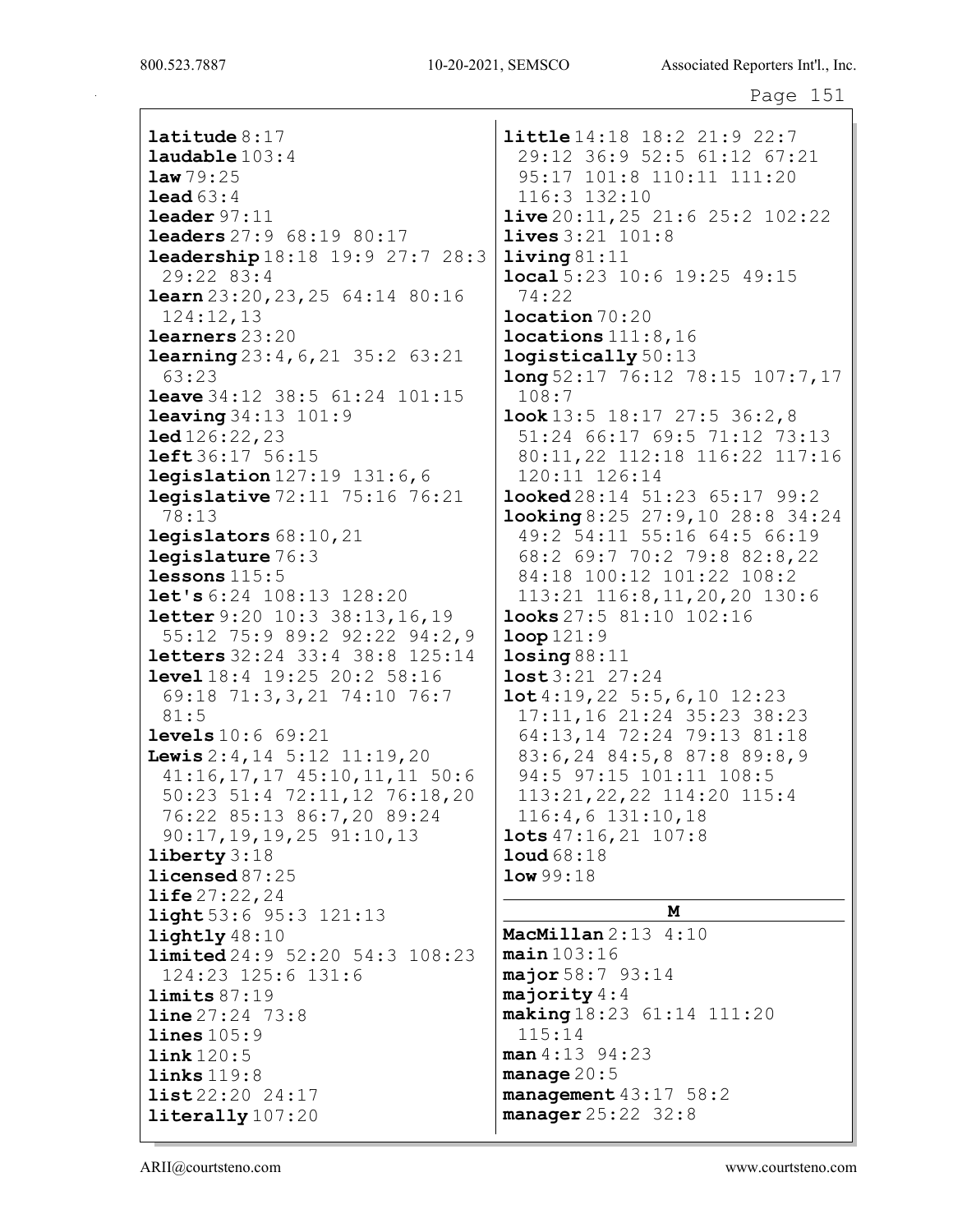**latitude** 8:17
**laudable** 103:4
**law** 79:25
**lead** 63:4
**leader** 97:11
**leaders** 27:9 68:19 80:17
**leadership** 18:18 19:9 27:7 28:3 29:22 83:4
**learn** 23:20,23,25 64:14 80:16 124:12,13
**learners** 23:20
**learning** 23:4,6,21 35:2 63:21 63:23
**leave** 34:12 38:5 61:24 101:15
**leaving** 34:13 101:9
**led** 126:22,23
**left** 36:17 56:15
**legislation** 127:19 131:6,6
**legislative** 72:11 75:16 76:21 78:13
**legislators** 68:10,21
**legislature** 76:3
**lessons** 115:5
**let's** 6:24 108:13 128:20
**letter** 9:20 10:3 38:13,16,19 55:12 75:9 89:2 92:22 94:2,9
**letters** 32:24 33:4 38:8 125:14
**level** 18:4 19:25 20:2 58:16 69:18 71:3,3,21 74:10 76:7 81:5
**levels** 10:6 69:21
**Lewis** 2:4,14 5:12 11:19,20 41:16,17,17 45:10,11,11 50:6 50:23 51:4 72:11,12 76:18,20 76:22 85:13 86:7,20 89:24 90:17,19,19,25 91:10,13
**liberty** 3:18
**licensed** 87:25
**life** 27:22,24
**light** 53:6 95:3 121:13
**lightly** 48:10
**limited** 24:9 52:20 54:3 108:23 124:23 125:6 131:6
**limits** 87:19
**line** 27:24 73:8
**lines** 105:9
**link** 120:5
**links** 119:8
**list** 22:20 24:17
**literally** 107:20
**little** 14:18 18:2 21:9 22:7 29:12 36:9 52:5 61:12 67:21 95:17 101:8 110:11 111:20 116:3 132:10
**live** 20:11,25 21:6 25:2 102:22
**lives** 3:21 101:8
**living** 81:11
**local** 5:23 10:6 19:25 49:15 74:22
**location** 70:20
**locations** 111:8,16
**logistically** 50:13
**long** 52:17 76:12 78:15 107:7,17 108:7
**look** 13:5 18:17 27:5 36:2,8 51:24 66:17 69:5 71:12 73:13 80:11,22 112:18 116:22 117:16 120:11 126:14
**looked** 28:14 51:23 65:17 99:2
**looking** 8:25 27:9,10 28:8 34:24 49:2 54:11 55:16 64:5 66:19 68:2 69:7 70:2 79:8 82:8,22 84:18 100:12 101:22 108:2 113:21 116:8,11,20,20 130:6
**looks** 27:5 81:10 102:16
**loop** 121:9
**losing** 88:11
**lost** 3:21 27:24
**lot** 4:19,22 5:5,6,10 12:23 17:11,16 21:24 35:23 38:23 64:13,14 72:24 79:13 81:18 83:6,24 84:5,8 87:8 89:8,9 94:5 97:15 101:11 108:5 113:21,22,22 114:20 115:4 116:4,6 131:10,18
**lots** 47:16,21 107:8
**loud** 68:18
**low** 99:18

## M

**MacMillan** 2:13 4:10
**main** 103:16
**major** 58:7 93:14
**majority** 4:4
**making** 18:23 61:14 111:20 115:14
**man** 4:13 94:23
**manage** 20:5
**management** 43:17 58:2
**manager** 25:22 32:8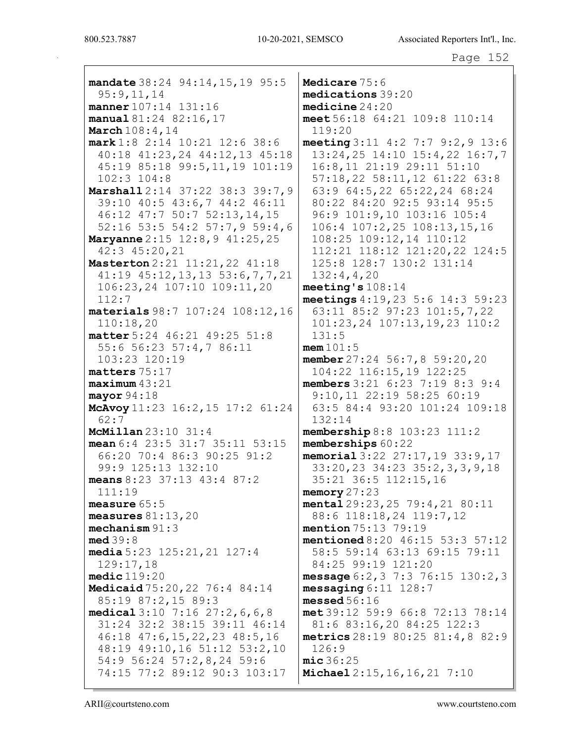**mandate** 38:24 94:14,15,19 95:5 95:9,11,14
**manner** 107:14 131:16
**manual** 81:24 82:16,17
**March** 108:4,14
**mark** 1:8 2:14 10:21 12:6 38:6 40:18 41:23,24 44:12,13 45:18 45:19 85:18 99:5,11,19 101:19 102:3 104:8
**Marshall** 2:14 37:22 38:3 39:7,9 39:10 40:5 43:6,7 44:2 46:11 46:12 47:7 50:7 52:13,14,15 52:16 53:5 54:2 57:7,9 59:4,6
**Maryanne** 2:15 12:8,9 41:25,25 42:3 45:20,21
**Masterton** 2:21 11:21,22 41:18 41:19 45:12,13,13 53:6,7,7,21 106:23,24 107:10 109:11,20 112:7
**materials** 98:7 107:24 108:12,16 110:18,20
**matter** 5:24 46:21 49:25 51:8 55:6 56:23 57:4,7 86:11 103:23 120:19
**matters** 75:17
**maximum** 43:21
**mayor** 94:18
**McAvoy** 11:23 16:2,15 17:2 61:24 62:7
**McMillan** 23:10 31:4
**mean** 6:4 23:5 31:7 35:11 53:15 66:20 70:4 86:3 90:25 91:2 99:9 125:13 132:10
**means** 8:23 37:13 43:4 87:2 111:19
**measure** 65:5
**measures** 81:13,20
**mechanism** 91:3
**med** 39:8
**media** 5:23 125:21,21 127:4 129:17,18
**medic** 119:20
**Medicaid** 75:20,22 76:4 84:14 85:19 87:2,15 89:3
**medical** 3:10 7:16 27:2,6,6,8 31:24 32:2 38:15 39:11 46:14 46:18 47:6,15,22,23 48:5,16 48:19 49:10,16 51:12 53:2,10 54:9 56:24 57:2,8,24 59:6 74:15 77:2 89:12 90:3 103:17
**Medicare** 75:6
**medications** 39:20
**medicine** 24:20
**meet** 56:18 64:21 109:8 110:14 119:20
**meeting** 3:11 4:2 7:7 9:2,9 13:6 13:24,25 14:10 15:4,22 16:7,7 16:8,11 21:19 29:11 51:10 57:18,22 58:11,12 61:22 63:8 63:9 64:5,22 65:22,24 68:24 80:22 84:20 92:5 93:14 95:5 96:9 101:9,10 103:16 105:4 106:4 107:2,25 108:13,15,16 108:25 109:12,14 110:12 112:21 118:12 121:20,22 124:5 125:8 128:7 130:2 131:14 132:4,4,20
**meeting's** 108:14
**meetings** 4:19,23 5:6 14:3 59:23 63:11 85:2 97:23 101:5,7,22 101:23,24 107:13,19,23 110:2 131:5
**mem** 101:5
**member** 27:24 56:7,8 59:20,20 104:22 116:15,19 122:25
**members** 3:21 6:23 7:19 8:3 9:4 9:10,11 22:19 58:25 60:19 63:5 84:4 93:20 101:24 109:18 132:14
**membership** 8:8 103:23 111:2
**memberships** 60:22
**memorial** 3:22 27:17,19 33:9,17 33:20,23 34:23 35:2,3,3,9,18 35:21 36:5 112:15,16
**memory** 27:23
**mental** 29:23,25 79:4,21 80:11 88:6 118:18,24 119:7,12
**mention** 75:13 79:19
**mentioned** 8:20 46:15 53:3 57:12 58:5 59:14 63:13 69:15 79:11 84:25 99:19 121:20
**message** 6:2,3 7:3 76:15 130:2,3
**messaging** 6:11 128:7
**messed** 56:16
**met** 39:12 59:9 66:8 72:13 78:14 81:6 83:16,20 84:25 122:3
**metrics** 28:19 80:25 81:4,8 82:9 126:9
**mic** 36:25
**Michael** 2:15,16,16,21 7:10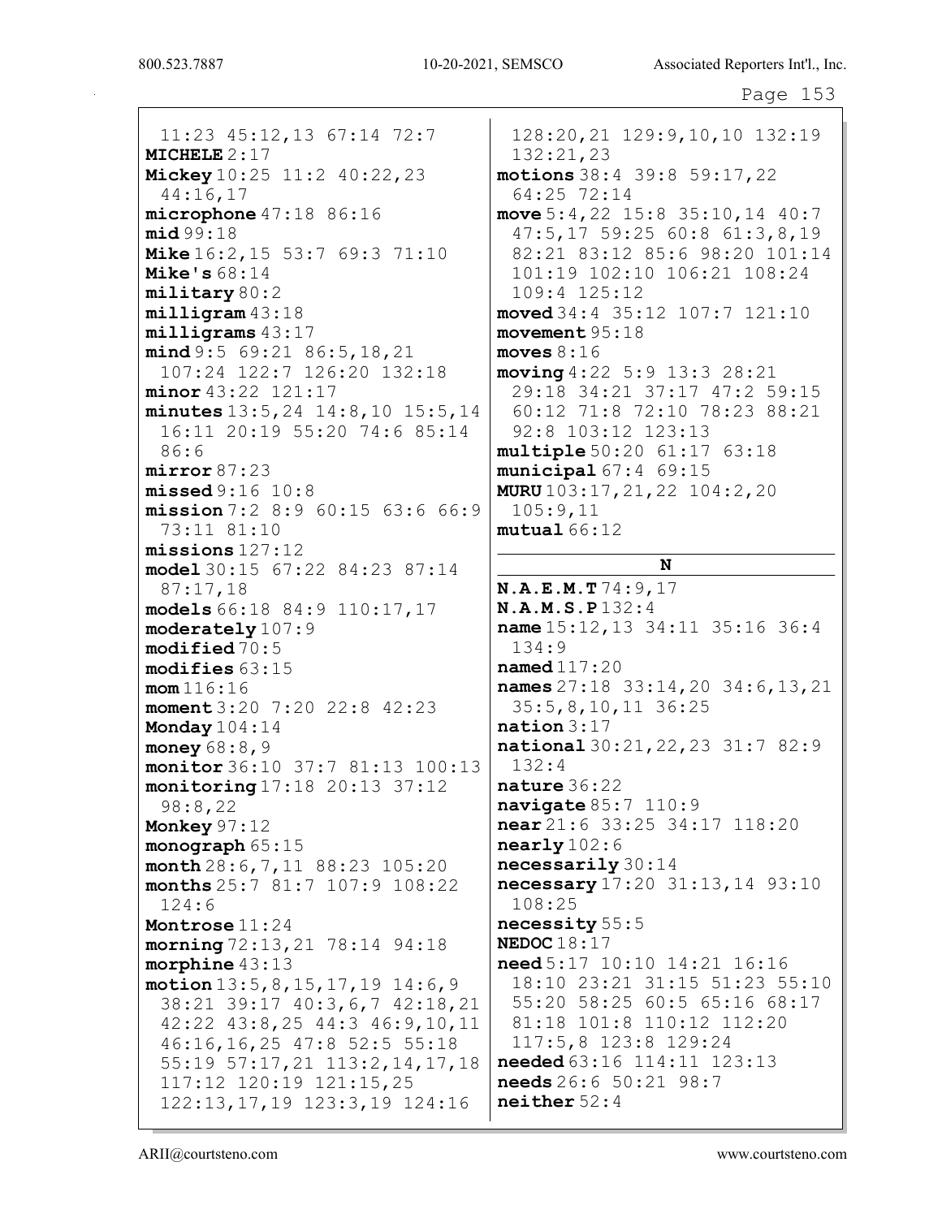11:23 45:12,13 67:14 72:7
**MICHELE** 2:17
**Mickey** 10:25 11:2 40:22,23 44:16,17
**microphone** 47:18 86:16
**mid** 99:18
**Mike** 16:2,15 53:7 69:3 71:10
**Mike's** 68:14
**military** 80:2
**milligram** 43:18
**milligrams** 43:17
**mind** 9:5 69:21 86:5,18,21 107:24 122:7 126:20 132:18
**minor** 43:22 121:17
**minutes** 13:5,24 14:8,10 15:5,14 16:11 20:19 55:20 74:6 85:14 86:6
**mirror** 87:23
**missed** 9:16 10:8
**mission** 7:2 8:9 60:15 63:6 66:9 73:11 81:10
**missions** 127:12
**model** 30:15 67:22 84:23 87:14 87:17,18
**models** 66:18 84:9 110:17,17
**moderately** 107:9
**modified** 70:5
**modifies** 63:15
**mom** 116:16
**moment** 3:20 7:20 22:8 42:23
**Monday** 104:14
**money** 68:8,9
**monitor** 36:10 37:7 81:13 100:13
**monitoring** 17:18 20:13 37:12 98:8,22
**Monkey** 97:12
**monograph** 65:15
**month** 28:6,7,11 88:23 105:20
**months** 25:7 81:7 107:9 108:22 124:6
**Montrose** 11:24
**morning** 72:13,21 78:14 94:18
**morphine** 43:13
**motion** 13:5,8,15,17,19 14:6,9 38:21 39:17 40:3,6,7 42:18,21 42:22 43:8,25 44:3 46:9,10,11 46:16,16,25 47:8 52:5 55:18 55:19 57:17,21 113:2,14,17,18 117:12 120:19 121:15,25 122:13,17,19 123:3,19 124:16 128:20,21 129:9,10,10 132:19 132:21,23
**motions** 38:4 39:8 59:17,22 64:25 72:14
**move** 5:4,22 15:8 35:10,14 40:7 47:5,17 59:25 60:8 61:3,8,19 82:21 83:12 85:6 98:20 101:14 101:19 102:10 106:21 108:24 109:4 125:12
**moved** 34:4 35:12 107:7 121:10
**movement** 95:18
**moves** 8:16
**moving** 4:22 5:9 13:3 28:21 29:18 34:21 37:17 47:2 59:15 60:12 71:8 72:10 78:23 88:21 92:8 103:12 123:13
**multiple** 50:20 61:17 63:18
**municipal** 67:4 69:15
**MURU** 103:17,21,22 104:2,20 105:9,11
**mutual** 66:12

## N

**N.A.E.M.T** 74:9,17
**N.A.M.S.P** 132:4
**name** 15:12,13 34:11 35:16 36:4 134:9
**named** 117:20
**names** 27:18 33:14,20 34:6,13,21 35:5,8,10,11 36:25
**nation** 3:17
**national** 30:21,22,23 31:7 82:9 132:4
**nature** 36:22
**navigate** 85:7 110:9
**near** 21:6 33:25 34:17 118:20
**nearly** 102:6
**necessarily** 30:14
**necessary** 17:20 31:13,14 93:10 108:25
**necessity** 55:5
**NEDOC** 18:17
**need** 5:17 10:10 14:21 16:16 18:10 23:21 31:15 51:23 55:10 55:20 58:25 60:5 65:16 68:17 81:18 101:8 110:12 112:20 117:5,8 123:8 129:24
**needed** 63:16 114:11 123:13
**needs** 26:6 50:21 98:7
**neither** 52:4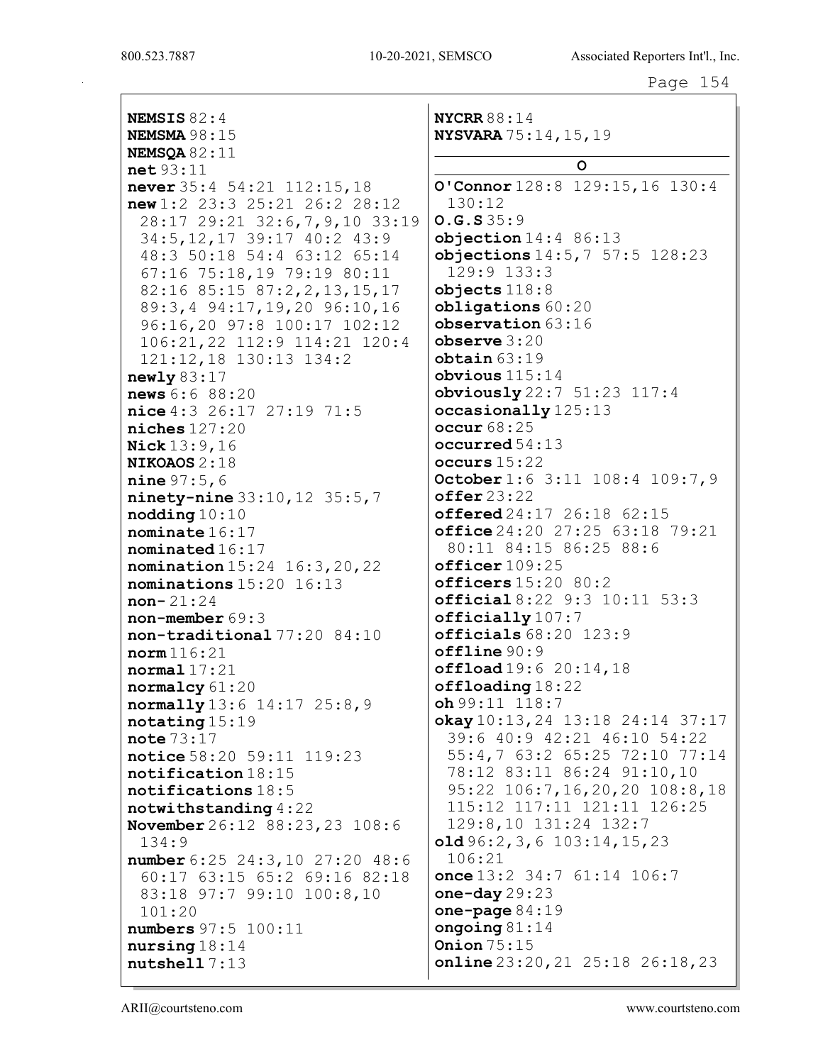**NEMSIS** 82:4
**NEMSMA** 98:15
**NEMSQA** 82:11
**net** 93:11
**never** 35:4 54:21 112:15,18
**new** 1:2 23:3 25:21 26:2 28:12 28:17 29:21 32:6,7,9,10 33:19 34:5,12,17 39:17 40:2 43:9 48:3 50:18 54:4 63:12 65:14 67:16 75:18,19 79:19 80:11 82:16 85:15 87:2,2,13,15,17 89:3,4 94:17,19,20 96:10,16 96:16,20 97:8 100:17 102:12 106:21,22 112:9 114:21 120:4 121:12,18 130:13 134:2
**newly** 83:17
**news** 6:6 88:20
**nice** 4:3 26:17 27:19 71:5
**niches** 127:20
**Nick** 13:9,16
**NIKOAOS** 2:18
**nine** 97:5,6
**ninety-nine** 33:10,12 35:5,7
**nodding** 10:10
**nominate** 16:17
**nominated** 16:17
**nomination** 15:24 16:3,20,22
**nominations** 15:20 16:13
**non-** 21:24
**non-member** 69:3
**non-traditional** 77:20 84:10
**norm** 116:21
**normal** 17:21
**normalcy** 61:20
**normally** 13:6 14:17 25:8,9
**notating** 15:19
**note** 73:17
**notice** 58:20 59:11 119:23
**notification** 18:15
**notifications** 18:5
**notwithstanding** 4:22
**November** 26:12 88:23,23 108:6 134:9
**number** 6:25 24:3,10 27:20 48:6 60:17 63:15 65:2 69:16 82:18 83:18 97:7 99:10 100:8,10 101:20
**numbers** 97:5 100:11
**nursing** 18:14
**nutshell** 7:13
**NYCRR** 88:14
**NYSVARA** 75:14,15,19

## O

**O'Connor** 128:8 129:15,16 130:4 130:12
**O.G.S** 35:9
**objection** 14:4 86:13
**objections** 14:5,7 57:5 128:23 129:9 133:3
**objects** 118:8
**obligations** 60:20
**observation** 63:16
**observe** 3:20
**obtain** 63:19
**obvious** 115:14
**obviously** 22:7 51:23 117:4
**occasionally** 125:13
**occur** 68:25
**occurred** 54:13
**occurs** 15:22
**October** 1:6 3:11 108:4 109:7,9
**offer** 23:22
**offered** 24:17 26:18 62:15
**office** 24:20 27:25 63:18 79:21 80:11 84:15 86:25 88:6
**officer** 109:25
**officers** 15:20 80:2
**official** 8:22 9:3 10:11 53:3
**officially** 107:7
**officials** 68:20 123:9
**offline** 90:9
**offload** 19:6 20:14,18
**offloading** 18:22
**oh** 99:11 118:7
**okay** 10:13,24 13:18 24:14 37:17 39:6 40:9 42:21 46:10 54:22 55:4,7 63:2 65:25 72:10 77:14 78:12 83:11 86:24 91:10,10 95:22 106:7,16,20,20 108:8,18 115:12 117:11 121:11 126:25 129:8,10 131:24 132:7
**old** 96:2,3,6 103:14,15,23 106:21
**once** 13:2 34:7 61:14 106:7
**one-day** 29:23
**one-page** 84:19
**ongoing** 81:14
**Onion** 75:15
**online** 23:20,21 25:18 26:18,23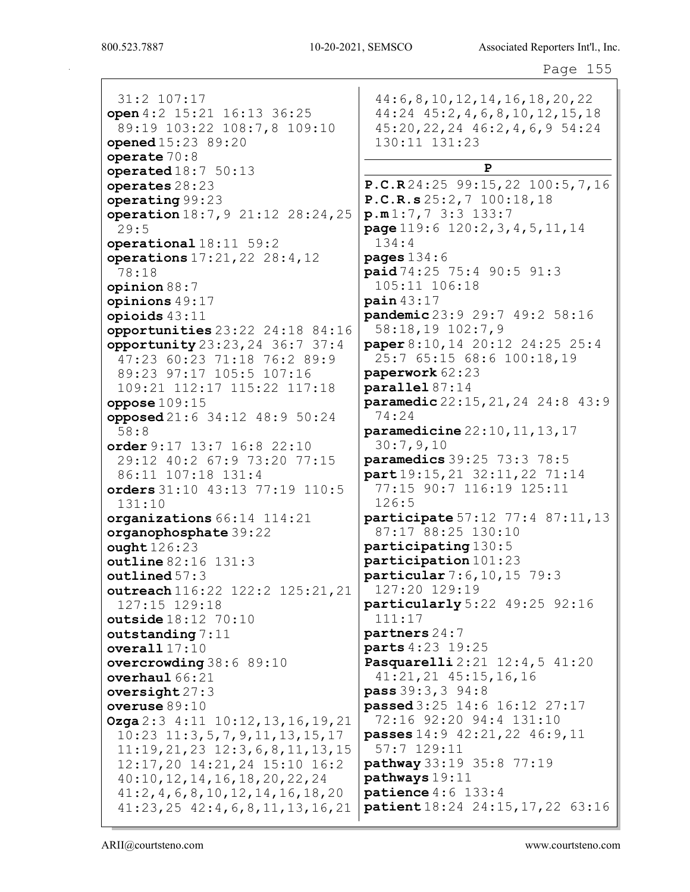31:2 107:17
**open** 4:2 15:21 16:13 36:25 89:19 103:22 108:7,8 109:10
**opened** 15:23 89:20
**operate** 70:8
**operated** 18:7 50:13
**operates** 28:23
**operating** 99:23
**operation** 18:7,9 21:12 28:24,25 29:5
**operational** 18:11 59:2
**operations** 17:21,22 28:4,12 78:18
**opinion** 88:7
**opinions** 49:17
**opioids** 43:11
**opportunities** 23:22 24:18 84:16
**opportunity** 23:23,24 36:7 37:4 47:23 60:23 71:18 76:2 89:9 89:23 97:17 105:5 107:16 109:21 112:17 115:22 117:18
**oppose** 109:15
**opposed** 21:6 34:12 48:9 50:24 58:8
**order** 9:17 13:7 16:8 22:10 29:12 40:2 67:9 73:20 77:15 86:11 107:18 131:4
**orders** 31:10 43:13 77:19 110:5 131:10
**organizations** 66:14 114:21
**organophosphate** 39:22
**ought** 126:23
**outline** 82:16 131:3
**outlined** 57:3
**outreach** 116:22 122:2 125:21,21 127:15 129:18
**outside** 18:12 70:10
**outstanding** 7:11
**overall** 17:10
**overcrowding** 38:6 89:10
**overhaul** 66:21
**oversight** 27:3
**overuse** 89:10
**Ozga** 2:3 4:11 10:12,13,16,19,21 10:23 11:3,5,7,9,11,13,15,17 11:19,21,23 12:3,6,8,11,13,15 12:17,20 14:21,24 15:10 16:2 40:10,12,14,16,18,20,22,24 41:2,4,6,8,10,12,14,16,18,20 41:23,25 42:4,6,8,11,13,16,21 44:6,8,10,12,14,16,18,20,22 44:24 45:2,4,6,8,10,12,15,18 45:20,22,24 46:2,4,6,9 54:24 130:11 131:23

## P

**P.C.R** 24:25 99:15,22 100:5,7,16
**P.C.R.s** 25:2,7 100:18,18
**p.m** 1:7,7 3:3 133:7
**page** 119:6 120:2,3,4,5,11,14 134:4
**pages** 134:6
**paid** 74:25 75:4 90:5 91:3 105:11 106:18
**pain** 43:17
**pandemic** 23:9 29:7 49:2 58:16 58:18,19 102:7,9
**paper** 8:10,14 20:12 24:25 25:4 25:7 65:15 68:6 100:18,19
**paperwork** 62:23
**parallel** 87:14
**paramedic** 22:15,21,24 24:8 43:9 74:24
**paramedicine** 22:10,11,13,17 30:7,9,10
**paramedics** 39:25 73:3 78:5
**part** 19:15,21 32:11,22 71:14 77:15 90:7 116:19 125:11 126:5
**participate** 57:12 77:4 87:11,13 87:17 88:25 130:10
**participating** 130:5
**participation** 101:23
**particular** 7:6,10,15 79:3 127:20 129:19
**particularly** 5:22 49:25 92:16 111:17
**partners** 24:7
**parts** 4:23 19:25
**Pasquarelli** 2:21 12:4,5 41:20 41:21,21 45:15,16,16
**pass** 39:3,3 94:8
**passed** 3:25 14:6 16:12 27:17 72:16 92:20 94:4 131:10
**passes** 14:9 42:21,22 46:9,11 57:7 129:11
**pathway** 33:19 35:8 77:19
**pathways** 19:11
**patience** 4:6 133:4
**patient** 18:24 24:15,17,22 63:16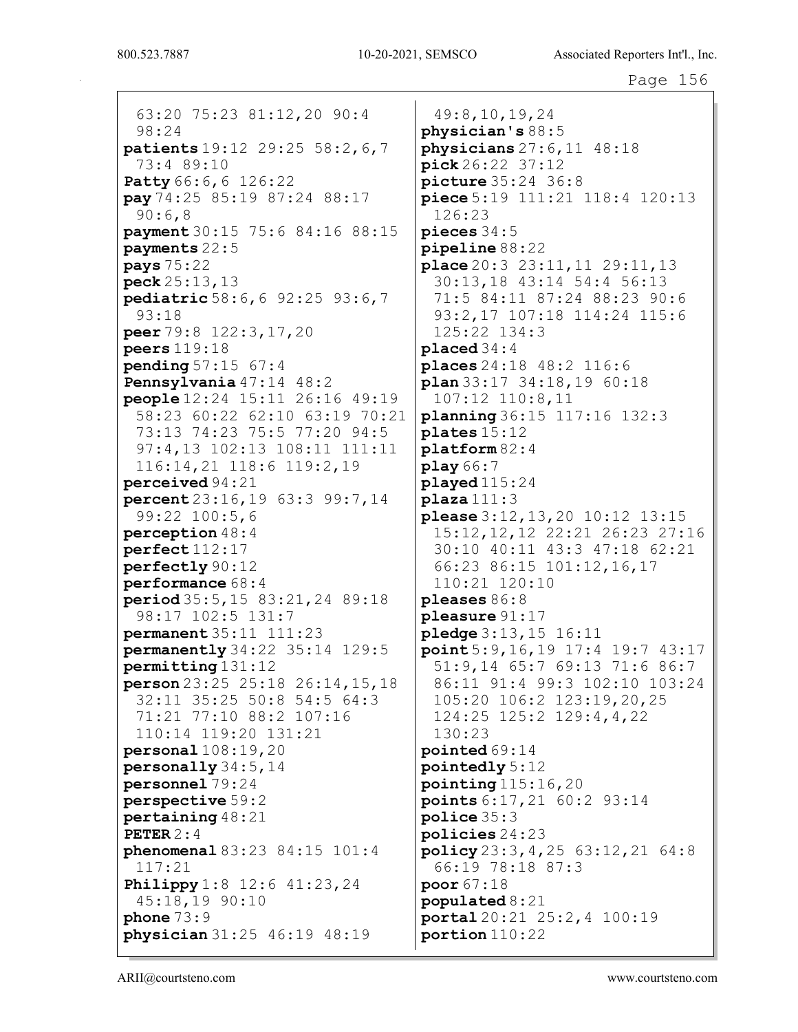63:20 75:23 81:12,20 90:4
98:24
**patients** 19:12 29:25 58:2,6,7
73:4 89:10
**Patty** 66:6,6 126:22
**pay** 74:25 85:19 87:24 88:17
90:6,8
**payment** 30:15 75:6 84:16 88:15
**payments** 22:5
**pays** 75:22
**peck** 25:13,13
**pediatric** 58:6,6 92:25 93:6,7
93:18
**peer** 79:8 122:3,17,20
**peers** 119:18
**pending** 57:15 67:4
**Pennsylvania** 47:14 48:2
**people** 12:24 15:11 26:16 49:19
58:23 60:22 62:10 63:19 70:21
73:13 74:23 75:5 77:20 94:5
97:4,13 102:13 108:11 111:11
116:14,21 118:6 119:2,19
**perceived** 94:21
**percent** 23:16,19 63:3 99:7,14
99:22 100:5,6
**perception** 48:4
**perfect** 112:17
**perfectly** 90:12
**performance** 68:4
**period** 35:5,15 83:21,24 89:18
98:17 102:5 131:7
**permanent** 35:11 111:23
**permanently** 34:22 35:14 129:5
**permitting** 131:12
**person** 23:25 25:18 26:14,15,18
32:11 35:25 50:8 54:5 64:3
71:21 77:10 88:2 107:16
110:14 119:20 131:21
**personal** 108:19,20
**personally** 34:5,14
**personnel** 79:24
**perspective** 59:2
**pertaining** 48:21
**PETER** 2:4
**phenomenal** 83:23 84:15 101:4
117:21
**Philippy** 1:8 12:6 41:23,24
45:18,19 90:10
**phone** 73:9
**physician** 31:25 46:19 48:19
49:8,10,19,24
**physician's** 88:5
**physicians** 27:6,11 48:18
**pick** 26:22 37:12
**picture** 35:24 36:8
**piece** 5:19 111:21 118:4 120:13
126:23
**pieces** 34:5
**pipeline** 88:22
**place** 20:3 23:11,11 29:11,13
30:13,18 43:14 54:4 56:13
71:5 84:11 87:24 88:23 90:6
93:2,17 107:18 114:24 115:6
125:22 134:3
**placed** 34:4
**places** 24:18 48:2 116:6
**plan** 33:17 34:18,19 60:18
107:12 110:8,11
**planning** 36:15 117:16 132:3
**plates** 15:12
**platform** 82:4
**play** 66:7
**played** 115:24
**plaza** 111:3
**please** 3:12,13,20 10:12 13:15
15:12,12,12 22:21 26:23 27:16
30:10 40:11 43:3 47:18 62:21
66:23 86:15 101:12,16,17
110:21 120:10
**pleases** 86:8
**pleasure** 91:17
**pledge** 3:13,15 16:11
**point** 5:9,16,19 17:4 19:7 43:17
51:9,14 65:7 69:13 71:6 86:7
86:11 91:4 99:3 102:10 103:24
105:20 106:2 123:19,20,25
124:25 125:2 129:4,4,22
130:23
**pointed** 69:14
**pointedly** 5:12
**pointing** 115:16,20
**points** 6:17,21 60:2 93:14
**police** 35:3
**policies** 24:23
**policy** 23:3,4,25 63:12,21 64:8
66:19 78:18 87:3
**poor** 67:18
**populated** 8:21
**portal** 20:21 25:2,4 100:19
**portion** 110:22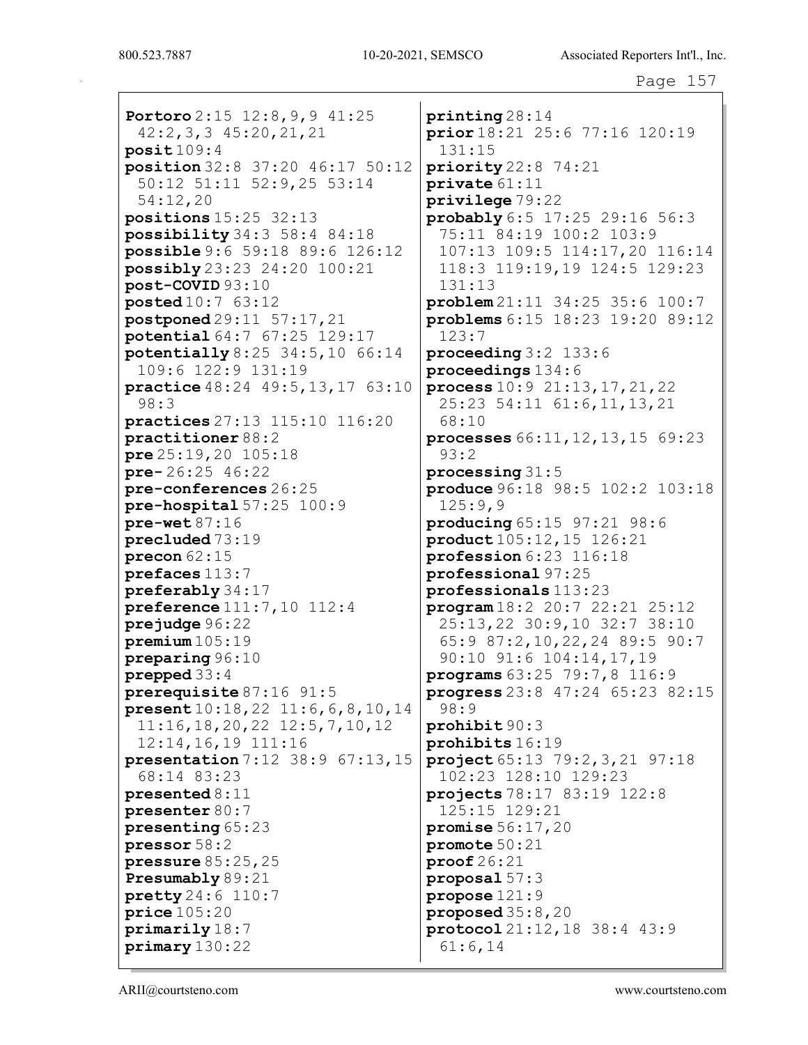**Portoro** 2:15 12:8,9,9 41:25 42:2,3,3 45:20,21,21
**posit** 109:4
**position** 32:8 37:20 46:17 50:12 50:12 51:11 52:9,25 53:14 54:12,20
**positions** 15:25 32:13
**possibility** 34:3 58:4 84:18
**possible** 9:6 59:18 89:6 126:12
**possibly** 23:23 24:20 100:21
**post-COVID** 93:10
**posted** 10:7 63:12
**postponed** 29:11 57:17,21
**potential** 64:7 67:25 129:17
**potentially** 8:25 34:5,10 66:14 109:6 122:9 131:19
**practice** 48:24 49:5,13,17 63:10 98:3
**practices** 27:13 115:10 116:20
**practitioner** 88:2
**pre** 25:19,20 105:18
**pre-** 26:25 46:22
**pre-conferences** 26:25
**pre-hospital** 57:25 100:9
**pre-wet** 87:16
**precluded** 73:19
**precon** 62:15
**prefaces** 113:7
**preferably** 34:17
**preference** 111:7,10 112:4
**prejudge** 96:22
**premium** 105:19
**preparing** 96:10
**prepped** 33:4
**prerequisite** 87:16 91:5
**present** 10:18,22 11:6,6,8,10,14 11:16,18,20,22 12:5,7,10,12 12:14,16,19 111:16
**presentation** 7:12 38:9 67:13,15 68:14 83:23
**presented** 8:11
**presenter** 80:7
**presenting** 65:23
**pressor** 58:2
**pressure** 85:25,25
**Presumably** 89:21
**pretty** 24:6 110:7
**price** 105:20
**primarily** 18:7
**primary** 130:22
**printing** 28:14
**prior** 18:21 25:6 77:16 120:19 131:15
**priority** 22:8 74:21
**private** 61:11
**privilege** 79:22
**probably** 6:5 17:25 29:16 56:3 75:11 84:19 100:2 103:9 107:13 109:5 114:17,20 116:14 118:3 119:19,19 124:5 129:23 131:13
**problem** 21:11 34:25 35:6 100:7
**problems** 6:15 18:23 19:20 89:12 123:7
**proceeding** 3:2 133:6
**proceedings** 134:6
**process** 10:9 21:13,17,21,22 25:23 54:11 61:6,11,13,21 68:10
**processes** 66:11,12,13,15 69:23 93:2
**processing** 31:5
**produce** 96:18 98:5 102:2 103:18 125:9,9
**producing** 65:15 97:21 98:6
**product** 105:12,15 126:21
**profession** 6:23 116:18
**professional** 97:25
**professionals** 113:23
**program** 18:2 20:7 22:21 25:12 25:13,22 30:9,10 32:7 38:10 65:9 87:2,10,22,24 89:5 90:7 90:10 91:6 104:14,17,19
**programs** 63:25 79:7,8 116:9
**progress** 23:8 47:24 65:23 82:15 98:9
**prohibit** 90:3
**prohibits** 16:19
**project** 65:13 79:2,3,21 97:18 102:23 128:10 129:23
**projects** 78:17 83:19 122:8 125:15 129:21
**promise** 56:17,20
**promote** 50:21
**proof** 26:21
**proposal** 57:3
**propose** 121:9
**proposed** 35:8,20
**protocol** 21:12,18 38:4 43:9 61:6,14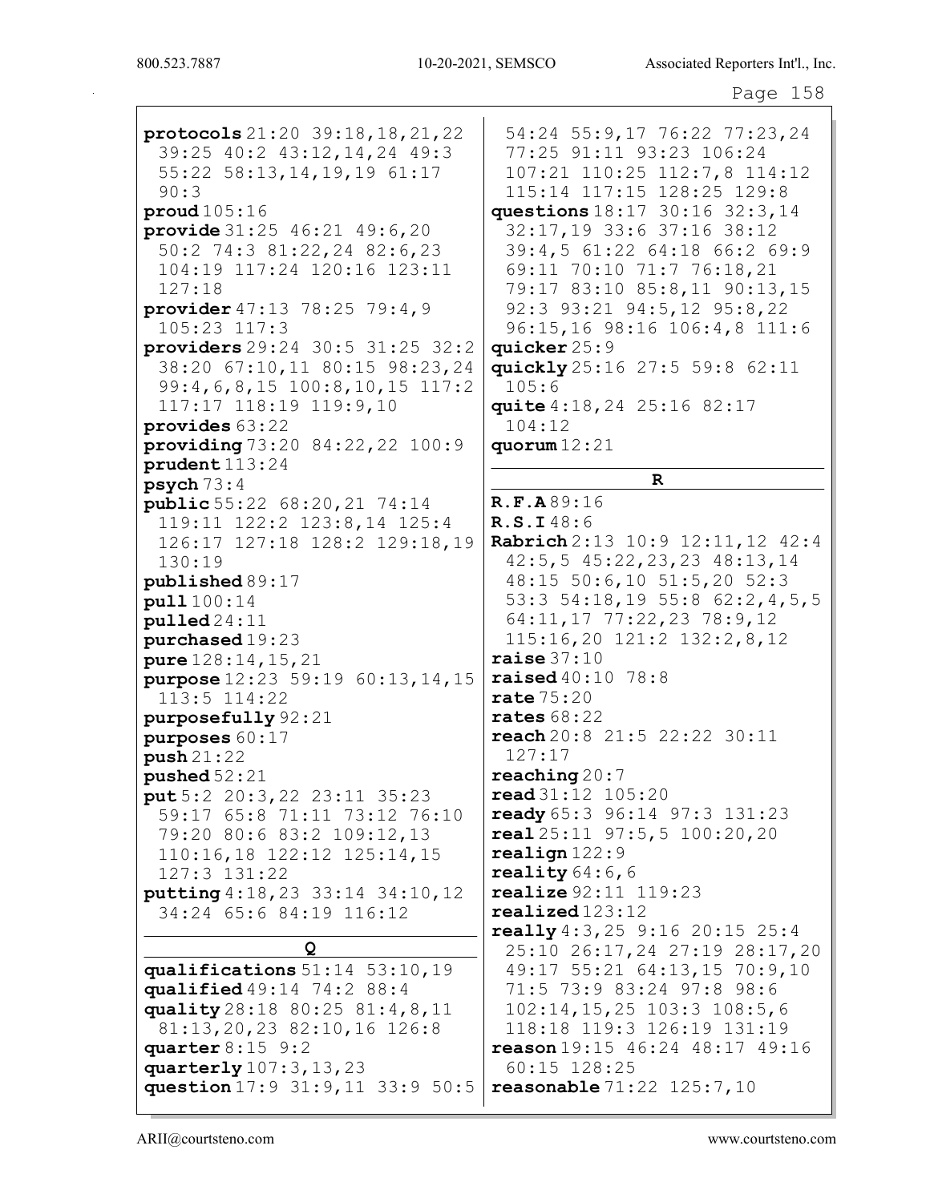**protocols** 21:20 39:18,18,21,22 39:25 40:2 43:12,14,24 49:3 55:22 58:13,14,19,19 61:17 90:3
**proud** 105:16
**provide** 31:25 46:21 49:6,20 50:2 74:3 81:22,24 82:6,23 104:19 117:24 120:16 123:11 127:18
**provider** 47:13 78:25 79:4,9 105:23 117:3
**providers** 29:24 30:5 31:25 32:2 38:20 67:10,11 80:15 98:23,24 99:4,6,8,15 100:8,10,15 117:2 117:17 118:19 119:9,10
**provides** 63:22
**providing** 73:20 84:22,22 100:9
**prudent** 113:24
**psych** 73:4
**public** 55:22 68:20,21 74:14 119:11 122:2 123:8,14 125:4 126:17 127:18 128:2 129:18,19 130:19
**published** 89:17
**pull** 100:14
**pulled** 24:11
**purchased** 19:23
**pure** 128:14,15,21
**purpose** 12:23 59:19 60:13,14,15 113:5 114:22
**purposefully** 92:21
**purposes** 60:17
**push** 21:22
**pushed** 52:21
**put** 5:2 20:3,22 23:11 35:23 59:17 65:8 71:11 73:12 76:10 79:20 80:6 83:2 109:12,13 110:16,18 122:12 125:14,15 127:3 131:22
**putting** 4:18,23 33:14 34:10,12 34:24 65:6 84:19 116:12

## Q

**qualifications** 51:14 53:10,19
**qualified** 49:14 74:2 88:4
**quality** 28:18 80:25 81:4,8,11 81:13,20,23 82:10,16 126:8
**quarter** 8:15 9:2
**quarterly** 107:3,13,23
**question** 17:9 31:9,11 33:9 50:5 54:24 55:9,17 76:22 77:23,24 77:25 91:11 93:23 106:24 107:21 110:25 112:7,8 114:12 115:14 117:15 128:25 129:8
**questions** 18:17 30:16 32:3,14 32:17,19 33:6 37:16 38:12 39:4,5 61:22 64:18 66:2 69:9 69:11 70:10 71:7 76:18,21 79:17 83:10 85:8,11 90:13,15 92:3 93:21 94:5,12 95:8,22 96:15,16 98:16 106:4,8 111:6
**quicker** 25:9
**quickly** 25:16 27:5 59:8 62:11 105:6
**quite** 4:18,24 25:16 82:17 104:12
**quorum** 12:21

## R

**R.F.A** 89:16
**R.S.I** 48:6
**Rabrich** 2:13 10:9 12:11,12 42:4 42:5,5 45:22,23,23 48:13,14 48:15 50:6,10 51:5,20 52:3 53:3 54:18,19 55:8 62:2,4,5,5 64:11,17 77:22,23 78:9,12 115:16,20 121:2 132:2,8,12
**raise** 37:10
**raised** 40:10 78:8
**rate** 75:20
**rates** 68:22
**reach** 20:8 21:5 22:22 30:11 127:17
**reaching** 20:7
**read** 31:12 105:20
**ready** 65:3 96:14 97:3 131:23
**real** 25:11 97:5,5 100:20,20
**realign** 122:9
**reality** 64:6,6
**realize** 92:11 119:23
**realized** 123:12
**really** 4:3,25 9:16 20:15 25:4 25:10 26:17,24 27:19 28:17,20 49:17 55:21 64:13,15 70:9,10 71:5 73:9 83:24 97:8 98:6 102:14,15,25 103:3 108:5,6 118:18 119:3 126:19 131:19
**reason** 19:15 46:24 48:17 49:16 60:15 128:25
**reasonable** 71:22 125:7,10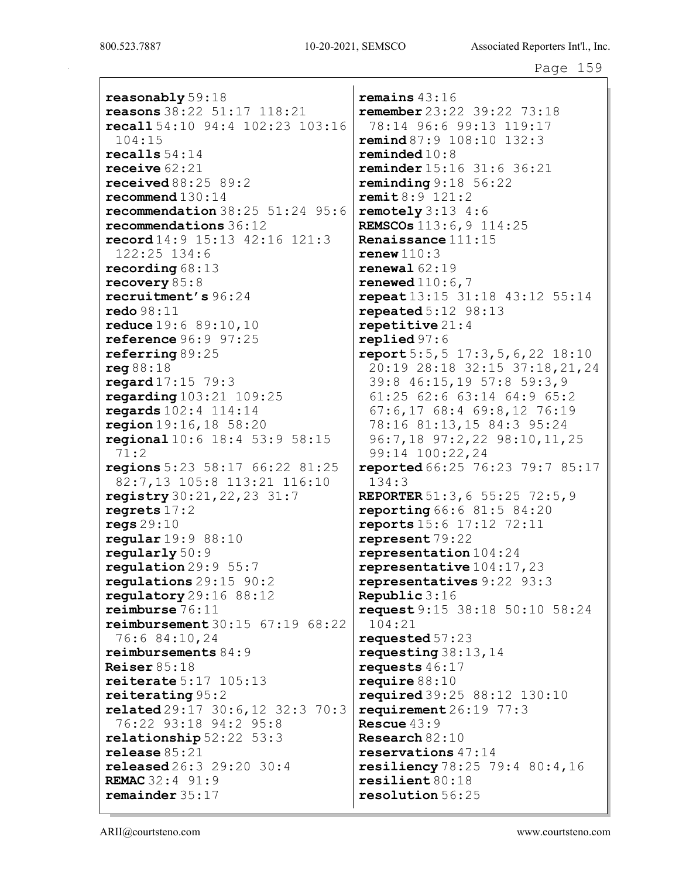**reasonably** 59:18
**reasons** 38:22 51:17 118:21
**recall** 54:10 94:4 102:23 103:16 104:15
**recalls** 54:14
**receive** 62:21
**received** 88:25 89:2
**recommend** 130:14
**recommendation** 38:25 51:24 95:6
**recommendations** 36:12
**record** 14:9 15:13 42:16 121:3 122:25 134:6
**recording** 68:13
**recovery** 85:8
**recruitment's** 96:24
**redo** 98:11
**reduce** 19:6 89:10,10
**reference** 96:9 97:25
**referring** 89:25
**reg** 88:18
**regard** 17:15 79:3
**regarding** 103:21 109:25
**regards** 102:4 114:14
**region** 19:16,18 58:20
**regional** 10:6 18:4 53:9 58:15 71:2
**regions** 5:23 58:17 66:22 81:25 82:7,13 105:8 113:21 116:10
**registry** 30:21,22,23 31:7
**regrets** 17:2
**regs** 29:10
**regular** 19:9 88:10
**regularly** 50:9
**regulation** 29:9 55:7
**regulations** 29:15 90:2
**regulatory** 29:16 88:12
**reimburse** 76:11
**reimbursement** 30:15 67:19 68:22 76:6 84:10,24
**reimbursements** 84:9
**Reiser** 85:18
**reiterate** 5:17 105:13
**reiterating** 95:2
**related** 29:17 30:6,12 32:3 70:3 76:22 93:18 94:2 95:8
**relationship** 52:22 53:3
**release** 85:21
**released** 26:3 29:20 30:4
**REMAC** 32:4 91:9
**remainder** 35:17
**remains** 43:16
**remember** 23:22 39:22 73:18 78:14 96:6 99:13 119:17
**remind** 87:9 108:10 132:3
**reminded** 10:8
**reminder** 15:16 31:6 36:21
**reminding** 9:18 56:22
**remit** 8:9 121:2
**remotely** 3:13 4:6
**REMSCOs** 113:6,9 114:25
**Renaissance** 111:15
**renew** 110:3
**renewal** 62:19
**renewed** 110:6,7
**repeat** 13:15 31:18 43:12 55:14
**repeated** 5:12 98:13
**repetitive** 21:4
**replied** 97:6
**report** 5:5,5 17:3,5,6,22 18:10 20:19 28:18 32:15 37:18,21,24 39:8 46:15,19 57:8 59:3,9 61:25 62:6 63:14 64:9 65:2 67:6,17 68:4 69:8,12 76:19 78:16 81:13,15 84:3 95:24 96:7,18 97:2,22 98:10,11,25 99:14 100:22,24
**reported** 66:25 76:23 79:7 85:17 134:3
**REPORTER** 51:3,6 55:25 72:5,9
**reporting** 66:6 81:5 84:20
**reports** 15:6 17:12 72:11
**represent** 79:22
**representation** 104:24
**representative** 104:17,23
**representatives** 9:22 93:3
**Republic** 3:16
**request** 9:15 38:18 50:10 58:24 104:21
**requested** 57:23
**requesting** 38:13,14
**requests** 46:17
**require** 88:10
**required** 39:25 88:12 130:10
**requirement** 26:19 77:3
**Rescue** 43:9
**Research** 82:10
**reservations** 47:14
**resiliency** 78:25 79:4 80:4,16
**resilient** 80:18
**resolution** 56:25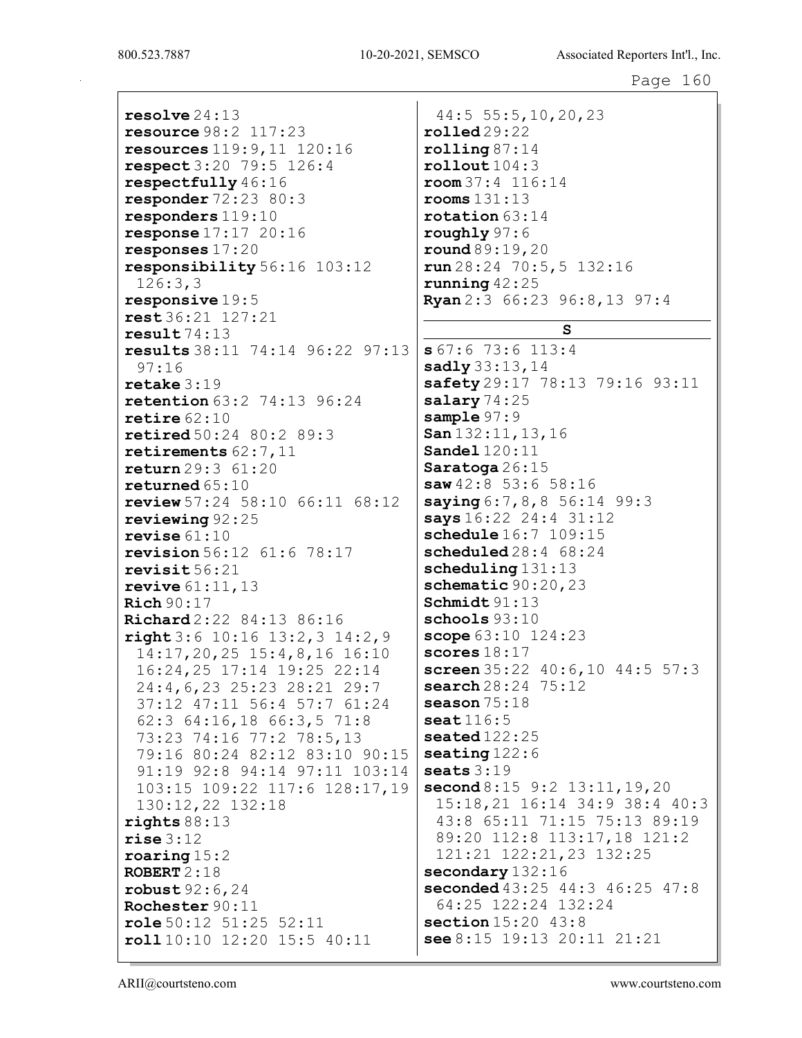**resolve** 24:13
**resource** 98:2 117:23
**resources** 119:9,11 120:16
**respect** 3:20 79:5 126:4
**respectfully** 46:16
**responder** 72:23 80:3
**responders** 119:10
**response** 17:17 20:16
**responses** 17:20
**responsibility** 56:16 103:12 126:3,3
**responsive** 19:5
**rest** 36:21 127:21
**result** 74:13
**results** 38:11 74:14 96:22 97:13 97:16
**retake** 3:19
**retention** 63:2 74:13 96:24
**retire** 62:10
**retired** 50:24 80:2 89:3
**retirements** 62:7,11
**return** 29:3 61:20
**returned** 65:10
**review** 57:24 58:10 66:11 68:12
**reviewing** 92:25
**revise** 61:10
**revision** 56:12 61:6 78:17
**revisit** 56:21
**revive** 61:11,13
**Rich** 90:17
**Richard** 2:22 84:13 86:16
**right** 3:6 10:16 13:2,3 14:2,9 14:17,20,25 15:4,8,16 16:10 16:24,25 17:14 19:25 22:14 24:4,6,23 25:23 28:21 29:7 37:12 47:11 56:4 57:7 61:24 62:3 64:16,18 66:3,5 71:8 73:23 74:16 77:2 78:5,13 79:16 80:24 82:12 83:10 90:15 91:19 92:8 94:14 97:11 103:14 103:15 109:22 117:6 128:17,19 130:12,22 132:18
**rights** 88:13
**rise** 3:12
**roaring** 15:2
**ROBERT** 2:18
**robust** 92:6,24
**Rochester** 90:11
**role** 50:12 51:25 52:11
**roll** 10:10 12:20 15:5 40:11 44:5 55:5,10,20,23
**rolled** 29:22
**rolling** 87:14
**rollout** 104:3
**room** 37:4 116:14
**rooms** 131:13
**rotation** 63:14
**roughly** 97:6
**round** 89:19,20
**run** 28:24 70:5,5 132:16
**running** 42:25
**Ryan** 2:3 66:23 96:8,13 97:4

## S

**s** 67:6 73:6 113:4
**sadly** 33:13,14
**safety** 29:17 78:13 79:16 93:11
**salary** 74:25
**sample** 97:9
**San** 132:11,13,16
**Sandel** 120:11
**Saratoga** 26:15
**saw** 42:8 53:6 58:16
**saying** 6:7,8,8 56:14 99:3
**says** 16:22 24:4 31:12
**schedule** 16:7 109:15
**scheduled** 28:4 68:24
**scheduling** 131:13
**schematic** 90:20,23
**Schmidt** 91:13
**schools** 93:10
**scope** 63:10 124:23
**scores** 18:17
**screen** 35:22 40:6,10 44:5 57:3
**search** 28:24 75:12
**season** 75:18
**seat** 116:5
**seated** 122:25
**seating** 122:6
**seats** 3:19
**second** 8:15 9:2 13:11,19,20 15:18,21 16:14 34:9 38:4 40:3 43:8 65:11 71:15 75:13 89:19 89:20 112:8 113:17,18 121:2 121:21 122:21,23 132:25
**secondary** 132:16
**seconded** 43:25 44:3 46:25 47:8 64:25 122:24 132:24
**section** 15:20 43:8
**see** 8:15 19:13 20:11 21:21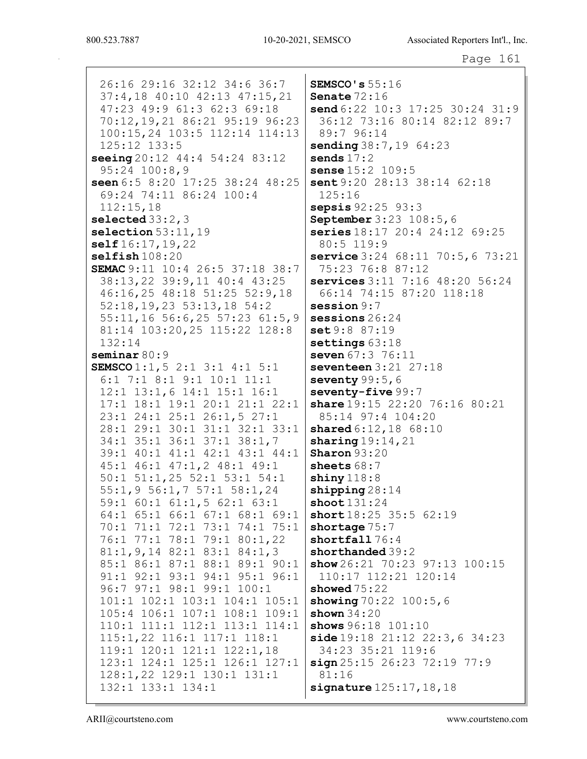26:16 29:16 32:12 34:6 36:7 37:4,18 40:10 42:13 47:15,21 47:23 49:9 61:3 62:3 69:18 70:12,19,21 86:21 95:19 96:23 100:15,24 103:5 112:14 114:13 125:12 133:5

**seeing** 20:12 44:4 54:24 83:12 95:24 100:8,9

**seen** 6:5 8:20 17:25 38:24 48:25 69:24 74:11 86:24 100:4 112:15,18

**selected** 33:2,3

**selection** 53:11,19

**self** 16:17,19,22

**selfish** 108:20

**SEMAC** 9:11 10:4 26:5 37:18 38:7 38:13,22 39:9,11 40:4 43:25 46:16,25 48:18 51:25 52:9,18 52:18,19,23 53:13,18 54:2 55:11,16 56:6,25 57:23 61:5,9 81:14 103:20,25 115:22 128:8 132:14

**seminar** 80:9

**SEMSCO** 1:1,5 2:1 3:1 4:1 5:1 6:1 7:1 8:1 9:1 10:1 11:1 12:1 13:1,6 14:1 15:1 16:1 17:1 18:1 19:1 20:1 21:1 22:1 23:1 24:1 25:1 26:1,5 27:1 28:1 29:1 30:1 31:1 32:1 33:1 34:1 35:1 36:1 37:1 38:1,7 39:1 40:1 41:1 42:1 43:1 44:1 45:1 46:1 47:1,2 48:1 49:1 50:1 51:1,25 52:1 53:1 54:1 55:1,9 56:1,7 57:1 58:1,24 59:1 60:1 61:1,5 62:1 63:1 64:1 65:1 66:1 67:1 68:1 69:1 70:1 71:1 72:1 73:1 74:1 75:1 76:1 77:1 78:1 79:1 80:1,22 81:1,9,14 82:1 83:1 84:1,3 85:1 86:1 87:1 88:1 89:1 90:1 91:1 92:1 93:1 94:1 95:1 96:1 96:7 97:1 98:1 99:1 100:1 101:1 102:1 103:1 104:1 105:1 105:4 106:1 107:1 108:1 109:1 110:1 111:1 112:1 113:1 114:1 115:1,22 116:1 117:1 118:1 119:1 120:1 121:1 122:1,18 123:1 124:1 125:1 126:1 127:1 128:1,22 129:1 130:1 131:1 132:1 133:1 134:1

**SEMSCO's** 55:16

**Senate** 72:16

**send** 6:22 10:3 17:25 30:24 31:9 36:12 73:16 80:14 82:12 89:7 89:7 96:14

**sending** 38:7,19 64:23

**sends** 17:2

**sense** 15:2 109:5

**sent** 9:20 28:13 38:14 62:18 125:16

**sepsis** 92:25 93:3

**September** 3:23 108:5,6

**series** 18:17 20:4 24:12 69:25 80:5 119:9

**service** 3:24 68:11 70:5,6 73:21 75:23 76:8 87:12

**services** 3:11 7:16 48:20 56:24 66:14 74:15 87:20 118:18

**session** 9:7

**sessions** 26:24

**set** 9:8 87:19

**settings** 63:18

**seven** 67:3 76:11

**seventeen** 3:21 27:18

**seventy** 99:5,6

**seventy-five** 99:7

**share** 19:15 22:20 76:16 80:21 85:14 97:4 104:20

**shared** 6:12,18 68:10

**sharing** 19:14,21

**Sharon** 93:20

**sheets** 68:7

**shiny** 118:8

**shipping** 28:14

**shoot** 131:24

**short** 18:25 35:5 62:19

**shortage** 75:7

**shortfall** 76:4

**shorthanded** 39:2

**show** 26:21 70:23 97:13 100:15 110:17 112:21 120:14

**showed** 75:22

**showing** 70:22 100:5,6

**shown** 34:20

**shows** 96:18 101:10

**side** 19:18 21:12 22:3,6 34:23 34:23 35:21 119:6

**sign** 25:15 26:23 72:19 77:9 81:16

**signature** 125:17,18,18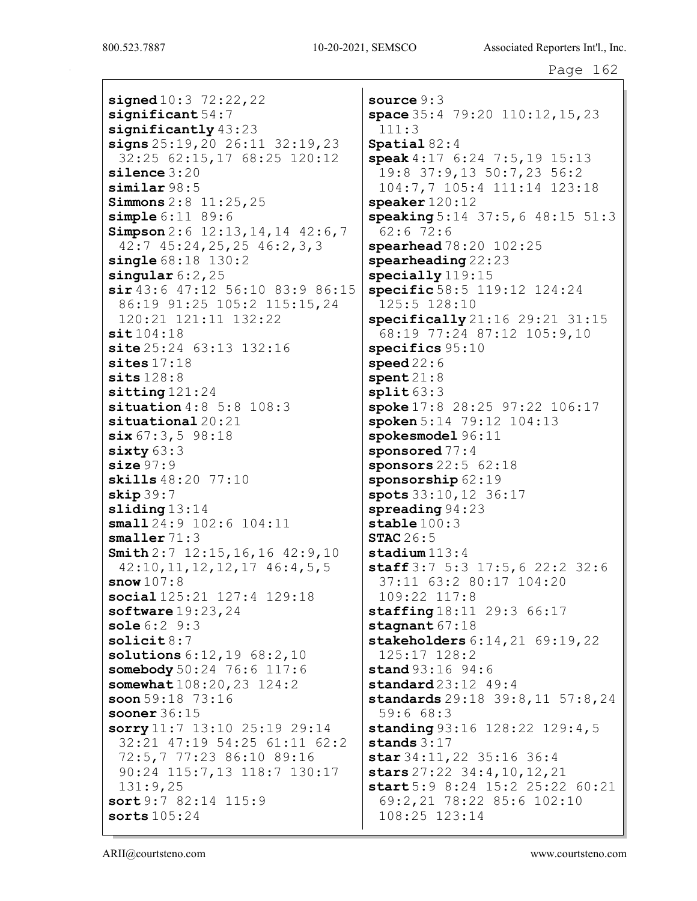**signed** 10:3 72:22,22
**significant** 54:7
**significantly** 43:23
**signs** 25:19,20 26:11 32:19,23 32:25 62:15,17 68:25 120:12
**silence** 3:20
**similar** 98:5
**Simmons** 2:8 11:25,25
**simple** 6:11 89:6
**Simpson** 2:6 12:13,14,14 42:6,7 42:7 45:24,25,25 46:2,3,3
**single** 68:18 130:2
**singular** 6:2,25
**sir** 43:6 47:12 56:10 83:9 86:15 86:19 91:25 105:2 115:15,24 120:21 121:11 132:22
**sit** 104:18
**site** 25:24 63:13 132:16
**sites** 17:18
**sits** 128:8
**sitting** 121:24
**situation** 4:8 5:8 108:3
**situational** 20:21
**six** 67:3,5 98:18
**sixty** 63:3
**size** 97:9
**skills** 48:20 77:10
**skip** 39:7
**sliding** 13:14
**small** 24:9 102:6 104:11
**smaller** 71:3
**Smith** 2:7 12:15,16,16 42:9,10 42:10,11,12,12,17 46:4,5,5
**snow** 107:8
**social** 125:21 127:4 129:18
**software** 19:23,24
**sole** 6:2 9:3
**solicit** 8:7
**solutions** 6:12,19 68:2,10
**somebody** 50:24 76:6 117:6
**somewhat** 108:20,23 124:2
**soon** 59:18 73:16
**sooner** 36:15
**sorry** 11:7 13:10 25:19 29:14 32:21 47:19 54:25 61:11 62:2 72:5,7 77:23 86:10 89:16 90:24 115:7,13 118:7 130:17 131:9,25
**sort** 9:7 82:14 115:9
**sorts** 105:24
**source** 9:3
**space** 35:4 79:20 110:12,15,23 111:3
**Spatial** 82:4
**speak** 4:17 6:24 7:5,19 15:13 19:8 37:9,13 50:7,23 56:2 104:7,7 105:4 111:14 123:18
**speaker** 120:12
**speaking** 5:14 37:5,6 48:15 51:3 62:6 72:6
**spearhead** 78:20 102:25
**spearheading** 22:23
**specially** 119:15
**specific** 58:5 119:12 124:24 125:5 128:10
**specifically** 21:16 29:21 31:15 68:19 77:24 87:12 105:9,10
**specifics** 95:10
**speed** 22:6
**spent** 21:8
**split** 63:3
**spoke** 17:8 28:25 97:22 106:17
**spoken** 5:14 79:12 104:13
**spokesmodel** 96:11
**sponsored** 77:4
**sponsors** 22:5 62:18
**sponsorship** 62:19
**spots** 33:10,12 36:17
**spreading** 94:23
**stable** 100:3
**STAC** 26:5
**stadium** 113:4
**staff** 3:7 5:3 17:5,6 22:2 32:6 37:11 63:2 80:17 104:20 109:22 117:8
**staffing** 18:11 29:3 66:17
**stagnant** 67:18
**stakeholders** 6:14,21 69:19,22 125:17 128:2
**stand** 93:16 94:6
**standard** 23:12 49:4
**standards** 29:18 39:8,11 57:8,24 59:6 68:3
**standing** 93:16 128:22 129:4,5
**stands** 3:17
**star** 34:11,22 35:16 36:4
**stars** 27:22 34:4,10,12,21
**start** 5:9 8:24 15:2 25:22 60:21 69:2,21 78:22 85:6 102:10 108:25 123:14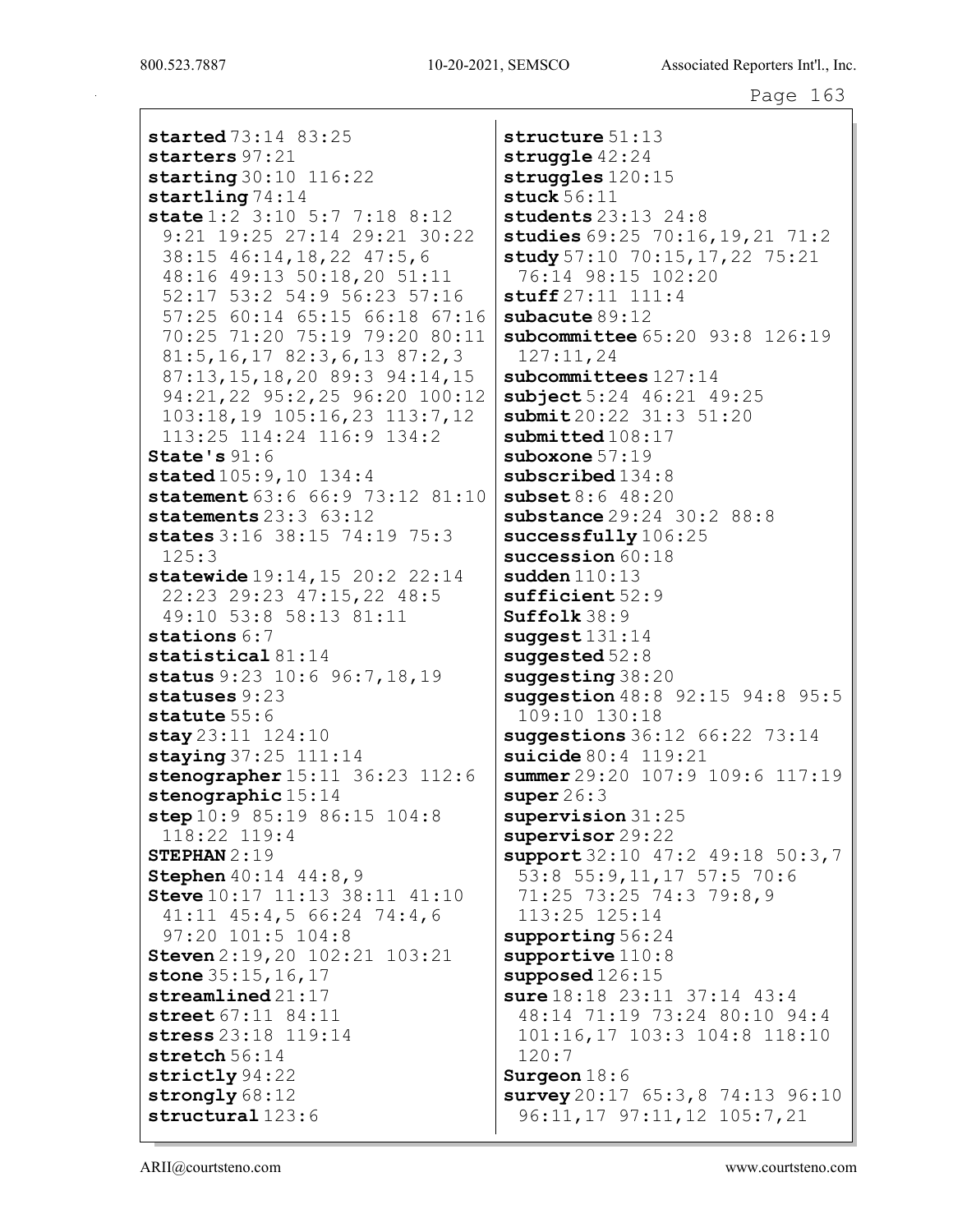**started** 73:14 83:25
**starters** 97:21
**starting** 30:10 116:22
**startling** 74:14
**state** 1:2 3:10 5:7 7:18 8:12 9:21 19:25 27:14 29:21 30:22 38:15 46:14,18,22 47:5,6 48:16 49:13 50:18,20 51:11 52:17 53:2 54:9 56:23 57:16 57:25 60:14 65:15 66:18 67:16 70:25 71:20 75:19 79:20 80:11 81:5,16,17 82:3,6,13 87:2,3 87:13,15,18,20 89:3 94:14,15 94:21,22 95:2,25 96:20 100:12 103:18,19 105:16,23 113:7,12 113:25 114:24 116:9 134:2
**State's** 91:6
**stated** 105:9,10 134:4
**statement** 63:6 66:9 73:12 81:10
**statements** 23:3 63:12
**states** 3:16 38:15 74:19 75:3 125:3
**statewide** 19:14,15 20:2 22:14 22:23 29:23 47:15,22 48:5 49:10 53:8 58:13 81:11
**stations** 6:7
**statistical** 81:14
**status** 9:23 10:6 96:7,18,19
**statuses** 9:23
**statute** 55:6
**stay** 23:11 124:10
**staying** 37:25 111:14
**stenographer** 15:11 36:23 112:6
**stenographic** 15:14
**step** 10:9 85:19 86:15 104:8 118:22 119:4
**STEPHAN** 2:19
**Stephen** 40:14 44:8,9
**Steve** 10:17 11:13 38:11 41:10 41:11 45:4,5 66:24 74:4,6 97:20 101:5 104:8
**Steven** 2:19,20 102:21 103:21
**stone** 35:15,16,17
**streamlined** 21:17
**street** 67:11 84:11
**stress** 23:18 119:14
**stretch** 56:14
**strictly** 94:22
**strongly** 68:12
**structural** 123:6
**structure** 51:13
**struggle** 42:24
**struggles** 120:15
**stuck** 56:11
**students** 23:13 24:8
**studies** 69:25 70:16,19,21 71:2
**study** 57:10 70:15,17,22 75:21 76:14 98:15 102:20
**stuff** 27:11 111:4
**subacute** 89:12
**subcommittee** 65:20 93:8 126:19 127:11,24
**subcommittees** 127:14
**subject** 5:24 46:21 49:25
**submit** 20:22 31:3 51:20
**submitted** 108:17
**suboxone** 57:19
**subscribed** 134:8
**subset** 8:6 48:20
**substance** 29:24 30:2 88:8
**successfully** 106:25
**succession** 60:18
**sudden** 110:13
**sufficient** 52:9
**Suffolk** 38:9
**suggest** 131:14
**suggested** 52:8
**suggesting** 38:20
**suggestion** 48:8 92:15 94:8 95:5 109:10 130:18
**suggestions** 36:12 66:22 73:14
**suicide** 80:4 119:21
**summer** 29:20 107:9 109:6 117:19
**super** 26:3
**supervision** 31:25
**supervisor** 29:22
**support** 32:10 47:2 49:18 50:3,7 53:8 55:9,11,17 57:5 70:6 71:25 73:25 74:3 79:8,9 113:25 125:14
**supporting** 56:24
**supportive** 110:8
**supposed** 126:15
**sure** 18:18 23:11 37:14 43:4 48:14 71:19 73:24 80:10 94:4 101:16,17 103:3 104:8 118:10 120:7
**Surgeon** 18:6
**survey** 20:17 65:3,8 74:13 96:10 96:11,17 97:11,12 105:7,21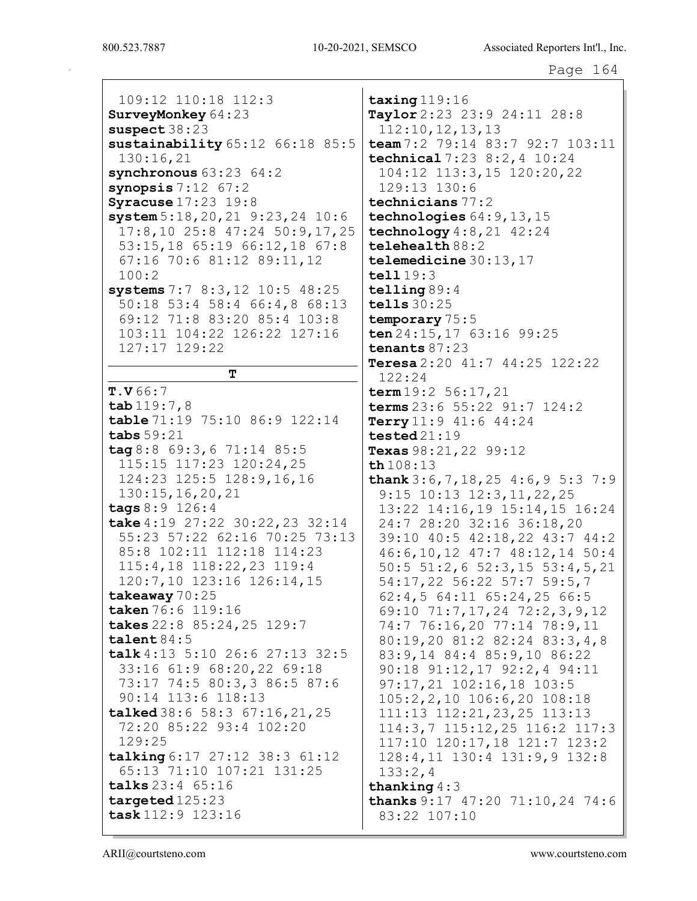109:12 110:18 112:3
**SurveyMonkey** 64:23
**suspect** 38:23
**sustainability** 65:12 66:18 85:5 130:16,21
**synchronous** 63:23 64:2
**synopsis** 7:12 67:2
**Syracuse** 17:23 19:8
**system** 5:18,20,21 9:23,24 10:6 17:8,10 25:8 47:24 50:9,17,25 53:15,18 65:19 66:12,18 67:8 67:16 70:6 81:12 89:11,12 100:2
**systems** 7:7 8:3,12 10:5 48:25 50:18 53:4 58:4 66:4,8 68:13 69:12 71:8 83:20 85:4 103:8 103:11 104:22 126:22 127:16 127:17 129:22

## T

**T.V** 66:7
**tab** 119:7,8
**table** 71:19 75:10 86:9 122:14
**tabs** 59:21
**tag** 8:8 69:3,6 71:14 85:5 115:15 117:23 120:24,25 124:23 125:5 128:9,16,16 130:15,16,20,21
**tags** 8:9 126:4
**take** 4:19 27:22 30:22,23 32:14 55:23 57:22 62:16 70:25 73:13 85:8 102:11 112:18 114:23 115:4,18 118:22,23 119:4 120:7,10 123:16 126:14,15
**takeaway** 70:25
**taken** 76:6 119:16
**takes** 22:8 85:24,25 129:7
**talent** 84:5
**talk** 4:13 5:10 26:6 27:13 32:5 33:16 61:9 68:20,22 69:18 73:17 74:5 80:3,3 86:5 87:6 90:14 113:6 118:13
**talked** 38:6 58:3 67:16,21,25 72:20 85:22 93:4 102:20 129:25
**talking** 6:17 27:12 38:3 61:12 65:13 71:10 107:21 131:25
**talks** 23:4 65:16
**targeted** 125:23
**task** 112:9 123:16
**taxing** 119:16
**Taylor** 2:23 23:9 24:11 28:8 112:10,12,13,13
**team** 7:2 79:14 83:7 92:7 103:11
**technical** 7:23 8:2,4 10:24 104:12 113:3,15 120:20,22 129:13 130:6
**technicians** 77:2
**technologies** 64:9,13,15
**technology** 4:8,21 42:24
**telehealth** 88:2
**telemedicine** 30:13,17
**tell** 19:3
**telling** 89:4
**tells** 30:25
**temporary** 75:5
**ten** 24:15,17 63:16 99:25
**tenants** 87:23
**Teresa** 2:20 41:7 44:25 122:22 122:24
**term** 19:2 56:17,21
**terms** 23:6 55:22 91:7 124:2
**Terry** 11:9 41:6 44:24
**tested** 21:19
**Texas** 98:21,22 99:12
**th** 108:13
**thank** 3:6,7,18,25 4:6,9 5:3 7:9 9:15 10:13 12:3,11,22,25 13:22 14:16,19 15:14,15 16:24 24:7 28:20 32:16 36:18,20 39:10 40:5 42:18,22 43:7 44:2 46:6,10,12 47:7 48:12,14 50:4 50:5 51:2,6 52:3,15 53:4,5,21 54:17,22 56:22 57:7 59:5,7 62:4,5 64:11 65:24,25 66:5 69:10 71:7,17,24 72:2,3,9,12 74:7 76:16,20 77:14 78:9,11 80:19,20 81:2 82:24 83:3,4,8 83:9,14 84:4 85:9,10 86:22 90:18 91:12,17 92:2,4 94:11 97:17,21 102:16,18 103:5 105:2,2,10 106:6,20 108:18 111:13 112:21,23,25 113:13 114:3,7 115:12,25 116:2 117:3 117:10 120:17,18 121:7 123:2 128:4,11 130:4 131:9,9 132:8 133:2,4
**thanking** 4:3
**thanks** 9:17 47:20 71:10,24 74:6 83:22 107:10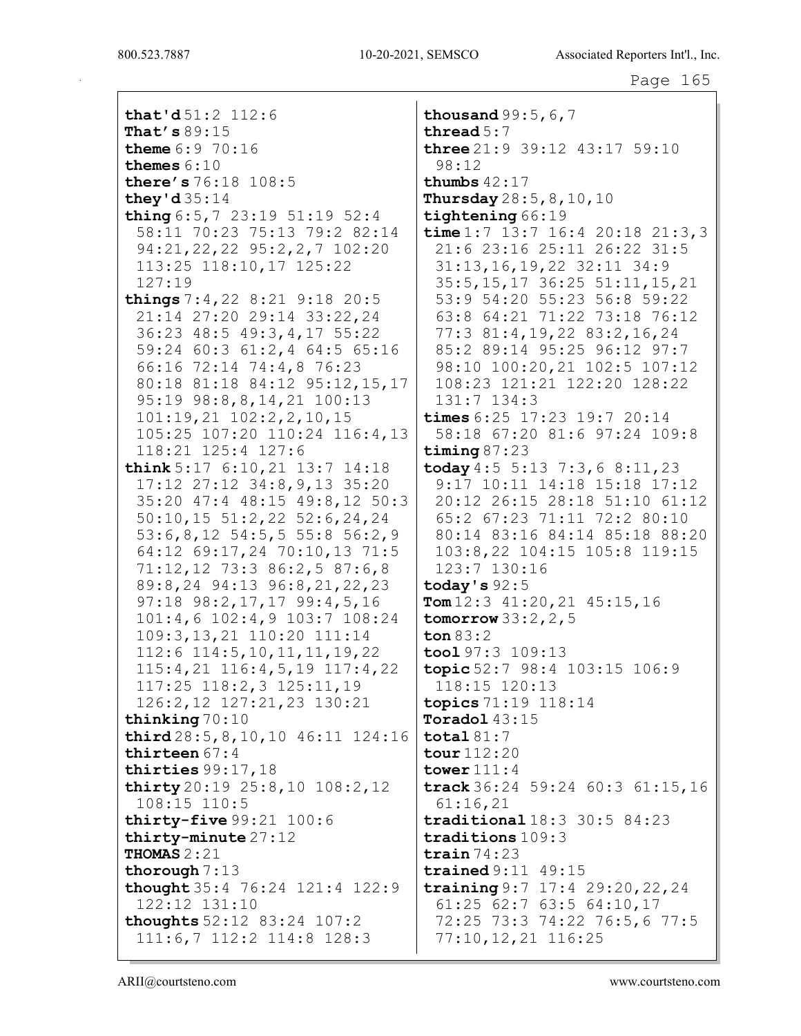**that'd** 51:2 112:6
**That's** 89:15
**theme** 6:9 70:16
**themes** 6:10
**there's** 76:18 108:5
**they'd** 35:14
**thing** 6:5,7 23:19 51:19 52:4 58:11 70:23 75:13 79:2 82:14 94:21,22,22 95:2,2,7 102:20 113:25 118:10,17 125:22 127:19
**things** 7:4,22 8:21 9:18 20:5 21:14 27:20 29:14 33:22,24 36:23 48:5 49:3,4,17 55:22 59:24 60:3 61:2,4 64:5 65:16 66:16 72:14 74:4,8 76:23 80:18 81:18 84:12 95:12,15,17 95:19 98:8,8,14,21 100:13 101:19,21 102:2,2,10,15 105:25 107:20 110:24 116:4,13 118:21 125:4 127:6
**think** 5:17 6:10,21 13:7 14:18 17:12 27:12 34:8,9,13 35:20 35:20 47:4 48:15 49:8,12 50:3 50:10,15 51:2,22 52:6,24,24 53:6,8,12 54:5,5 55:8 56:2,9 64:12 69:17,24 70:10,13 71:5 71:12,12 73:3 86:2,5 87:6,8 89:8,24 94:13 96:8,21,22,23 97:18 98:2,17,17 99:4,5,16 101:4,6 102:4,9 103:7 108:24 109:3,13,21 110:20 111:14 112:6 114:5,10,11,11,19,22 115:4,21 116:4,5,19 117:4,22 117:25 118:2,3 125:11,19 126:2,12 127:21,23 130:21
**thinking** 70:10
**third** 28:5,8,10,10 46:11 124:16
**thirteen** 67:4
**thirties** 99:17,18
**thirty** 20:19 25:8,10 108:2,12 108:15 110:5
**thirty-five** 99:21 100:6
**thirty-minute** 27:12
**THOMAS** 2:21
**thorough** 7:13
**thought** 35:4 76:24 121:4 122:9 122:12 131:10
**thoughts** 52:12 83:24 107:2 111:6,7 112:2 114:8 128:3
**thousand** 99:5,6,7
**thread** 5:7
**three** 21:9 39:12 43:17 59:10 98:12
**thumbs** 42:17
**Thursday** 28:5,8,10,10
**tightening** 66:19
**time** 1:7 13:7 16:4 20:18 21:3,3 21:6 23:16 25:11 26:22 31:5 31:13,16,19,22 32:11 34:9 35:5,15,17 36:25 51:11,15,21 53:9 54:20 55:23 56:8 59:22 63:8 64:21 71:22 73:18 76:12 77:3 81:4,19,22 83:2,16,24 85:2 89:14 95:25 96:12 97:7 98:10 100:20,21 102:5 107:12 108:23 121:21 122:20 128:22 131:7 134:3
**times** 6:25 17:23 19:7 20:14 58:18 67:20 81:6 97:24 109:8
**timing** 87:23
**today** 4:5 5:13 7:3,6 8:11,23 9:17 10:11 14:18 15:18 17:12 20:12 26:15 28:18 51:10 61:12 65:2 67:23 71:11 72:2 80:10 80:14 83:16 84:14 85:18 88:20 103:8,22 104:15 105:8 119:15 123:7 130:16
**today's** 92:5
**Tom** 12:3 41:20,21 45:15,16
**tomorrow** 33:2,2,5
**ton** 83:2
**tool** 97:3 109:13
**topic** 52:7 98:4 103:15 106:9 118:15 120:13
**topics** 71:19 118:14
**Toradol** 43:15
**total** 81:7
**tour** 112:20
**tower** 111:4
**track** 36:24 59:24 60:3 61:15,16 61:16,21
**traditional** 18:3 30:5 84:23
**traditions** 109:3
**train** 74:23
**trained** 9:11 49:15
**training** 9:7 17:4 29:20,22,24 61:25 62:7 63:5 64:10,17 72:25 73:3 74:22 76:5,6 77:5 77:10,12,21 116:25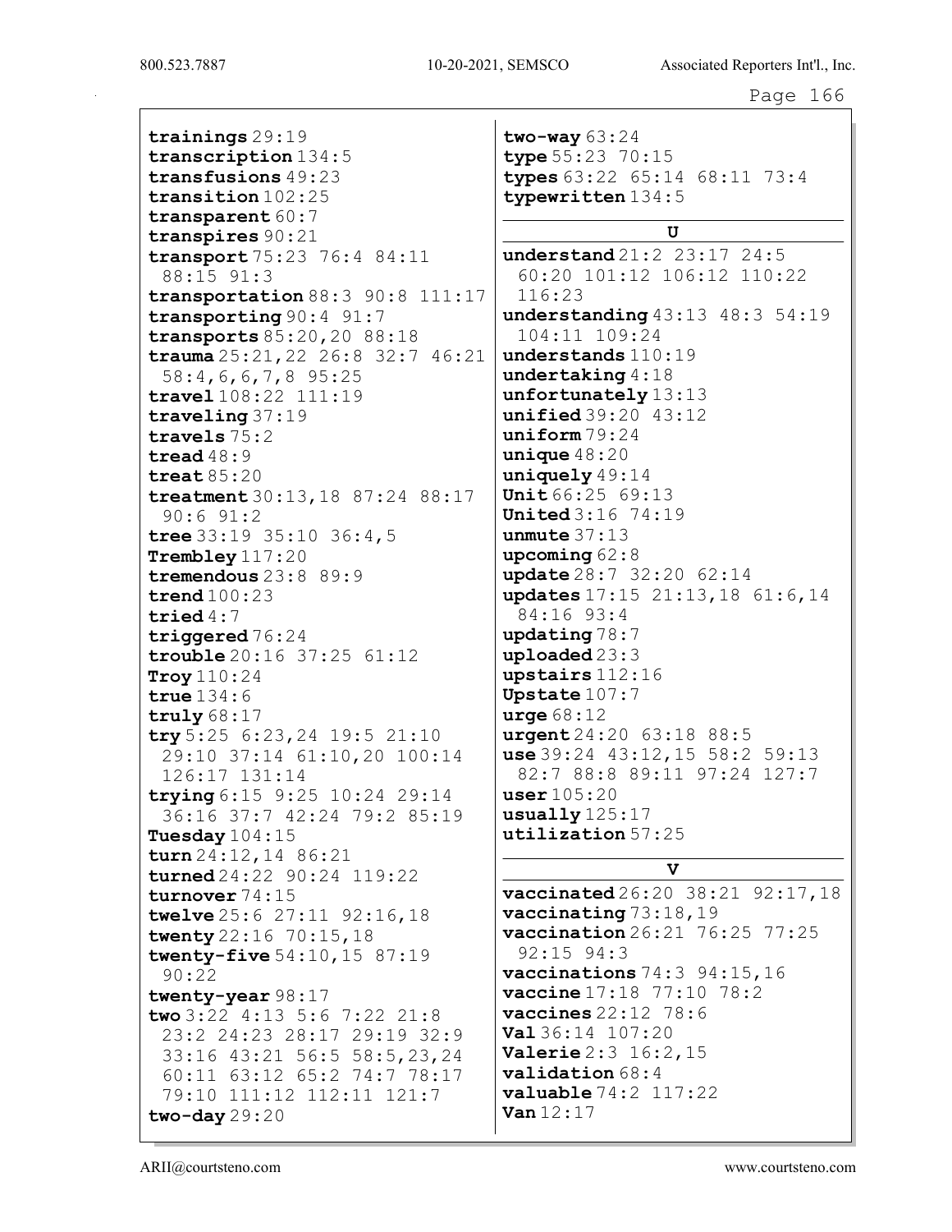**trainings** 29:19
**transcription** 134:5
**transfusions** 49:23
**transition** 102:25
**transparent** 60:7
**transpires** 90:21
**transport** 75:23 76:4 84:11 88:15 91:3
**transportation** 88:3 90:8 111:17
**transporting** 90:4 91:7
**transports** 85:20,20 88:18
**trauma** 25:21,22 26:8 32:7 46:21 58:4,6,6,7,8 95:25
**travel** 108:22 111:19
**traveling** 37:19
**travels** 75:2
**tread** 48:9
**treat** 85:20
**treatment** 30:13,18 87:24 88:17 90:6 91:2
**tree** 33:19 35:10 36:4,5
**Trembley** 117:20
**tremendous** 23:8 89:9
**trend** 100:23
**tried** 4:7
**triggered** 76:24
**trouble** 20:16 37:25 61:12
**Troy** 110:24
**true** 134:6
**truly** 68:17
**try** 5:25 6:23,24 19:5 21:10 29:10 37:14 61:10,20 100:14 126:17 131:14
**trying** 6:15 9:25 10:24 29:14 36:16 37:7 42:24 79:2 85:19
**Tuesday** 104:15
**turn** 24:12,14 86:21
**turned** 24:22 90:24 119:22
**turnover** 74:15
**twelve** 25:6 27:11 92:16,18
**twenty** 22:16 70:15,18
**twenty-five** 54:10,15 87:19 90:22
**twenty-year** 98:17
**two** 3:22 4:13 5:6 7:22 21:8 23:2 24:23 28:17 29:19 32:9 33:16 43:21 56:5 58:5,23,24 60:11 63:12 65:2 74:7 78:17 79:10 111:12 112:11 121:7
**two-day** 29:20
**two-way** 63:24
**type** 55:23 70:15
**types** 63:22 65:14 68:11 73:4
**typewritten** 134:5

## U

**understand** 21:2 23:17 24:5 60:20 101:12 106:12 110:22 116:23
**understanding** 43:13 48:3 54:19 104:11 109:24
**understands** 110:19
**undertaking** 4:18
**unfortunately** 13:13
**unified** 39:20 43:12
**uniform** 79:24
**unique** 48:20
**uniquely** 49:14
**Unit** 66:25 69:13
**United** 3:16 74:19
**unmute** 37:13
**upcoming** 62:8
**update** 28:7 32:20 62:14
**updates** 17:15 21:13,18 61:6,14 84:16 93:4
**updating** 78:7
**uploaded** 23:3
**upstairs** 112:16
**Upstate** 107:7
**urge** 68:12
**urgent** 24:20 63:18 88:5
**use** 39:24 43:12,15 58:2 59:13 82:7 88:8 89:11 97:24 127:7
**user** 105:20
**usually** 125:17
**utilization** 57:25

## V

**vaccinated** 26:20 38:21 92:17,18
**vaccinating** 73:18,19
**vaccination** 26:21 76:25 77:25 92:15 94:3
**vaccinations** 74:3 94:15,16
**vaccine** 17:18 77:10 78:2
**vaccines** 22:12 78:6
**Val** 36:14 107:20
**Valerie** 2:3 16:2,15
**validation** 68:4
**valuable** 74:2 117:22
**Van** 12:17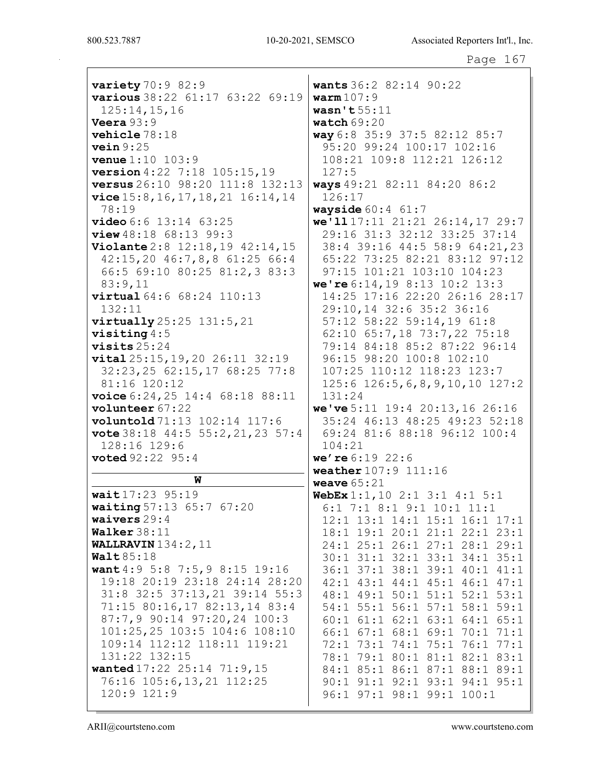**variety** 70:9 82:9
**various** 38:22 61:17 63:22 69:19 125:14,15,16
**Veera** 93:9
**vehicle** 78:18
**vein** 9:25
**venue** 1:10 103:9
**version** 4:22 7:18 105:15,19
**versus** 26:10 98:20 111:8 132:13
**vice** 15:8,16,17,18,21 16:14,14 78:19
**video** 6:6 13:14 63:25
**view** 48:18 68:13 99:3
**Violante** 2:8 12:18,19 42:14,15 42:15,20 46:7,8,8 61:25 66:4 66:5 69:10 80:25 81:2,3 83:3 83:9,11
**virtual** 64:6 68:24 110:13 132:11
**virtually** 25:25 131:5,21
**visiting** 4:5
**visits** 25:24
**vital** 25:15,19,20 26:11 32:19 32:23,25 62:15,17 68:25 77:8 81:16 120:12
**voice** 6:24,25 14:4 68:18 88:11
**volunteer** 67:22
**voluntold** 71:13 102:14 117:6
**vote** 38:18 44:5 55:2,21,23 57:4 128:16 129:6
**voted** 92:22 95:4

**W**

**wait** 17:23 95:19
**waiting** 57:13 65:7 67:20
**waivers** 29:4
**Walker** 38:11
**WALLRAVIN** 134:2,11
**Walt** 85:18
**want** 4:9 5:8 7:5,9 8:15 19:16 19:18 20:19 23:18 24:14 28:20 31:8 32:5 37:13,21 39:14 55:3 71:15 80:16,17 82:13,14 83:4 87:7,9 90:14 97:20,24 100:3 101:25,25 103:5 104:6 108:10 109:14 112:12 118:11 119:21 131:22 132:15
**wanted** 17:22 25:14 71:9,15 76:16 105:6,13,21 112:25 120:9 121:9
**wants** 36:2 82:14 90:22
**warm** 107:9
**wasn't** 55:11
**watch** 69:20
**way** 6:8 35:9 37:5 82:12 85:7 95:20 99:24 100:17 102:16 108:21 109:8 112:21 126:12 127:5
**ways** 49:21 82:11 84:20 86:2 126:17
**wayside** 60:4 61:7
**we'll** 17:11 21:21 26:14,17 29:7 29:16 31:3 32:12 33:25 37:14 38:4 39:16 44:5 58:9 64:21,23 65:22 73:25 82:21 83:12 97:12 97:15 101:21 103:10 104:23
**we're** 6:14,19 8:13 10:2 13:3 14:25 17:16 22:20 26:16 28:17 29:10,14 32:6 35:2 36:16 57:12 58:22 59:14,19 61:8 62:10 65:7,18 73:7,22 75:18 79:14 84:18 85:2 87:22 96:14 96:15 98:20 100:8 102:10 107:25 110:12 118:23 123:7 125:6 126:5,6,8,9,10,10 127:2 131:24
**we've** 5:11 19:4 20:13,16 26:16 35:24 46:13 48:25 49:23 52:18 69:24 81:6 88:18 96:12 100:4 104:21
**we're** 6:19 22:6
**weather** 107:9 111:16
**weave** 65:21
**WebEx** 1:1,10 2:1 3:1 4:1 5:1 6:1 7:1 8:1 9:1 10:1 11:1 12:1 13:1 14:1 15:1 16:1 17:1 18:1 19:1 20:1 21:1 22:1 23:1 24:1 25:1 26:1 27:1 28:1 29:1 30:1 31:1 32:1 33:1 34:1 35:1 36:1 37:1 38:1 39:1 40:1 41:1 42:1 43:1 44:1 45:1 46:1 47:1 48:1 49:1 50:1 51:1 52:1 53:1 54:1 55:1 56:1 57:1 58:1 59:1 60:1 61:1 62:1 63:1 64:1 65:1 66:1 67:1 68:1 69:1 70:1 71:1 72:1 73:1 74:1 75:1 76:1 77:1 78:1 79:1 80:1 81:1 82:1 83:1 84:1 85:1 86:1 87:1 88:1 89:1 90:1 91:1 92:1 93:1 94:1 95:1 96:1 97:1 98:1 99:1 100:1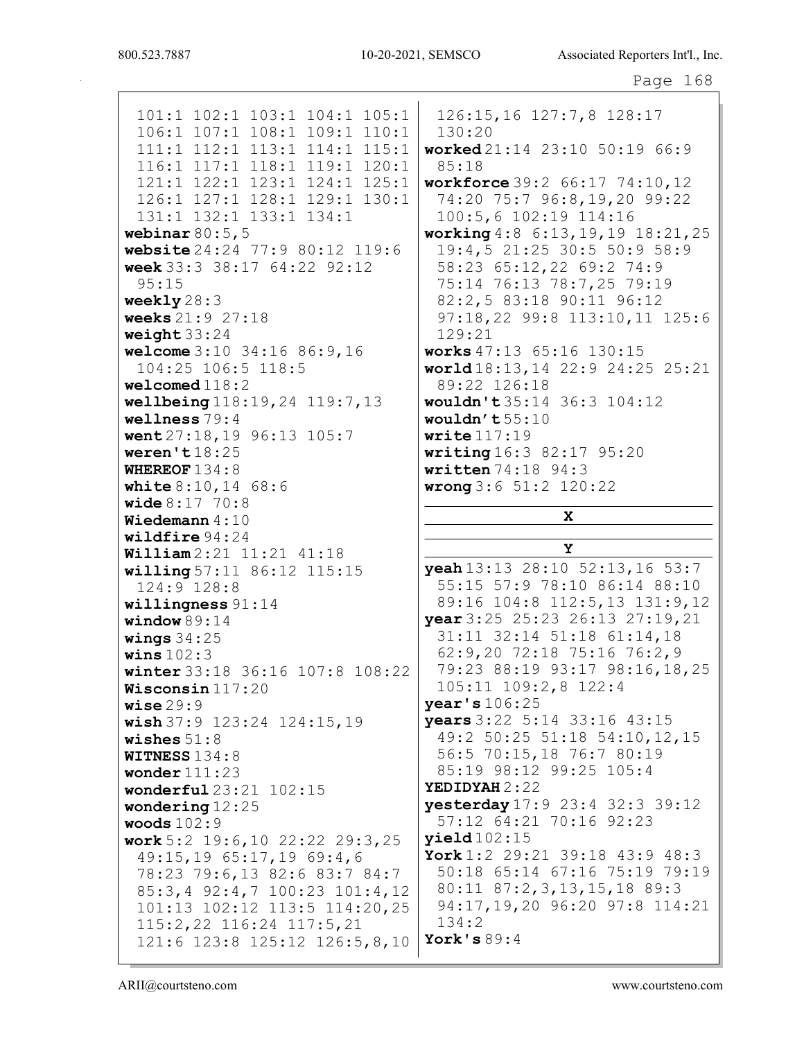101:1 102:1 103:1 104:1 105:1 106:1 107:1 108:1 109:1 110:1 111:1 112:1 113:1 114:1 115:1 116:1 117:1 118:1 119:1 120:1 121:1 122:1 123:1 124:1 125:1 126:1 127:1 128:1 129:1 130:1 131:1 132:1 133:1 134:1

**webinar** 80:5,5
**website** 24:24 77:9 80:12 119:6
**week** 33:3 38:17 64:22 92:12 95:15
**weekly** 28:3
**weeks** 21:9 27:18
**weight** 33:24
**welcome** 3:10 34:16 86:9,16 104:25 106:5 118:5
**welcomed** 118:2
**wellbeing** 118:19,24 119:7,13
**wellness** 79:4
**went** 27:18,19 96:13 105:7
**weren't** 18:25
**WHEREOF** 134:8
**white** 8:10,14 68:6
**wide** 8:17 70:8
**Wiedemann** 4:10
**wildfire** 94:24
**William** 2:21 11:21 41:18
**willing** 57:11 86:12 115:15 124:9 128:8
**willingness** 91:14
**window** 89:14
**wings** 34:25
**wins** 102:3
**winter** 33:18 36:16 107:8 108:22
**Wisconsin** 117:20
**wise** 29:9
**wish** 37:9 123:24 124:15,19
**wishes** 51:8
**WITNESS** 134:8
**wonder** 111:23
**wonderful** 23:21 102:15
**wondering** 12:25
**woods** 102:9
**work** 5:2 19:6,10 22:22 29:3,25 49:15,19 65:17,19 69:4,6 78:23 79:6,13 82:6 83:7 84:7 85:3,4 92:4,7 100:23 101:4,12 101:13 102:12 113:5 114:20,25 115:2,22 116:24 117:5,21 121:6 123:8 125:12 126:5,8,10 126:15,16 127:7,8 128:17 130:20
**worked** 21:14 23:10 50:19 66:9 85:18
**workforce** 39:2 66:17 74:10,12 74:20 75:7 96:8,19,20 99:22 100:5,6 102:19 114:16
**working** 4:8 6:13,19,19 18:21,25 19:4,5 21:25 30:5 50:9 58:9 58:23 65:12,22 69:2 74:9 75:14 76:13 78:7,25 79:19 82:2,5 83:18 90:11 96:12 97:18,22 99:8 113:10,11 125:6 129:21
**works** 47:13 65:16 130:15
**world** 18:13,14 22:9 24:25 25:21 89:22 126:18
**wouldn't** 35:14 36:3 104:12
**wouldn’t** 55:10
**write** 117:19
**writing** 16:3 82:17 95:20
**written** 74:18 94:3
**wrong** 3:6 51:2 120:22

**X**

**Y**

**yeah** 13:13 28:10 52:13,16 53:7 55:15 57:9 78:10 86:14 88:10 89:16 104:8 112:5,13 131:9,12
**year** 3:25 25:23 26:13 27:19,21 31:11 32:14 51:18 61:14,18 62:9,20 72:18 75:16 76:2,9 79:23 88:19 93:17 98:16,18,25 105:11 109:2,8 122:4
**year's** 106:25
**years** 3:22 5:14 33:16 43:15 49:2 50:25 51:18 54:10,12,15 56:5 70:15,18 76:7 80:19 85:19 98:12 99:25 105:4
**YEDIDYAH** 2:22
**yesterday** 17:9 23:4 32:3 39:12 57:12 64:21 70:16 92:23
**yield** 102:15
**York** 1:2 29:21 39:18 43:9 48:3 50:18 65:14 67:16 75:19 79:19 80:11 87:2,3,13,15,18 89:3 94:17,19,20 96:20 97:8 114:21 134:2
**York's** 89:4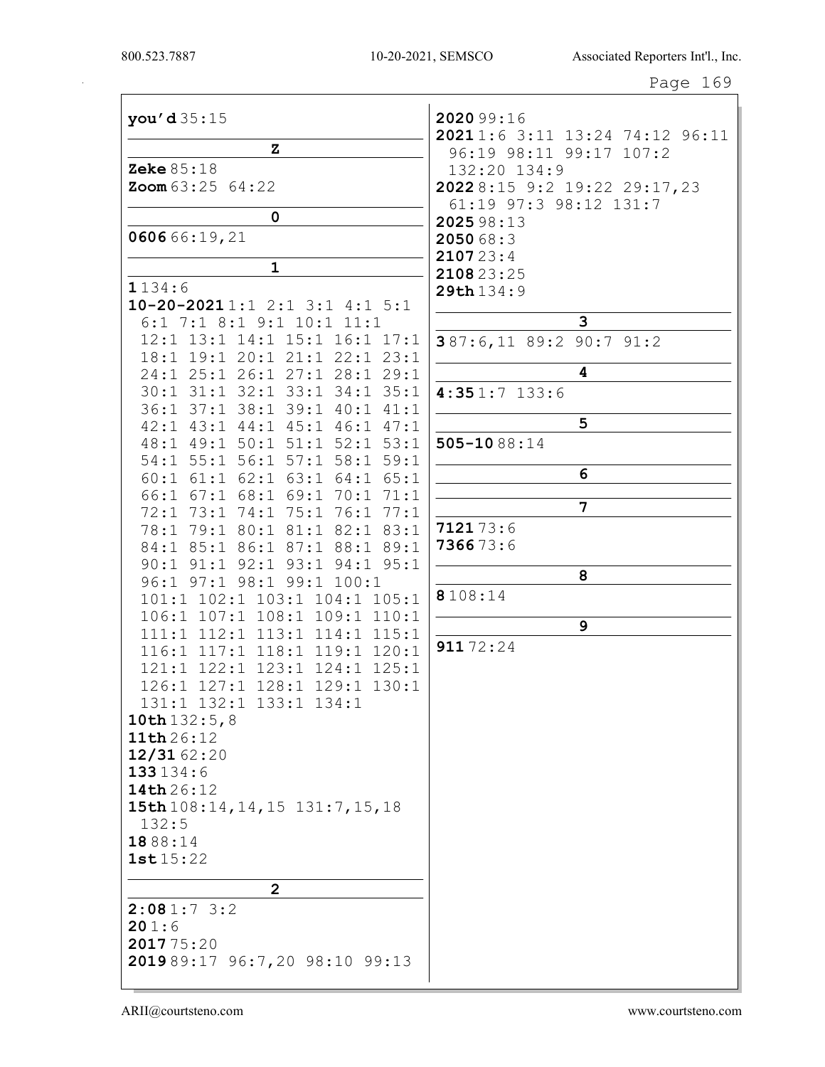**you'd** 35:15

**Z**

**Zeke** 85:18
**Zoom** 63:25 64:22

**0**

**0606** 66:19,21

**1**

**1** 134:6
**10-20-2021** 1:1 2:1 3:1 4:1 5:1 6:1 7:1 8:1 9:1 10:1 11:1 12:1 13:1 14:1 15:1 16:1 17:1 18:1 19:1 20:1 21:1 22:1 23:1 24:1 25:1 26:1 27:1 28:1 29:1 30:1 31:1 32:1 33:1 34:1 35:1 36:1 37:1 38:1 39:1 40:1 41:1 42:1 43:1 44:1 45:1 46:1 47:1 48:1 49:1 50:1 51:1 52:1 53:1 54:1 55:1 56:1 57:1 58:1 59:1 60:1 61:1 62:1 63:1 64:1 65:1 66:1 67:1 68:1 69:1 70:1 71:1 72:1 73:1 74:1 75:1 76:1 77:1 78:1 79:1 80:1 81:1 82:1 83:1 84:1 85:1 86:1 87:1 88:1 89:1 90:1 91:1 92:1 93:1 94:1 95:1 96:1 97:1 98:1 99:1 100:1 101:1 102:1 103:1 104:1 105:1 106:1 107:1 108:1 109:1 110:1 111:1 112:1 113:1 114:1 115:1 116:1 117:1 118:1 119:1 120:1 121:1 122:1 123:1 124:1 125:1 126:1 127:1 128:1 129:1 130:1 131:1 132:1 133:1 134:1
**10th** 132:5,8
**11th** 26:12
**12/31** 62:20
**133** 134:6
**14th** 26:12
**15th** 108:14,14,15 131:7,15,18 132:5
**18** 88:14
**1st** 15:22

**2**

**2:08** 1:7 3:2
**20** 1:6
**2017** 75:20
**2019** 89:17 96:7,20 98:10 99:13
**2020** 99:16
**2021** 1:6 3:11 13:24 74:12 96:11 96:19 98:11 99:17 107:2 132:20 134:9
**2022** 8:15 9:2 19:22 29:17,23 61:19 97:3 98:12 131:7
**2025** 98:13
**2050** 68:3
**2107** 23:4
**2108** 23:25
**29th** 134:9

**3**

**3** 87:6,11 89:2 90:7 91:2

**4**

**4:35** 1:7 133:6

**5**

**505-10** 88:14

**6**

**7**

**7121** 73:6
**7366** 73:6

**8**

**8** 108:14

**9**

**911** 72:24